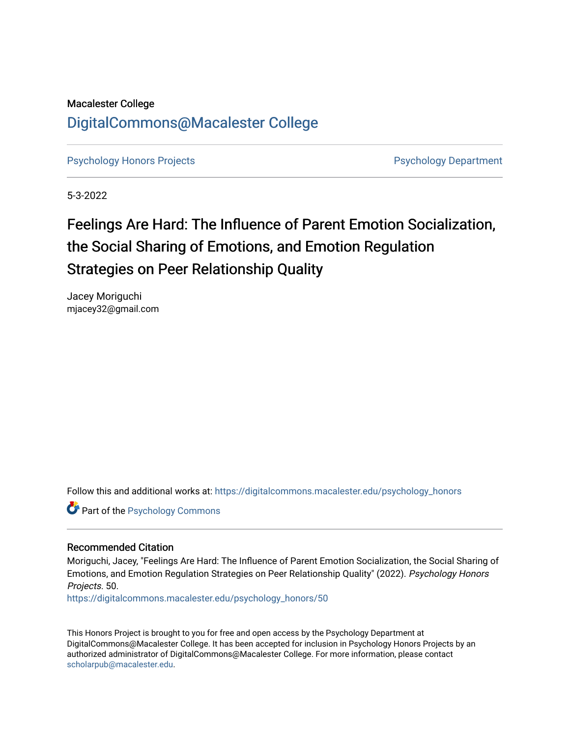Macalester College

## DigitalCommons@Macalester College

Psychology Honors Projects | Psychology Department

5-3-2022

# Feelings Are Hard: The Influence of Parent Emotion Socialization, the Social Sharing of Emotions, and Emotion Regulation Strategies on Peer Relationship Quality

Jacey Moriguchi
mjacey32@gmail.com

Follow this and additional works at: https://digitalcommons.macalester.edu/psychology_honors

Part of the Psychology Commons

### Recommended Citation

Moriguchi, Jacey, "Feelings Are Hard: The Influence of Parent Emotion Socialization, the Social Sharing of Emotions, and Emotion Regulation Strategies on Peer Relationship Quality" (2022). *Psychology Honors Projects*. 50.
https://digitalcommons.macalester.edu/psychology_honors/50

This Honors Project is brought to you for free and open access by the Psychology Department at DigitalCommons@Macalester College. It has been accepted for inclusion in Psychology Honors Projects by an authorized administrator of DigitalCommons@Macalester College. For more information, please contact scholarpub@macalester.edu.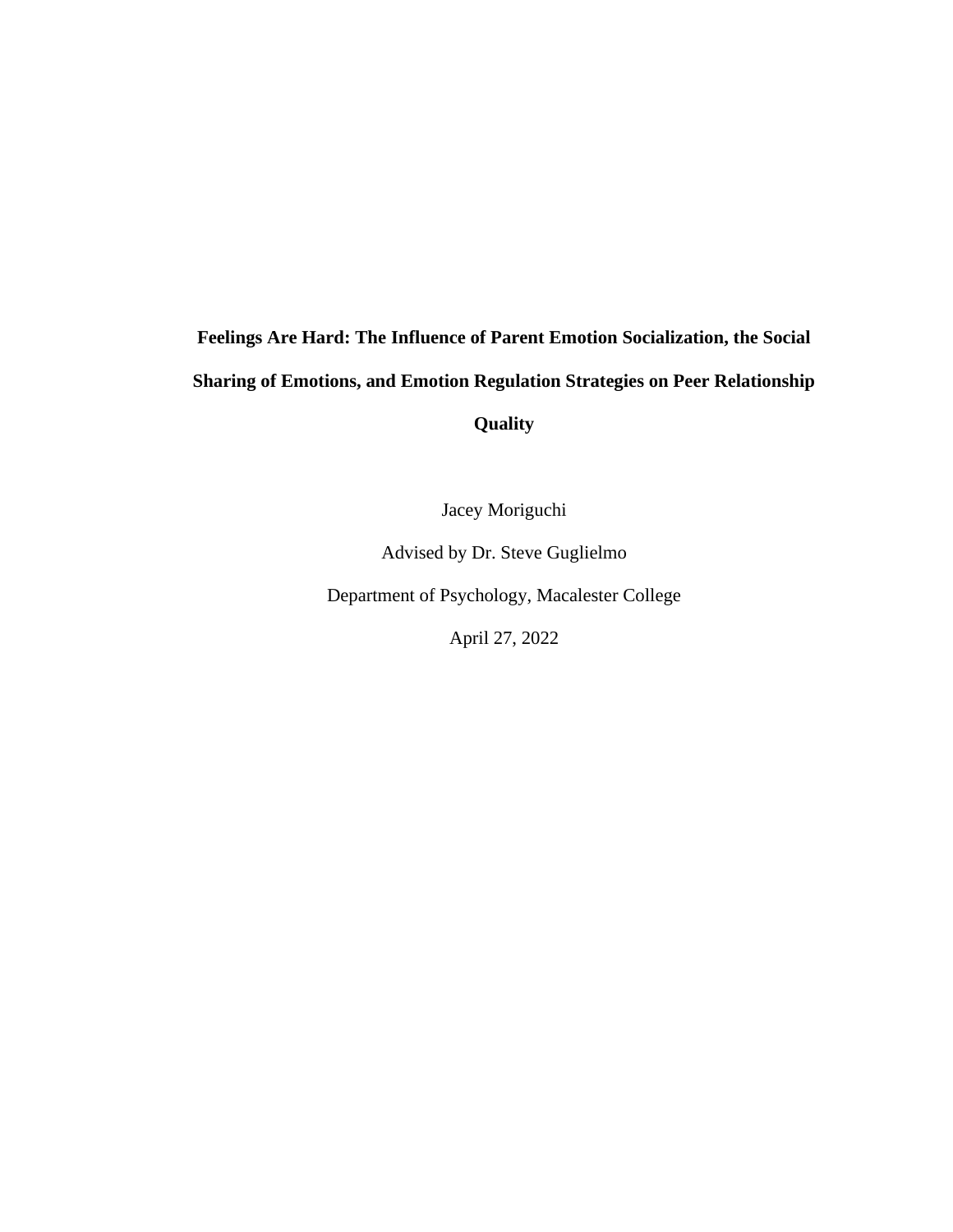# Feelings Are Hard: The Influence of Parent Emotion Socialization, the Social Sharing of Emotions, and Emotion Regulation Strategies on Peer Relationship Quality

Jacey Moriguchi

Advised by Dr. Steve Guglielmo

Department of Psychology, Macalester College

April 27, 2022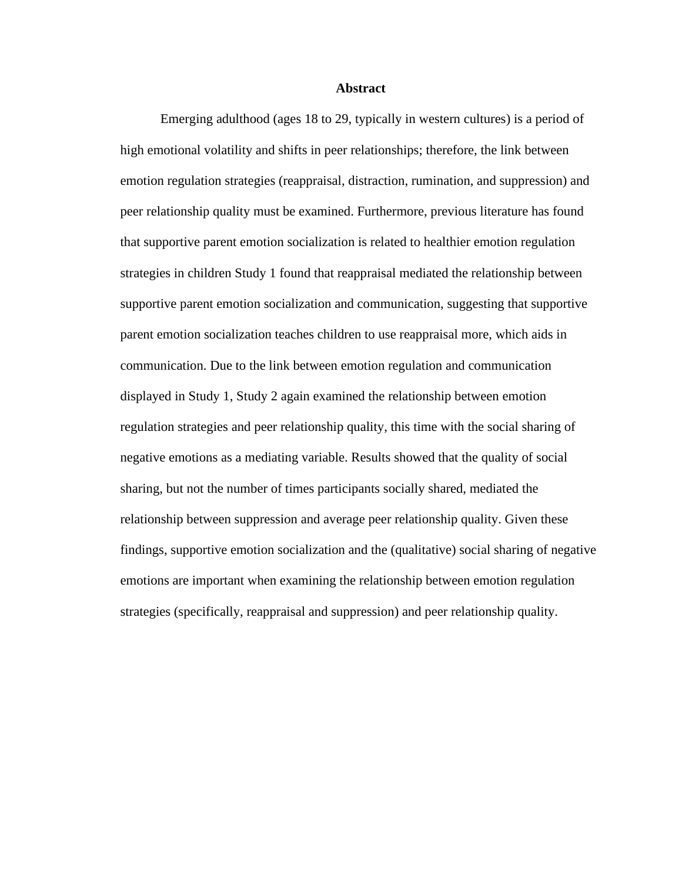# Abstract

Emerging adulthood (ages 18 to 29, typically in western cultures) is a period of high emotional volatility and shifts in peer relationships; therefore, the link between emotion regulation strategies (reappraisal, distraction, rumination, and suppression) and peer relationship quality must be examined. Furthermore, previous literature has found that supportive parent emotion socialization is related to healthier emotion regulation strategies in children Study 1 found that reappraisal mediated the relationship between supportive parent emotion socialization and communication, suggesting that supportive parent emotion socialization teaches children to use reappraisal more, which aids in communication. Due to the link between emotion regulation and communication displayed in Study 1, Study 2 again examined the relationship between emotion regulation strategies and peer relationship quality, this time with the social sharing of negative emotions as a mediating variable. Results showed that the quality of social sharing, but not the number of times participants socially shared, mediated the relationship between suppression and average peer relationship quality. Given these findings, supportive emotion socialization and the (qualitative) social sharing of negative emotions are important when examining the relationship between emotion regulation strategies (specifically, reappraisal and suppression) and peer relationship quality.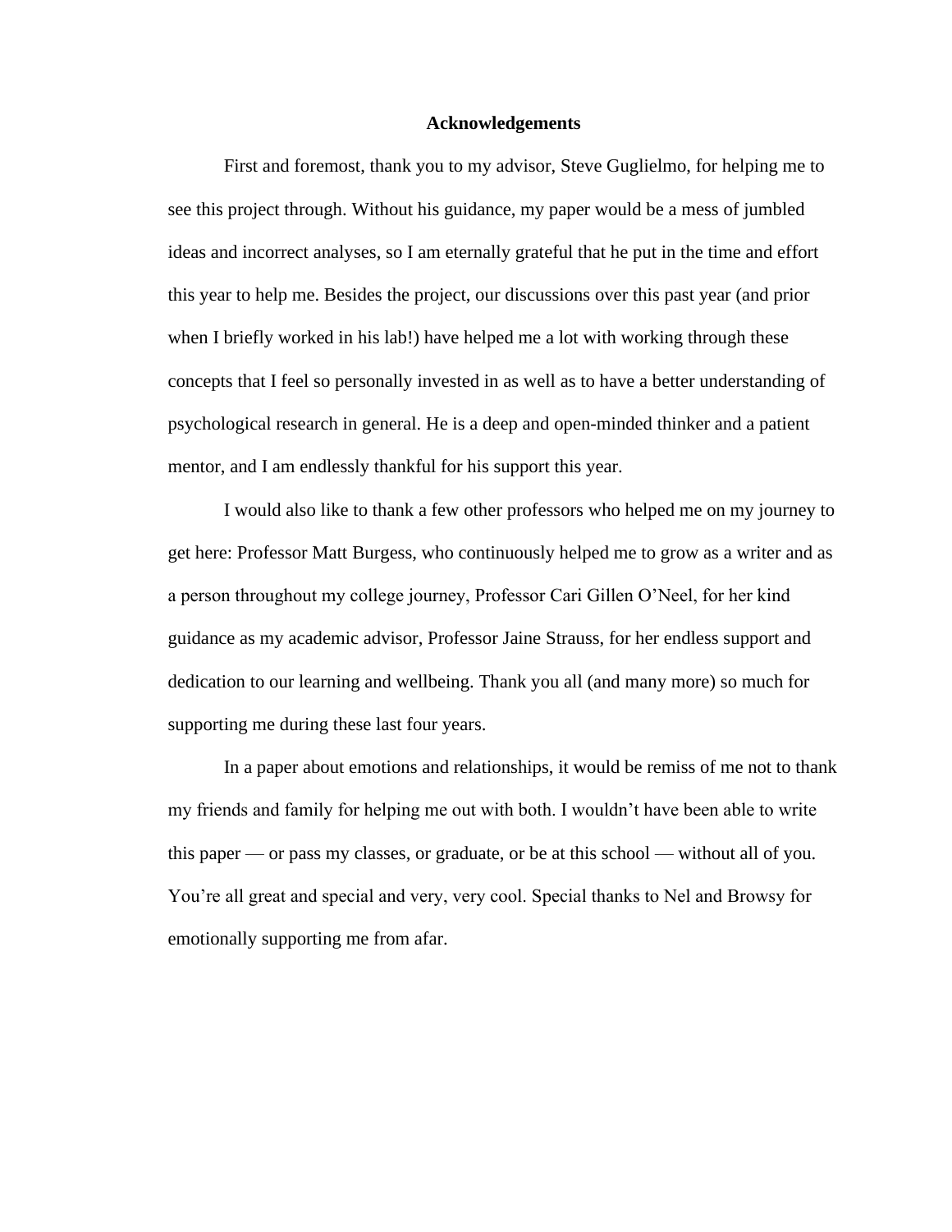# Acknowledgements

First and foremost, thank you to my advisor, Steve Guglielmo, for helping me to see this project through. Without his guidance, my paper would be a mess of jumbled ideas and incorrect analyses, so I am eternally grateful that he put in the time and effort this year to help me. Besides the project, our discussions over this past year (and prior when I briefly worked in his lab!) have helped me a lot with working through these concepts that I feel so personally invested in as well as to have a better understanding of psychological research in general. He is a deep and open-minded thinker and a patient mentor, and I am endlessly thankful for his support this year.

I would also like to thank a few other professors who helped me on my journey to get here: Professor Matt Burgess, who continuously helped me to grow as a writer and as a person throughout my college journey, Professor Cari Gillen O'Neel, for her kind guidance as my academic advisor, Professor Jaine Strauss, for her endless support and dedication to our learning and wellbeing. Thank you all (and many more) so much for supporting me during these last four years.

In a paper about emotions and relationships, it would be remiss of me not to thank my friends and family for helping me out with both. I wouldn't have been able to write this paper — or pass my classes, or graduate, or be at this school — without all of you. You're all great and special and very, very cool. Special thanks to Nel and Browsy for emotionally supporting me from afar.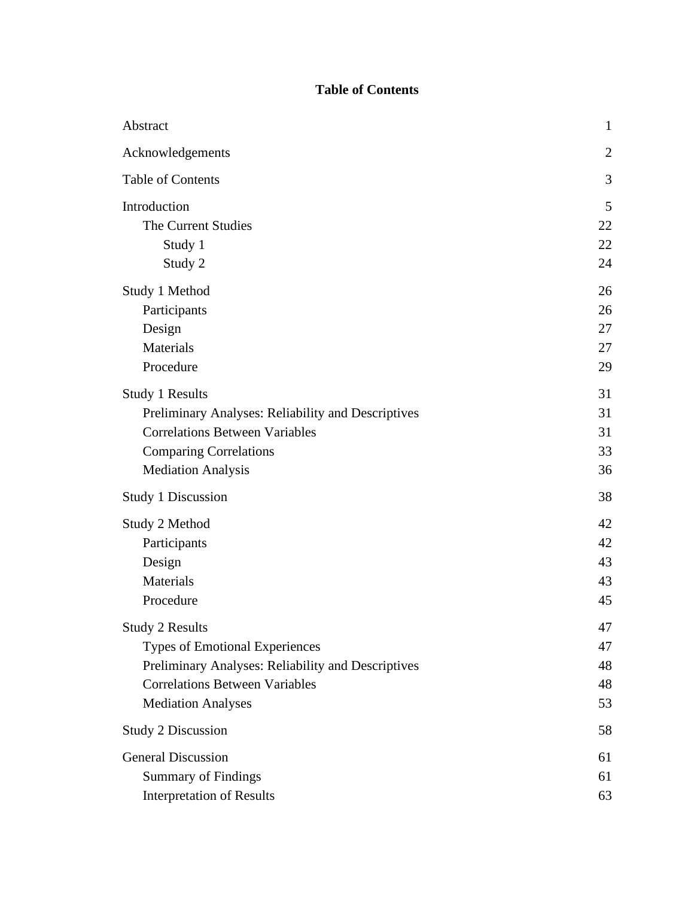**Table of Contents**

| | |
|---|---|
| Abstract | 1 |
| Acknowledgements | 2 |
| Table of Contents | 3 |
| Introduction | 5 |
| The Current Studies | 22 |
| Study 1 | 22 |
| Study 2 | 24 |
| Study 1 Method | 26 |
| Participants | 26 |
| Design | 27 |
| Materials | 27 |
| Procedure | 29 |
| Study 1 Results | 31 |
| Preliminary Analyses: Reliability and Descriptives | 31 |
| Correlations Between Variables | 31 |
| Comparing Correlations | 33 |
| Mediation Analysis | 36 |
| Study 1 Discussion | 38 |
| Study 2 Method | 42 |
| Participants | 42 |
| Design | 43 |
| Materials | 43 |
| Procedure | 45 |
| Study 2 Results | 47 |
| Types of Emotional Experiences | 47 |
| Preliminary Analyses: Reliability and Descriptives | 48 |
| Correlations Between Variables | 48 |
| Mediation Analyses | 53 |
| Study 2 Discussion | 58 |
| General Discussion | 61 |
| Summary of Findings | 61 |
| Interpretation of Results | 63 |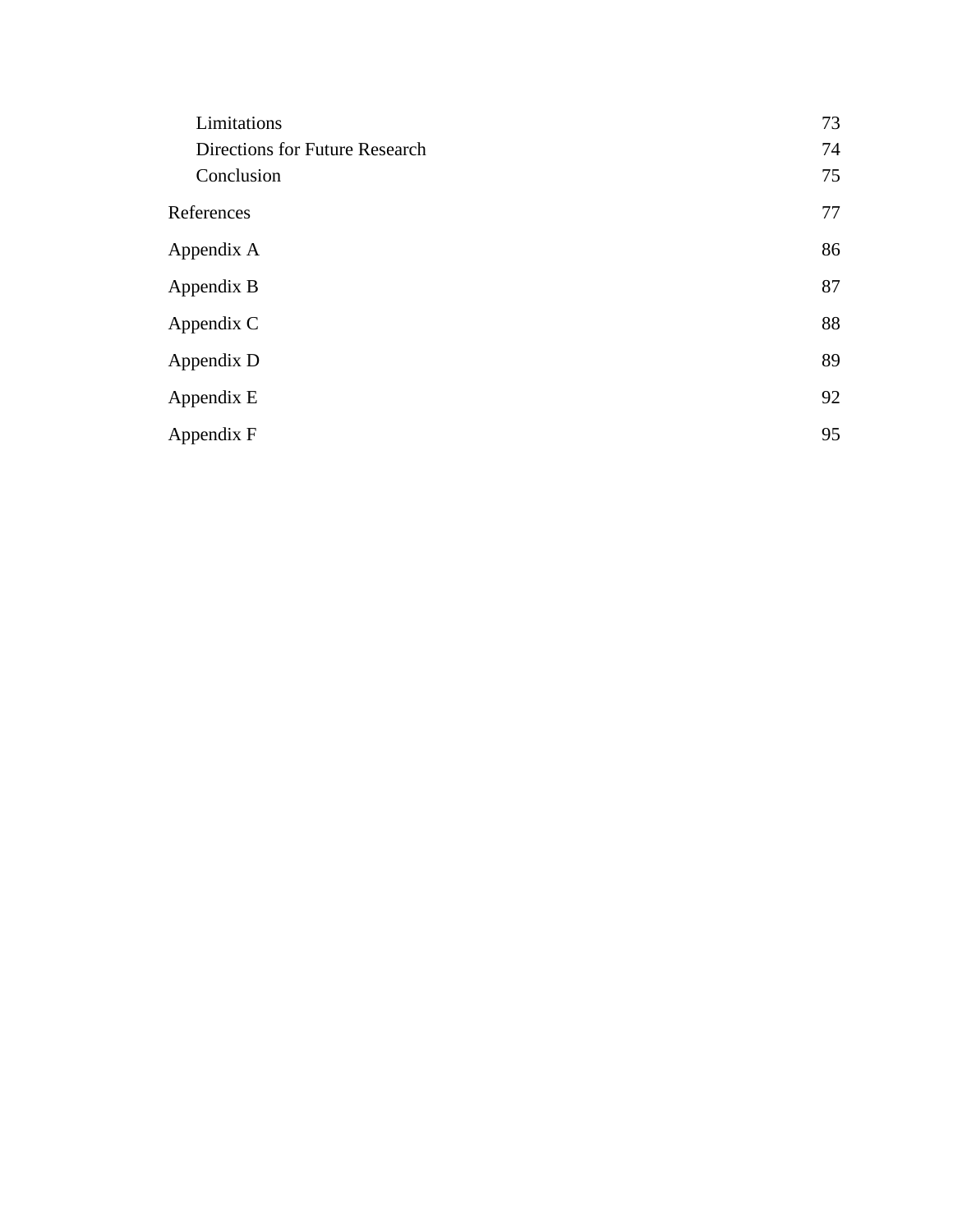| | |
|---|---|
| Limitations | 73 |
| Directions for Future Research | 74 |
| Conclusion | 75 |
| References | 77 |
| Appendix A | 86 |
| Appendix B | 87 |
| Appendix C | 88 |
| Appendix D | 89 |
| Appendix E | 92 |
| Appendix F | 95 |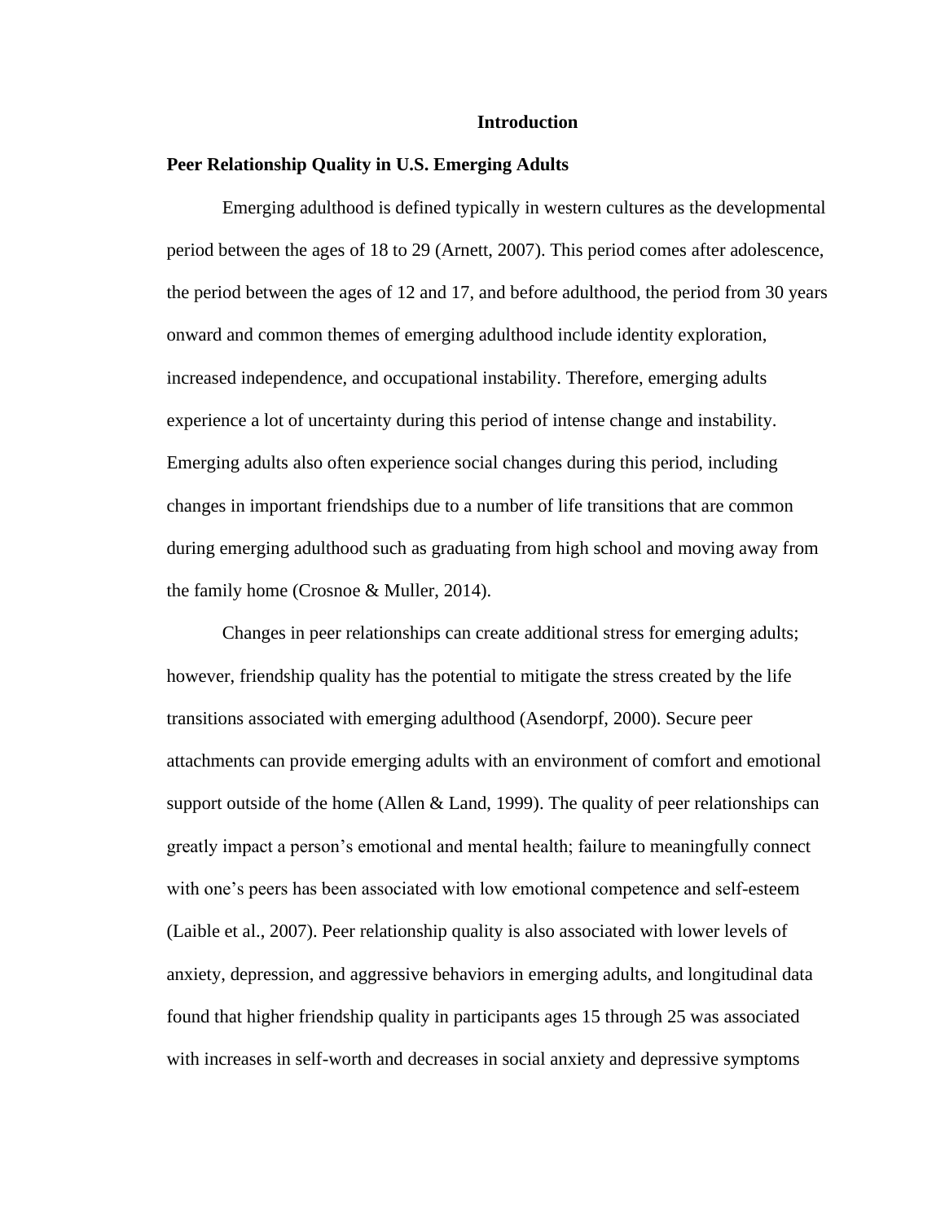# Introduction

## Peer Relationship Quality in U.S. Emerging Adults

Emerging adulthood is defined typically in western cultures as the developmental period between the ages of 18 to 29 (Arnett, 2007). This period comes after adolescence, the period between the ages of 12 and 17, and before adulthood, the period from 30 years onward and common themes of emerging adulthood include identity exploration, increased independence, and occupational instability. Therefore, emerging adults experience a lot of uncertainty during this period of intense change and instability. Emerging adults also often experience social changes during this period, including changes in important friendships due to a number of life transitions that are common during emerging adulthood such as graduating from high school and moving away from the family home (Crosnoe & Muller, 2014).

Changes in peer relationships can create additional stress for emerging adults; however, friendship quality has the potential to mitigate the stress created by the life transitions associated with emerging adulthood (Asendorpf, 2000). Secure peer attachments can provide emerging adults with an environment of comfort and emotional support outside of the home (Allen & Land, 1999). The quality of peer relationships can greatly impact a person's emotional and mental health; failure to meaningfully connect with one's peers has been associated with low emotional competence and self-esteem (Laible et al., 2007). Peer relationship quality is also associated with lower levels of anxiety, depression, and aggressive behaviors in emerging adults, and longitudinal data found that higher friendship quality in participants ages 15 through 25 was associated with increases in self-worth and decreases in social anxiety and depressive symptoms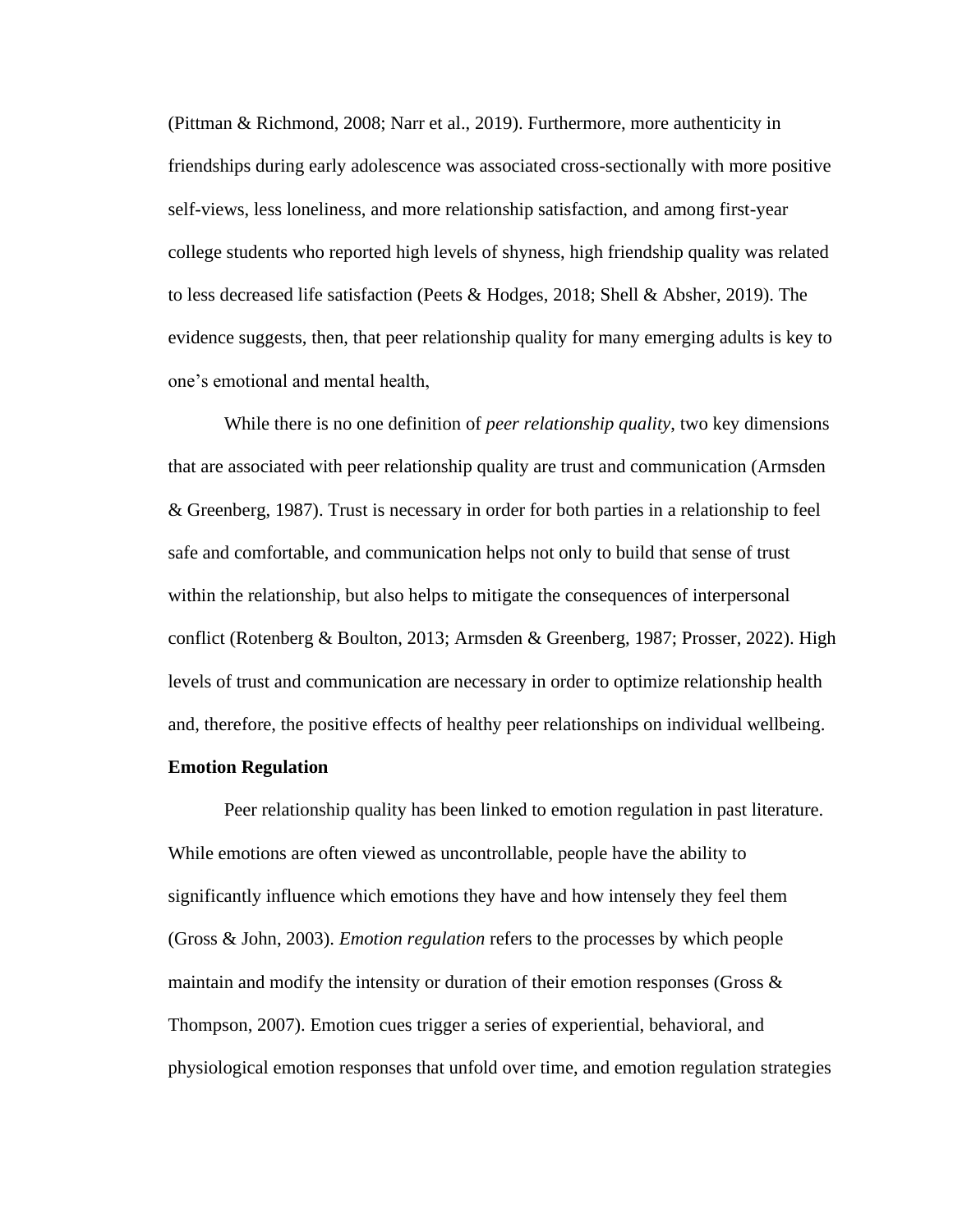(Pittman & Richmond, 2008; Narr et al., 2019). Furthermore, more authenticity in friendships during early adolescence was associated cross-sectionally with more positive self-views, less loneliness, and more relationship satisfaction, and among first-year college students who reported high levels of shyness, high friendship quality was related to less decreased life satisfaction (Peets & Hodges, 2018; Shell & Absher, 2019). The evidence suggests, then, that peer relationship quality for many emerging adults is key to one's emotional and mental health,

While there is no one definition of *peer relationship quality*, two key dimensions that are associated with peer relationship quality are trust and communication (Armsden & Greenberg, 1987). Trust is necessary in order for both parties in a relationship to feel safe and comfortable, and communication helps not only to build that sense of trust within the relationship, but also helps to mitigate the consequences of interpersonal conflict (Rotenberg & Boulton, 2013; Armsden & Greenberg, 1987; Prosser, 2022). High levels of trust and communication are necessary in order to optimize relationship health and, therefore, the positive effects of healthy peer relationships on individual wellbeing.

**Emotion Regulation**

Peer relationship quality has been linked to emotion regulation in past literature. While emotions are often viewed as uncontrollable, people have the ability to significantly influence which emotions they have and how intensely they feel them (Gross & John, 2003). *Emotion regulation* refers to the processes by which people maintain and modify the intensity or duration of their emotion responses (Gross & Thompson, 2007). Emotion cues trigger a series of experiential, behavioral, and physiological emotion responses that unfold over time, and emotion regulation strategies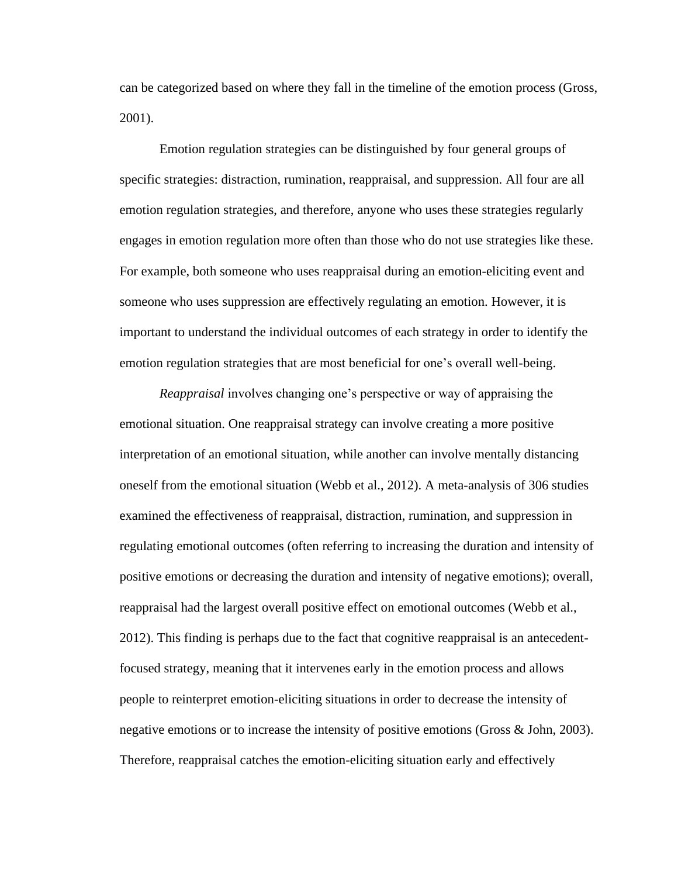can be categorized based on where they fall in the timeline of the emotion process (Gross, 2001).

Emotion regulation strategies can be distinguished by four general groups of specific strategies: distraction, rumination, reappraisal, and suppression. All four are all emotion regulation strategies, and therefore, anyone who uses these strategies regularly engages in emotion regulation more often than those who do not use strategies like these. For example, both someone who uses reappraisal during an emotion-eliciting event and someone who uses suppression are effectively regulating an emotion. However, it is important to understand the individual outcomes of each strategy in order to identify the emotion regulation strategies that are most beneficial for one's overall well-being.

*Reappraisal* involves changing one's perspective or way of appraising the emotional situation. One reappraisal strategy can involve creating a more positive interpretation of an emotional situation, while another can involve mentally distancing oneself from the emotional situation (Webb et al., 2012). A meta-analysis of 306 studies examined the effectiveness of reappraisal, distraction, rumination, and suppression in regulating emotional outcomes (often referring to increasing the duration and intensity of positive emotions or decreasing the duration and intensity of negative emotions); overall, reappraisal had the largest overall positive effect on emotional outcomes (Webb et al., 2012). This finding is perhaps due to the fact that cognitive reappraisal is an antecedent-focused strategy, meaning that it intervenes early in the emotion process and allows people to reinterpret emotion-eliciting situations in order to decrease the intensity of negative emotions or to increase the intensity of positive emotions (Gross & John, 2003). Therefore, reappraisal catches the emotion-eliciting situation early and effectively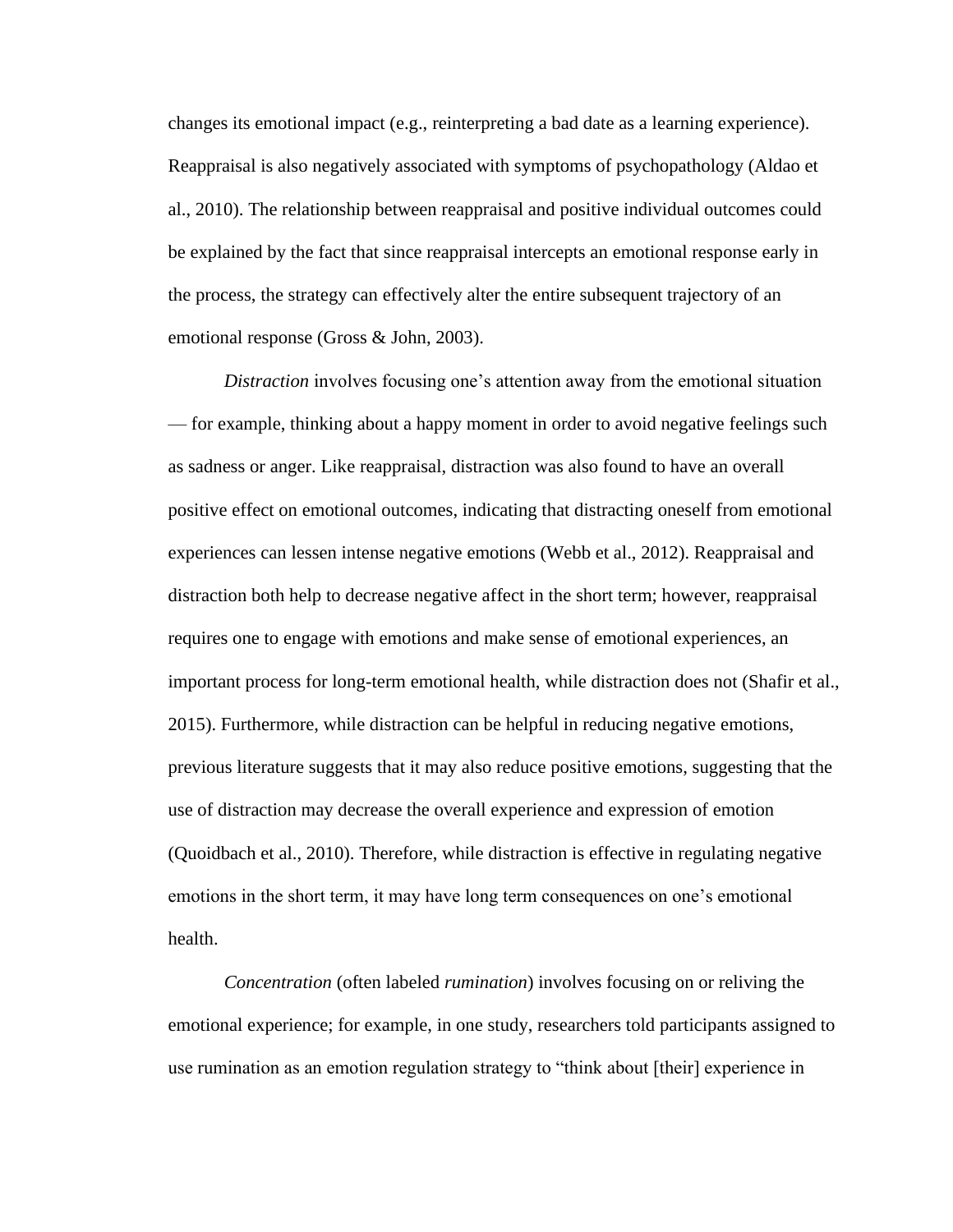changes its emotional impact (e.g., reinterpreting a bad date as a learning experience). Reappraisal is also negatively associated with symptoms of psychopathology (Aldao et al., 2010). The relationship between reappraisal and positive individual outcomes could be explained by the fact that since reappraisal intercepts an emotional response early in the process, the strategy can effectively alter the entire subsequent trajectory of an emotional response (Gross & John, 2003).

*Distraction* involves focusing one's attention away from the emotional situation — for example, thinking about a happy moment in order to avoid negative feelings such as sadness or anger. Like reappraisal, distraction was also found to have an overall positive effect on emotional outcomes, indicating that distracting oneself from emotional experiences can lessen intense negative emotions (Webb et al., 2012). Reappraisal and distraction both help to decrease negative affect in the short term; however, reappraisal requires one to engage with emotions and make sense of emotional experiences, an important process for long-term emotional health, while distraction does not (Shafir et al., 2015). Furthermore, while distraction can be helpful in reducing negative emotions, previous literature suggests that it may also reduce positive emotions, suggesting that the use of distraction may decrease the overall experience and expression of emotion (Quoidbach et al., 2010). Therefore, while distraction is effective in regulating negative emotions in the short term, it may have long term consequences on one's emotional health.

*Concentration* (often labeled *rumination*) involves focusing on or reliving the emotional experience; for example, in one study, researchers told participants assigned to use rumination as an emotion regulation strategy to "think about [their] experience in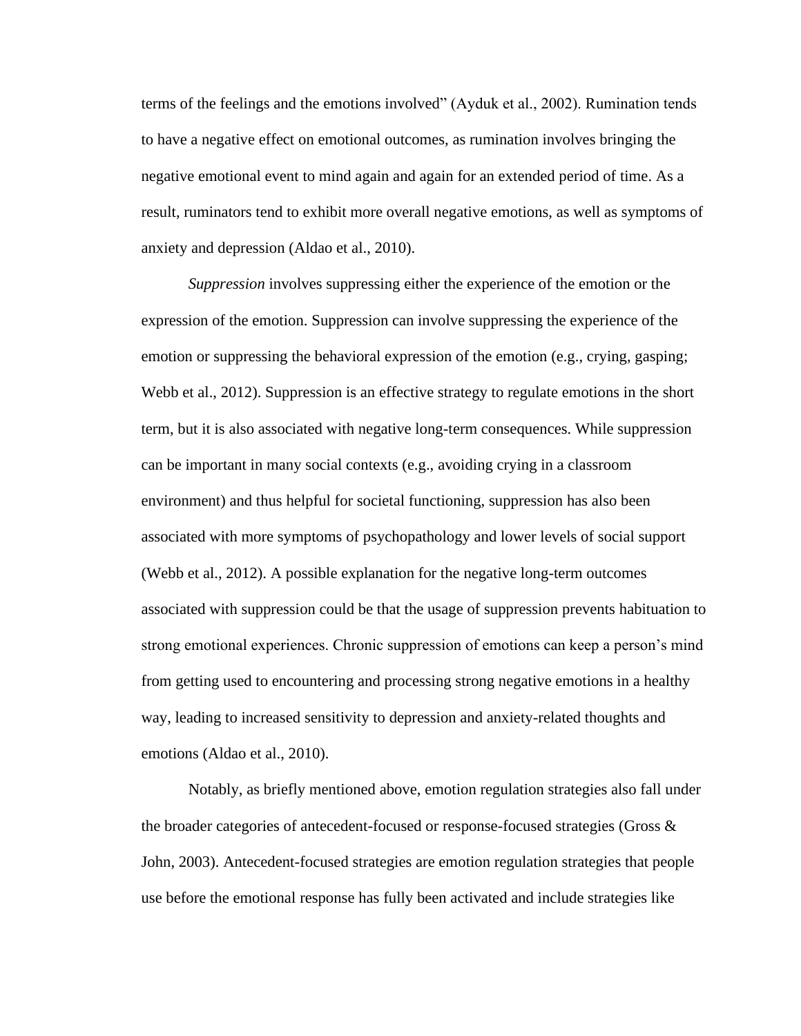terms of the feelings and the emotions involved" (Ayduk et al., 2002). Rumination tends to have a negative effect on emotional outcomes, as rumination involves bringing the negative emotional event to mind again and again for an extended period of time. As a result, ruminators tend to exhibit more overall negative emotions, as well as symptoms of anxiety and depression (Aldao et al., 2010).

*Suppression* involves suppressing either the experience of the emotion or the expression of the emotion. Suppression can involve suppressing the experience of the emotion or suppressing the behavioral expression of the emotion (e.g., crying, gasping; Webb et al., 2012). Suppression is an effective strategy to regulate emotions in the short term, but it is also associated with negative long-term consequences. While suppression can be important in many social contexts (e.g., avoiding crying in a classroom environment) and thus helpful for societal functioning, suppression has also been associated with more symptoms of psychopathology and lower levels of social support (Webb et al., 2012). A possible explanation for the negative long-term outcomes associated with suppression could be that the usage of suppression prevents habituation to strong emotional experiences. Chronic suppression of emotions can keep a person's mind from getting used to encountering and processing strong negative emotions in a healthy way, leading to increased sensitivity to depression and anxiety-related thoughts and emotions (Aldao et al., 2010).

Notably, as briefly mentioned above, emotion regulation strategies also fall under the broader categories of antecedent-focused or response-focused strategies (Gross & John, 2003). Antecedent-focused strategies are emotion regulation strategies that people use before the emotional response has fully been activated and include strategies like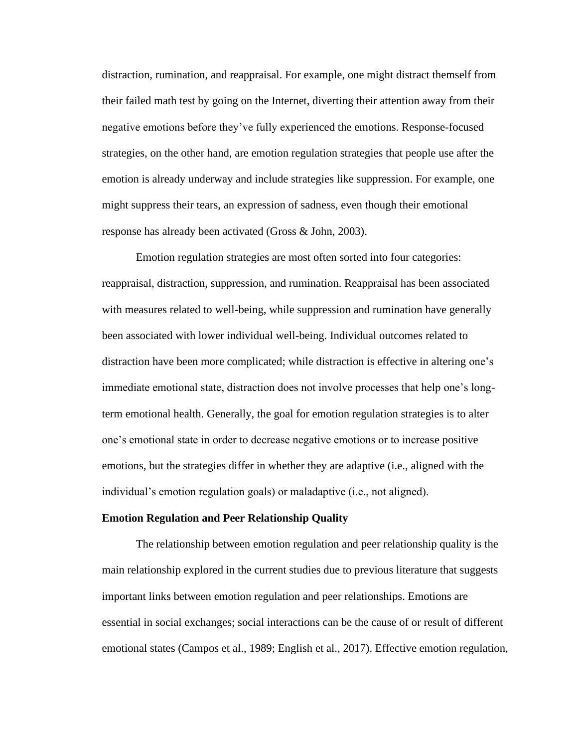distraction, rumination, and reappraisal. For example, one might distract themself from their failed math test by going on the Internet, diverting their attention away from their negative emotions before they've fully experienced the emotions. Response-focused strategies, on the other hand, are emotion regulation strategies that people use after the emotion is already underway and include strategies like suppression. For example, one might suppress their tears, an expression of sadness, even though their emotional response has already been activated (Gross & John, 2003).

Emotion regulation strategies are most often sorted into four categories: reappraisal, distraction, suppression, and rumination. Reappraisal has been associated with measures related to well-being, while suppression and rumination have generally been associated with lower individual well-being. Individual outcomes related to distraction have been more complicated; while distraction is effective in altering one's immediate emotional state, distraction does not involve processes that help one's long-term emotional health. Generally, the goal for emotion regulation strategies is to alter one's emotional state in order to decrease negative emotions or to increase positive emotions, but the strategies differ in whether they are adaptive (i.e., aligned with the individual's emotion regulation goals) or maladaptive (i.e., not aligned).

**Emotion Regulation and Peer Relationship Quality**

The relationship between emotion regulation and peer relationship quality is the main relationship explored in the current studies due to previous literature that suggests important links between emotion regulation and peer relationships. Emotions are essential in social exchanges; social interactions can be the cause of or result of different emotional states (Campos et al., 1989; English et al., 2017). Effective emotion regulation,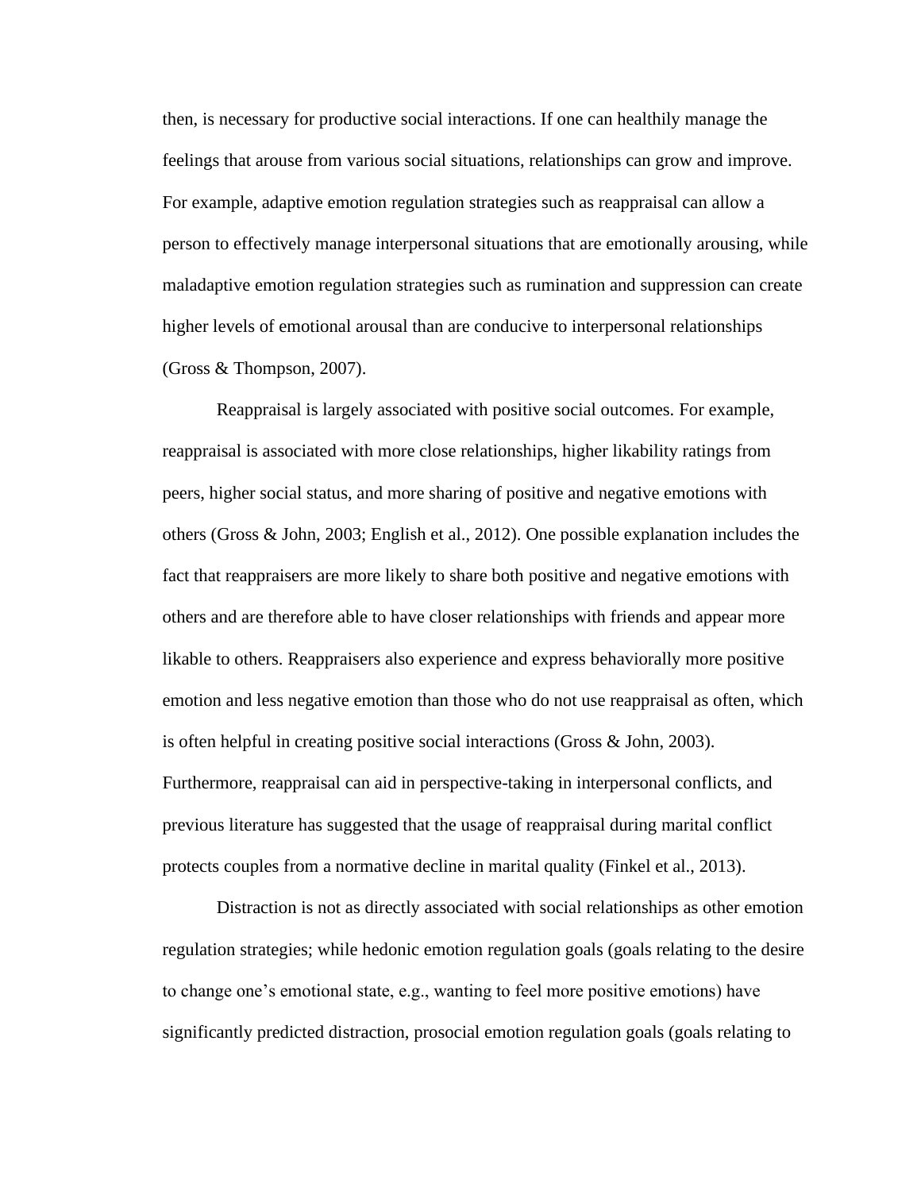then, is necessary for productive social interactions. If one can healthily manage the feelings that arouse from various social situations, relationships can grow and improve. For example, adaptive emotion regulation strategies such as reappraisal can allow a person to effectively manage interpersonal situations that are emotionally arousing, while maladaptive emotion regulation strategies such as rumination and suppression can create higher levels of emotional arousal than are conducive to interpersonal relationships (Gross & Thompson, 2007).

Reappraisal is largely associated with positive social outcomes. For example, reappraisal is associated with more close relationships, higher likability ratings from peers, higher social status, and more sharing of positive and negative emotions with others (Gross & John, 2003; English et al., 2012). One possible explanation includes the fact that reappraisers are more likely to share both positive and negative emotions with others and are therefore able to have closer relationships with friends and appear more likable to others. Reappraisers also experience and express behaviorally more positive emotion and less negative emotion than those who do not use reappraisal as often, which is often helpful in creating positive social interactions (Gross & John, 2003). Furthermore, reappraisal can aid in perspective-taking in interpersonal conflicts, and previous literature has suggested that the usage of reappraisal during marital conflict protects couples from a normative decline in marital quality (Finkel et al., 2013).

Distraction is not as directly associated with social relationships as other emotion regulation strategies; while hedonic emotion regulation goals (goals relating to the desire to change one's emotional state, e.g., wanting to feel more positive emotions) have significantly predicted distraction, prosocial emotion regulation goals (goals relating to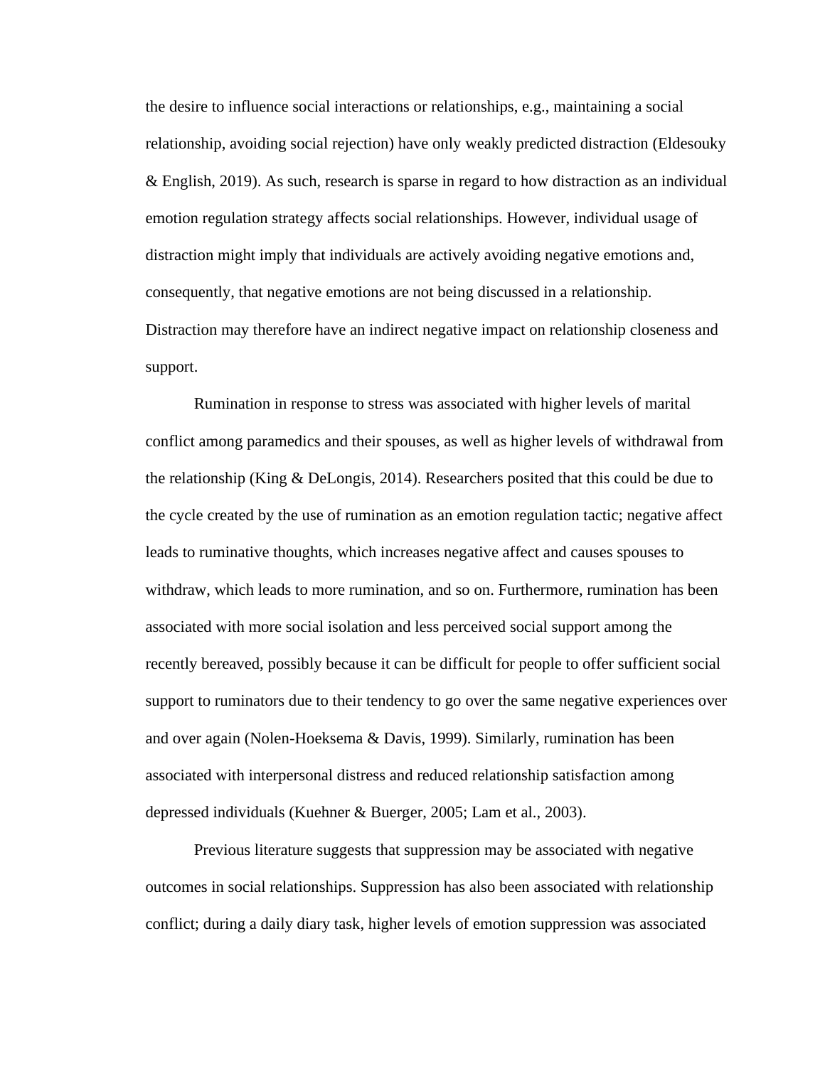the desire to influence social interactions or relationships, e.g., maintaining a social relationship, avoiding social rejection) have only weakly predicted distraction (Eldesouky & English, 2019). As such, research is sparse in regard to how distraction as an individual emotion regulation strategy affects social relationships. However, individual usage of distraction might imply that individuals are actively avoiding negative emotions and, consequently, that negative emotions are not being discussed in a relationship. Distraction may therefore have an indirect negative impact on relationship closeness and support.

Rumination in response to stress was associated with higher levels of marital conflict among paramedics and their spouses, as well as higher levels of withdrawal from the relationship (King & DeLongis, 2014). Researchers posited that this could be due to the cycle created by the use of rumination as an emotion regulation tactic; negative affect leads to ruminative thoughts, which increases negative affect and causes spouses to withdraw, which leads to more rumination, and so on. Furthermore, rumination has been associated with more social isolation and less perceived social support among the recently bereaved, possibly because it can be difficult for people to offer sufficient social support to ruminators due to their tendency to go over the same negative experiences over and over again (Nolen-Hoeksema & Davis, 1999). Similarly, rumination has been associated with interpersonal distress and reduced relationship satisfaction among depressed individuals (Kuehner & Buerger, 2005; Lam et al., 2003).

Previous literature suggests that suppression may be associated with negative outcomes in social relationships. Suppression has also been associated with relationship conflict; during a daily diary task, higher levels of emotion suppression was associated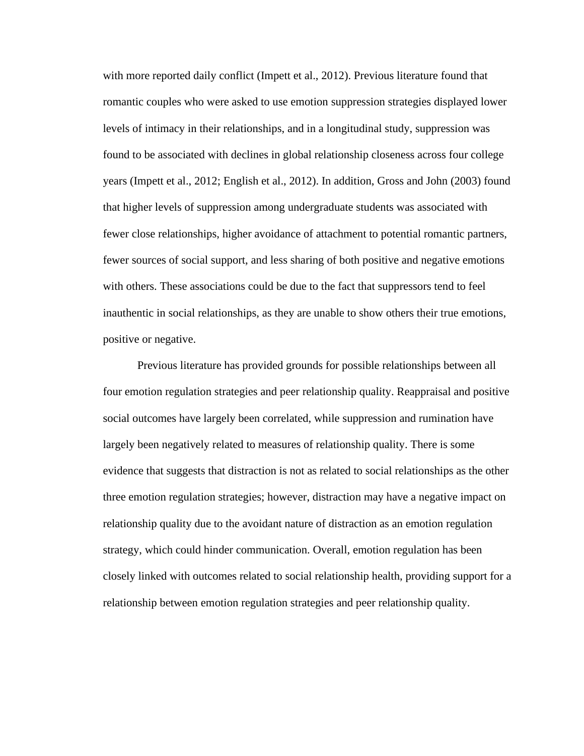with more reported daily conflict (Impett et al., 2012). Previous literature found that romantic couples who were asked to use emotion suppression strategies displayed lower levels of intimacy in their relationships, and in a longitudinal study, suppression was found to be associated with declines in global relationship closeness across four college years (Impett et al., 2012; English et al., 2012). In addition, Gross and John (2003) found that higher levels of suppression among undergraduate students was associated with fewer close relationships, higher avoidance of attachment to potential romantic partners, fewer sources of social support, and less sharing of both positive and negative emotions with others. These associations could be due to the fact that suppressors tend to feel inauthentic in social relationships, as they are unable to show others their true emotions, positive or negative.

Previous literature has provided grounds for possible relationships between all four emotion regulation strategies and peer relationship quality. Reappraisal and positive social outcomes have largely been correlated, while suppression and rumination have largely been negatively related to measures of relationship quality. There is some evidence that suggests that distraction is not as related to social relationships as the other three emotion regulation strategies; however, distraction may have a negative impact on relationship quality due to the avoidant nature of distraction as an emotion regulation strategy, which could hinder communication. Overall, emotion regulation has been closely linked with outcomes related to social relationship health, providing support for a relationship between emotion regulation strategies and peer relationship quality.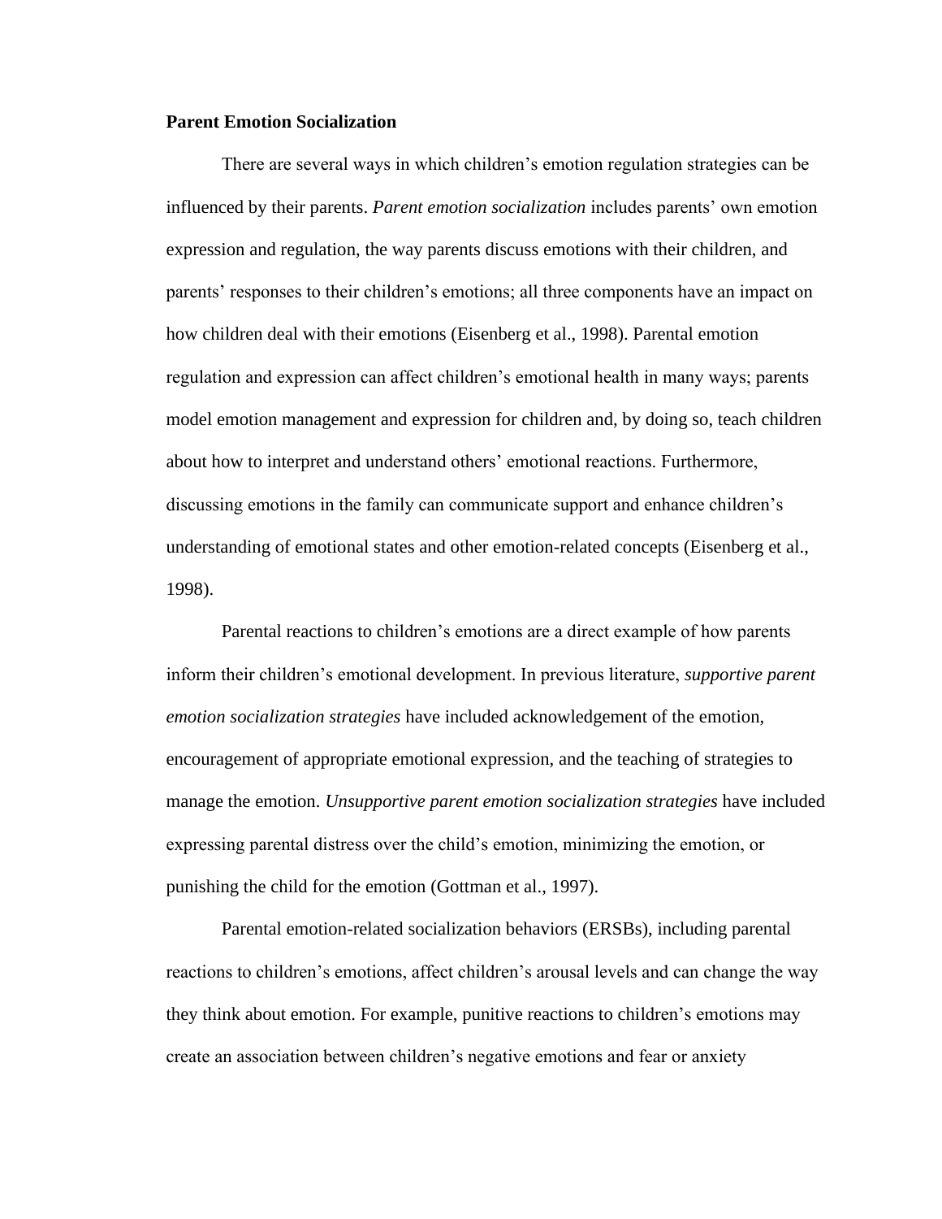**Parent Emotion Socialization**

There are several ways in which children's emotion regulation strategies can be influenced by their parents. *Parent emotion socialization* includes parents' own emotion expression and regulation, the way parents discuss emotions with their children, and parents' responses to their children's emotions; all three components have an impact on how children deal with their emotions (Eisenberg et al., 1998). Parental emotion regulation and expression can affect children's emotional health in many ways; parents model emotion management and expression for children and, by doing so, teach children about how to interpret and understand others' emotional reactions. Furthermore, discussing emotions in the family can communicate support and enhance children's understanding of emotional states and other emotion-related concepts (Eisenberg et al., 1998).

Parental reactions to children's emotions are a direct example of how parents inform their children's emotional development. In previous literature, *supportive parent emotion socialization strategies* have included acknowledgement of the emotion, encouragement of appropriate emotional expression, and the teaching of strategies to manage the emotion. *Unsupportive parent emotion socialization strategies* have included expressing parental distress over the child's emotion, minimizing the emotion, or punishing the child for the emotion (Gottman et al., 1997).

Parental emotion-related socialization behaviors (ERSBs), including parental reactions to children's emotions, affect children's arousal levels and can change the way they think about emotion. For example, punitive reactions to children's emotions may create an association between children's negative emotions and fear or anxiety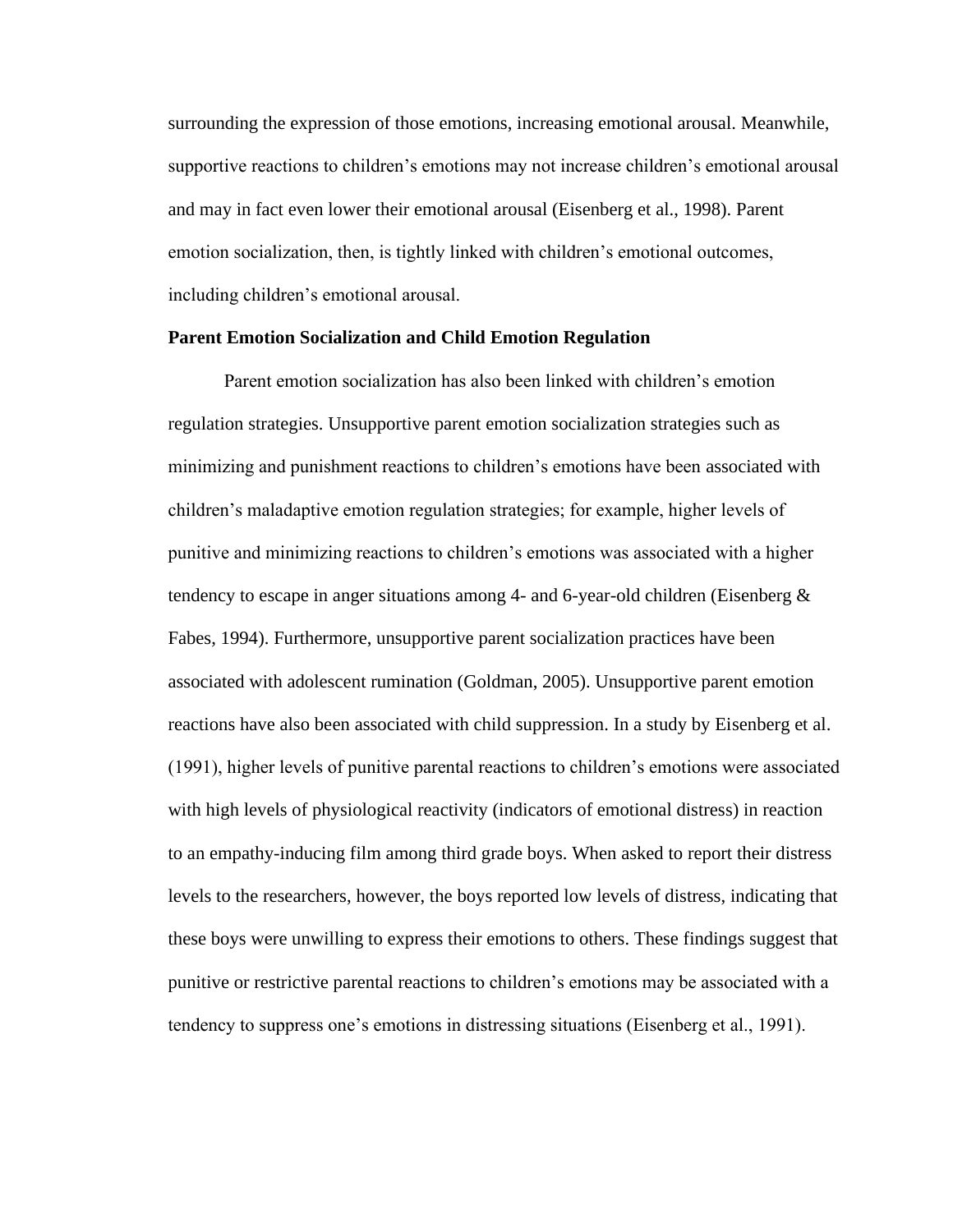surrounding the expression of those emotions, increasing emotional arousal. Meanwhile, supportive reactions to children's emotions may not increase children's emotional arousal and may in fact even lower their emotional arousal (Eisenberg et al., 1998). Parent emotion socialization, then, is tightly linked with children's emotional outcomes, including children's emotional arousal.

## Parent Emotion Socialization and Child Emotion Regulation

Parent emotion socialization has also been linked with children's emotion regulation strategies. Unsupportive parent emotion socialization strategies such as minimizing and punishment reactions to children's emotions have been associated with children's maladaptive emotion regulation strategies; for example, higher levels of punitive and minimizing reactions to children's emotions was associated with a higher tendency to escape in anger situations among 4- and 6-year-old children (Eisenberg & Fabes, 1994). Furthermore, unsupportive parent socialization practices have been associated with adolescent rumination (Goldman, 2005). Unsupportive parent emotion reactions have also been associated with child suppression. In a study by Eisenberg et al. (1991), higher levels of punitive parental reactions to children's emotions were associated with high levels of physiological reactivity (indicators of emotional distress) in reaction to an empathy-inducing film among third grade boys. When asked to report their distress levels to the researchers, however, the boys reported low levels of distress, indicating that these boys were unwilling to express their emotions to others. These findings suggest that punitive or restrictive parental reactions to children's emotions may be associated with a tendency to suppress one's emotions in distressing situations (Eisenberg et al., 1991).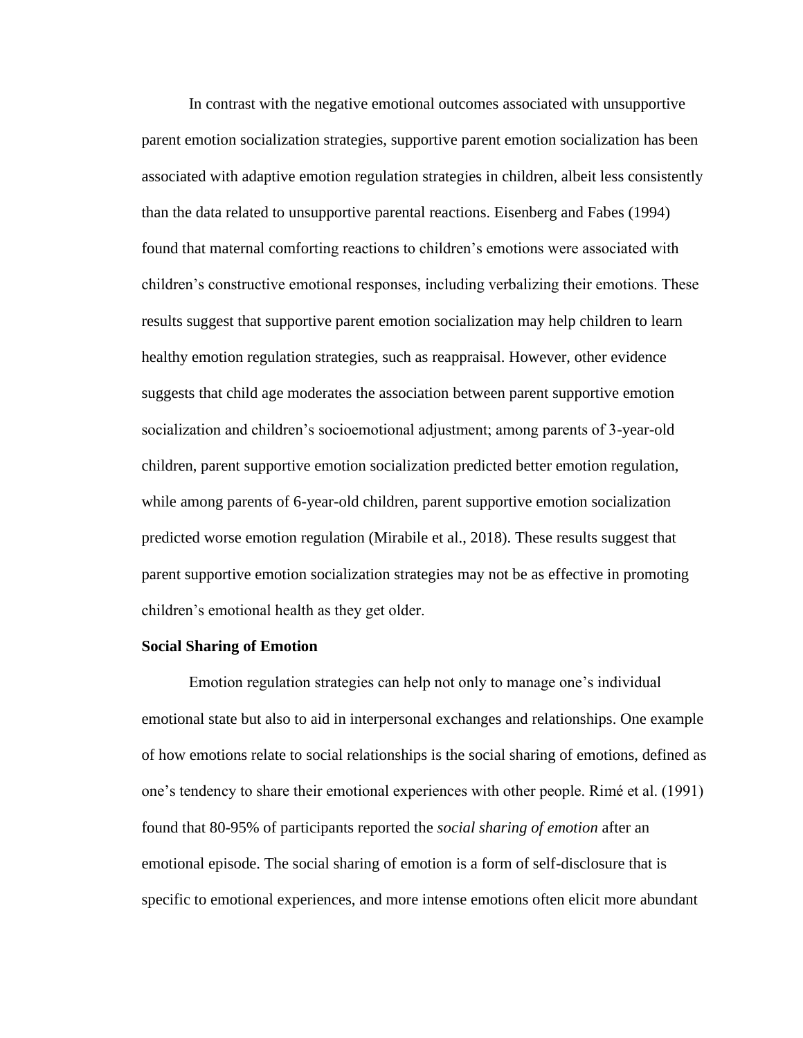In contrast with the negative emotional outcomes associated with unsupportive parent emotion socialization strategies, supportive parent emotion socialization has been associated with adaptive emotion regulation strategies in children, albeit less consistently than the data related to unsupportive parental reactions. Eisenberg and Fabes (1994) found that maternal comforting reactions to children's emotions were associated with children's constructive emotional responses, including verbalizing their emotions. These results suggest that supportive parent emotion socialization may help children to learn healthy emotion regulation strategies, such as reappraisal. However, other evidence suggests that child age moderates the association between parent supportive emotion socialization and children's socioemotional adjustment; among parents of 3-year-old children, parent supportive emotion socialization predicted better emotion regulation, while among parents of 6-year-old children, parent supportive emotion socialization predicted worse emotion regulation (Mirabile et al., 2018). These results suggest that parent supportive emotion socialization strategies may not be as effective in promoting children's emotional health as they get older.

**Social Sharing of Emotion**

Emotion regulation strategies can help not only to manage one's individual emotional state but also to aid in interpersonal exchanges and relationships. One example of how emotions relate to social relationships is the social sharing of emotions, defined as one's tendency to share their emotional experiences with other people. Rimé et al. (1991) found that 80-95% of participants reported the *social sharing of emotion* after an emotional episode. The social sharing of emotion is a form of self-disclosure that is specific to emotional experiences, and more intense emotions often elicit more abundant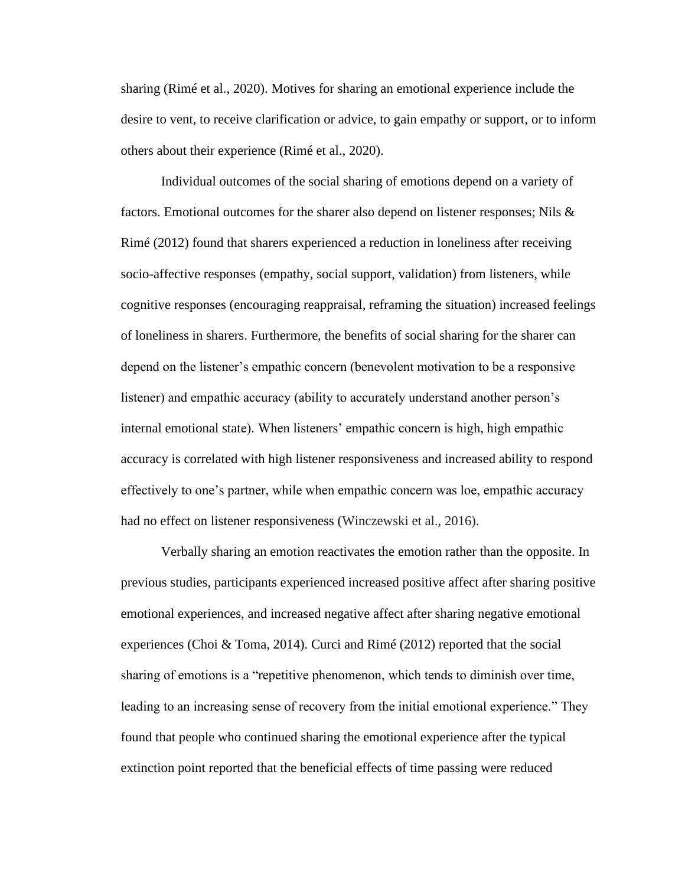sharing (Rimé et al., 2020). Motives for sharing an emotional experience include the desire to vent, to receive clarification or advice, to gain empathy or support, or to inform others about their experience (Rimé et al., 2020).

Individual outcomes of the social sharing of emotions depend on a variety of factors. Emotional outcomes for the sharer also depend on listener responses; Nils & Rimé (2012) found that sharers experienced a reduction in loneliness after receiving socio-affective responses (empathy, social support, validation) from listeners, while cognitive responses (encouraging reappraisal, reframing the situation) increased feelings of loneliness in sharers. Furthermore, the benefits of social sharing for the sharer can depend on the listener's empathic concern (benevolent motivation to be a responsive listener) and empathic accuracy (ability to accurately understand another person's internal emotional state). When listeners' empathic concern is high, high empathic accuracy is correlated with high listener responsiveness and increased ability to respond effectively to one's partner, while when empathic concern was loe, empathic accuracy had no effect on listener responsiveness (Winczewski et al., 2016).

Verbally sharing an emotion reactivates the emotion rather than the opposite. In previous studies, participants experienced increased positive affect after sharing positive emotional experiences, and increased negative affect after sharing negative emotional experiences (Choi & Toma, 2014). Curci and Rimé (2012) reported that the social sharing of emotions is a "repetitive phenomenon, which tends to diminish over time, leading to an increasing sense of recovery from the initial emotional experience." They found that people who continued sharing the emotional experience after the typical extinction point reported that the beneficial effects of time passing were reduced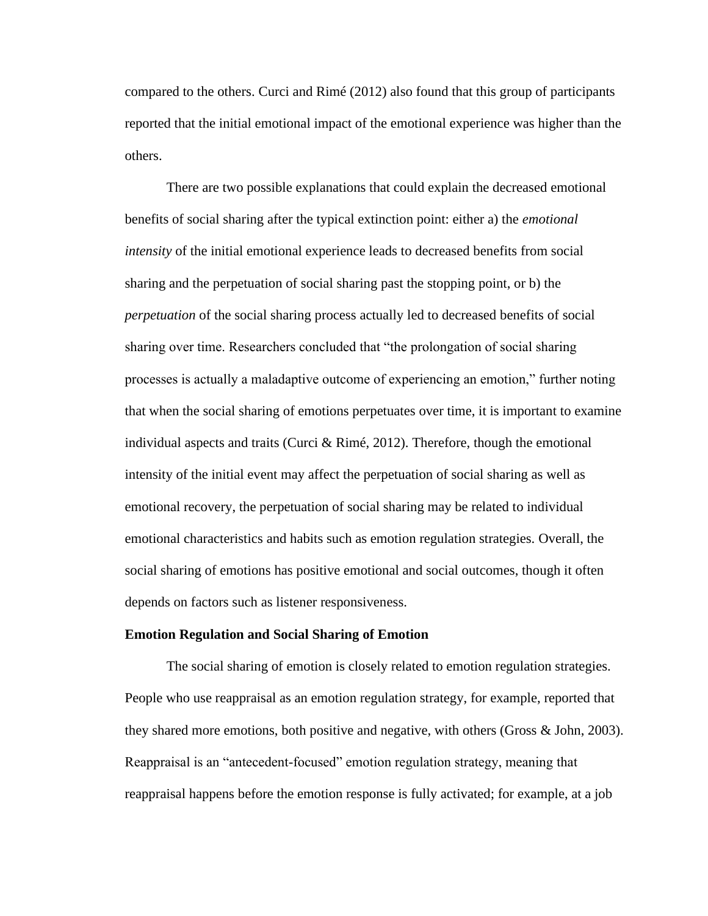compared to the others. Curci and Rimé (2012) also found that this group of participants reported that the initial emotional impact of the emotional experience was higher than the others.

There are two possible explanations that could explain the decreased emotional benefits of social sharing after the typical extinction point: either a) the *emotional intensity* of the initial emotional experience leads to decreased benefits from social sharing and the perpetuation of social sharing past the stopping point, or b) the *perpetuation* of the social sharing process actually led to decreased benefits of social sharing over time. Researchers concluded that "the prolongation of social sharing processes is actually a maladaptive outcome of experiencing an emotion," further noting that when the social sharing of emotions perpetuates over time, it is important to examine individual aspects and traits (Curci & Rimé, 2012). Therefore, though the emotional intensity of the initial event may affect the perpetuation of social sharing as well as emotional recovery, the perpetuation of social sharing may be related to individual emotional characteristics and habits such as emotion regulation strategies. Overall, the social sharing of emotions has positive emotional and social outcomes, though it often depends on factors such as listener responsiveness.

**Emotion Regulation and Social Sharing of Emotion**

The social sharing of emotion is closely related to emotion regulation strategies. People who use reappraisal as an emotion regulation strategy, for example, reported that they shared more emotions, both positive and negative, with others (Gross & John, 2003). Reappraisal is an "antecedent-focused" emotion regulation strategy, meaning that reappraisal happens before the emotion response is fully activated; for example, at a job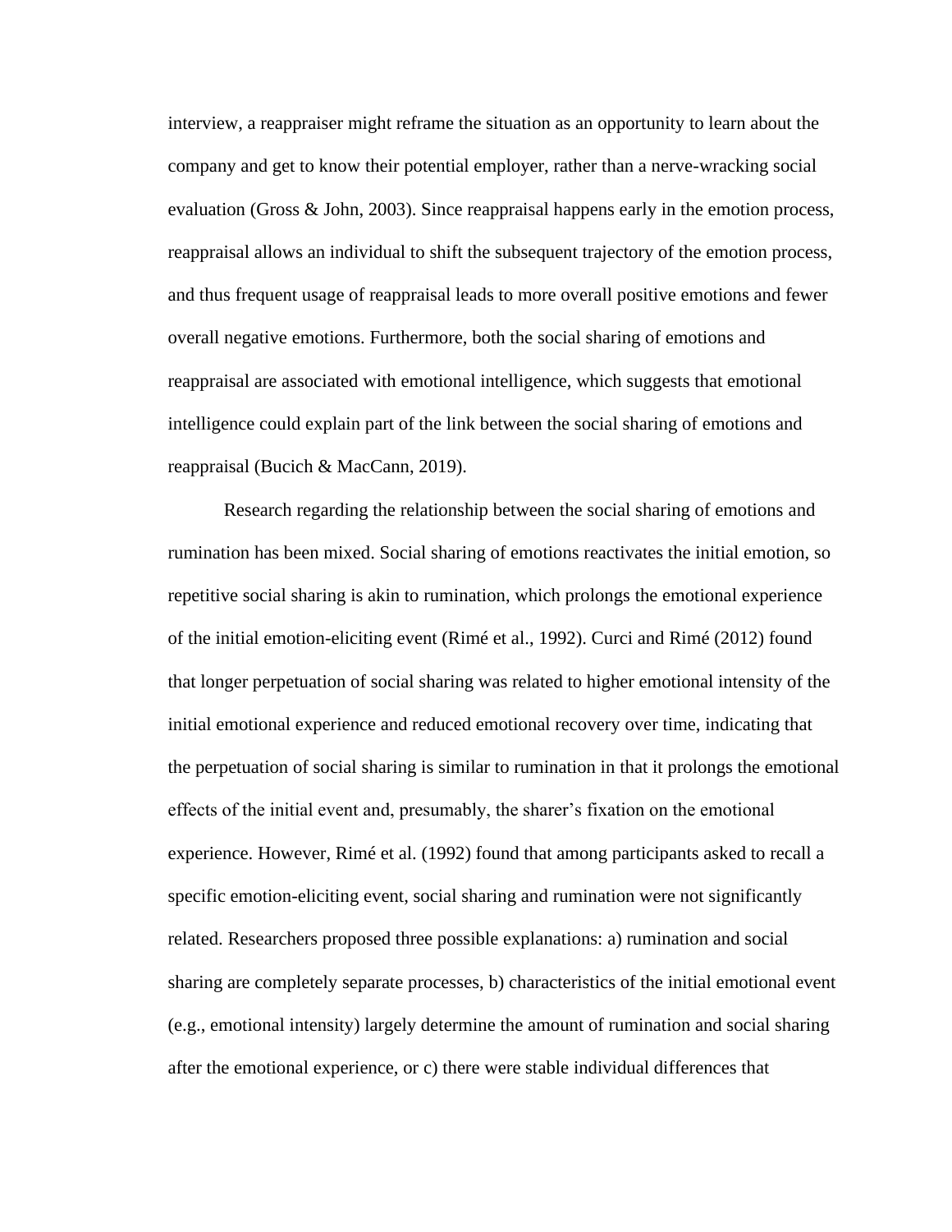interview, a reappraiser might reframe the situation as an opportunity to learn about the company and get to know their potential employer, rather than a nerve-wracking social evaluation (Gross & John, 2003). Since reappraisal happens early in the emotion process, reappraisal allows an individual to shift the subsequent trajectory of the emotion process, and thus frequent usage of reappraisal leads to more overall positive emotions and fewer overall negative emotions. Furthermore, both the social sharing of emotions and reappraisal are associated with emotional intelligence, which suggests that emotional intelligence could explain part of the link between the social sharing of emotions and reappraisal (Bucich & MacCann, 2019).

Research regarding the relationship between the social sharing of emotions and rumination has been mixed. Social sharing of emotions reactivates the initial emotion, so repetitive social sharing is akin to rumination, which prolongs the emotional experience of the initial emotion-eliciting event (Rimé et al., 1992). Curci and Rimé (2012) found that longer perpetuation of social sharing was related to higher emotional intensity of the initial emotional experience and reduced emotional recovery over time, indicating that the perpetuation of social sharing is similar to rumination in that it prolongs the emotional effects of the initial event and, presumably, the sharer's fixation on the emotional experience. However, Rimé et al. (1992) found that among participants asked to recall a specific emotion-eliciting event, social sharing and rumination were not significantly related. Researchers proposed three possible explanations: a) rumination and social sharing are completely separate processes, b) characteristics of the initial emotional event (e.g., emotional intensity) largely determine the amount of rumination and social sharing after the emotional experience, or c) there were stable individual differences that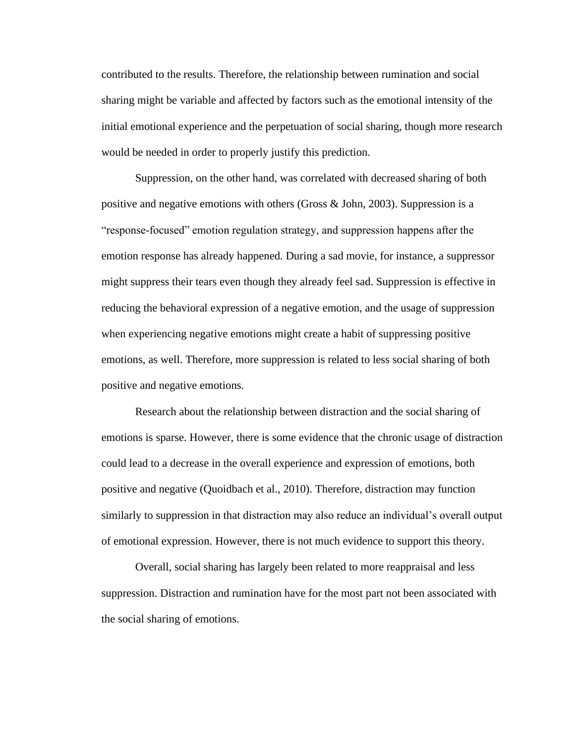contributed to the results. Therefore, the relationship between rumination and social sharing might be variable and affected by factors such as the emotional intensity of the initial emotional experience and the perpetuation of social sharing, though more research would be needed in order to properly justify this prediction.

Suppression, on the other hand, was correlated with decreased sharing of both positive and negative emotions with others (Gross & John, 2003). Suppression is a “response-focused” emotion regulation strategy, and suppression happens after the emotion response has already happened. During a sad movie, for instance, a suppressor might suppress their tears even though they already feel sad. Suppression is effective in reducing the behavioral expression of a negative emotion, and the usage of suppression when experiencing negative emotions might create a habit of suppressing positive emotions, as well. Therefore, more suppression is related to less social sharing of both positive and negative emotions.

Research about the relationship between distraction and the social sharing of emotions is sparse. However, there is some evidence that the chronic usage of distraction could lead to a decrease in the overall experience and expression of emotions, both positive and negative (Quoidbach et al., 2010). Therefore, distraction may function similarly to suppression in that distraction may also reduce an individual’s overall output of emotional expression. However, there is not much evidence to support this theory.

Overall, social sharing has largely been related to more reappraisal and less suppression. Distraction and rumination have for the most part not been associated with the social sharing of emotions.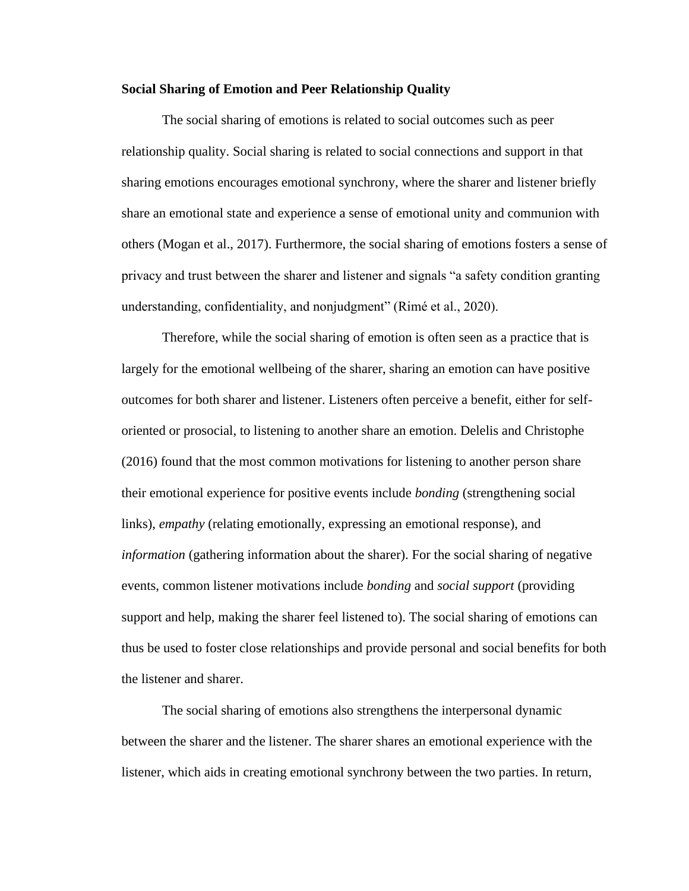**Social Sharing of Emotion and Peer Relationship Quality**

The social sharing of emotions is related to social outcomes such as peer relationship quality. Social sharing is related to social connections and support in that sharing emotions encourages emotional synchrony, where the sharer and listener briefly share an emotional state and experience a sense of emotional unity and communion with others (Mogan et al., 2017). Furthermore, the social sharing of emotions fosters a sense of privacy and trust between the sharer and listener and signals "a safety condition granting understanding, confidentiality, and nonjudgment" (Rimé et al., 2020).

Therefore, while the social sharing of emotion is often seen as a practice that is largely for the emotional wellbeing of the sharer, sharing an emotion can have positive outcomes for both sharer and listener. Listeners often perceive a benefit, either for self-oriented or prosocial, to listening to another share an emotion. Delelis and Christophe (2016) found that the most common motivations for listening to another person share their emotional experience for positive events include *bonding* (strengthening social links), *empathy* (relating emotionally, expressing an emotional response), and *information* (gathering information about the sharer). For the social sharing of negative events, common listener motivations include *bonding* and *social support* (providing support and help, making the sharer feel listened to). The social sharing of emotions can thus be used to foster close relationships and provide personal and social benefits for both the listener and sharer.

The social sharing of emotions also strengthens the interpersonal dynamic between the sharer and the listener. The sharer shares an emotional experience with the listener, which aids in creating emotional synchrony between the two parties. In return,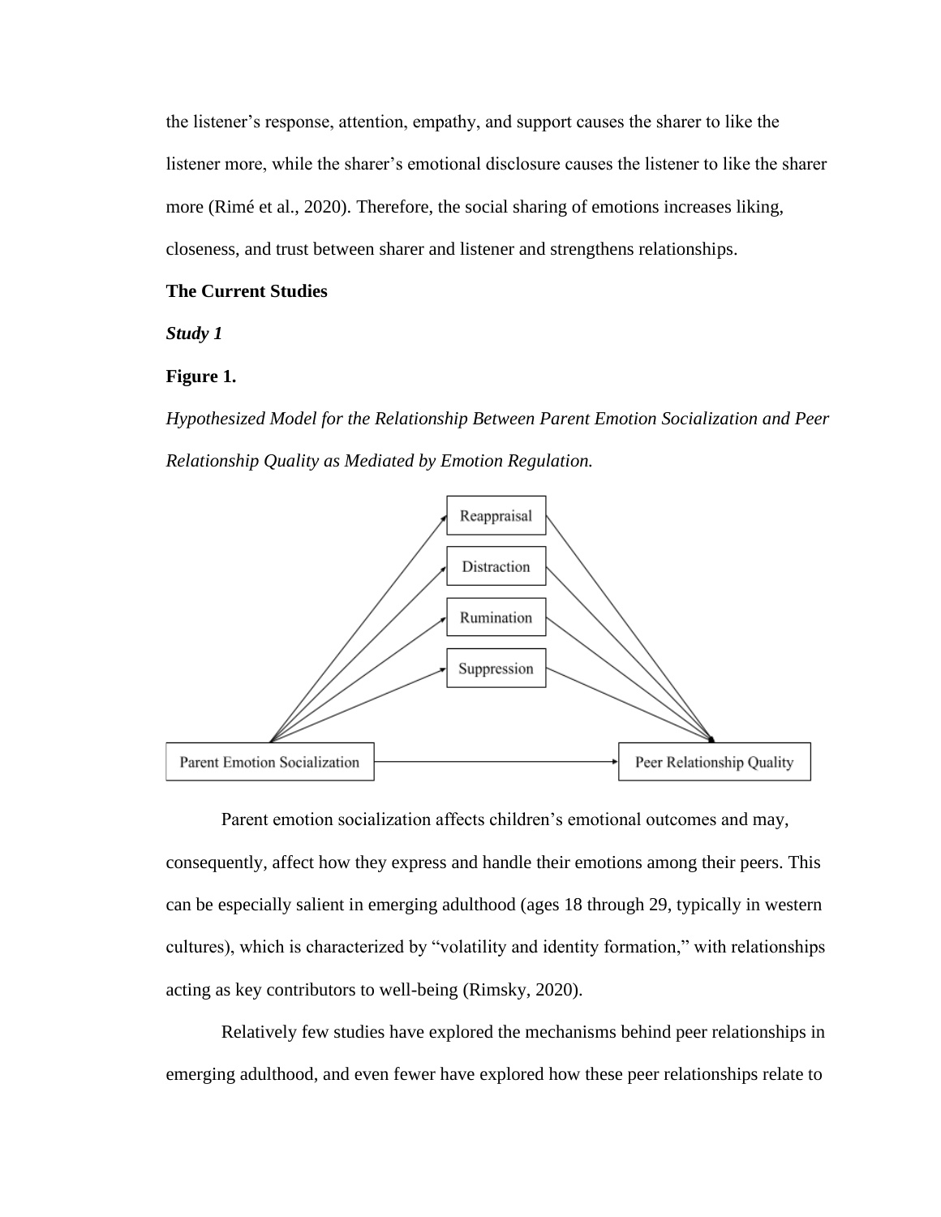the listener's response, attention, empathy, and support causes the sharer to like the listener more, while the sharer's emotional disclosure causes the listener to like the sharer more (Rimé et al., 2020). Therefore, the social sharing of emotions increases liking, closeness, and trust between sharer and listener and strengthens relationships.

## The Current Studies

### *Study 1*

**Figure 1.**

*Hypothesized Model for the Relationship Between Parent Emotion Socialization and Peer Relationship Quality as Mediated by Emotion Regulation.*

Reappraisal

Distraction

Rumination

Suppression

Parent Emotion Socialization

Peer Relationship Quality

Parent emotion socialization affects children's emotional outcomes and may, consequently, affect how they express and handle their emotions among their peers. This can be especially salient in emerging adulthood (ages 18 through 29, typically in western cultures), which is characterized by "volatility and identity formation," with relationships acting as key contributors to well-being (Rimsky, 2020).

Relatively few studies have explored the mechanisms behind peer relationships in emerging adulthood, and even fewer have explored how these peer relationships relate to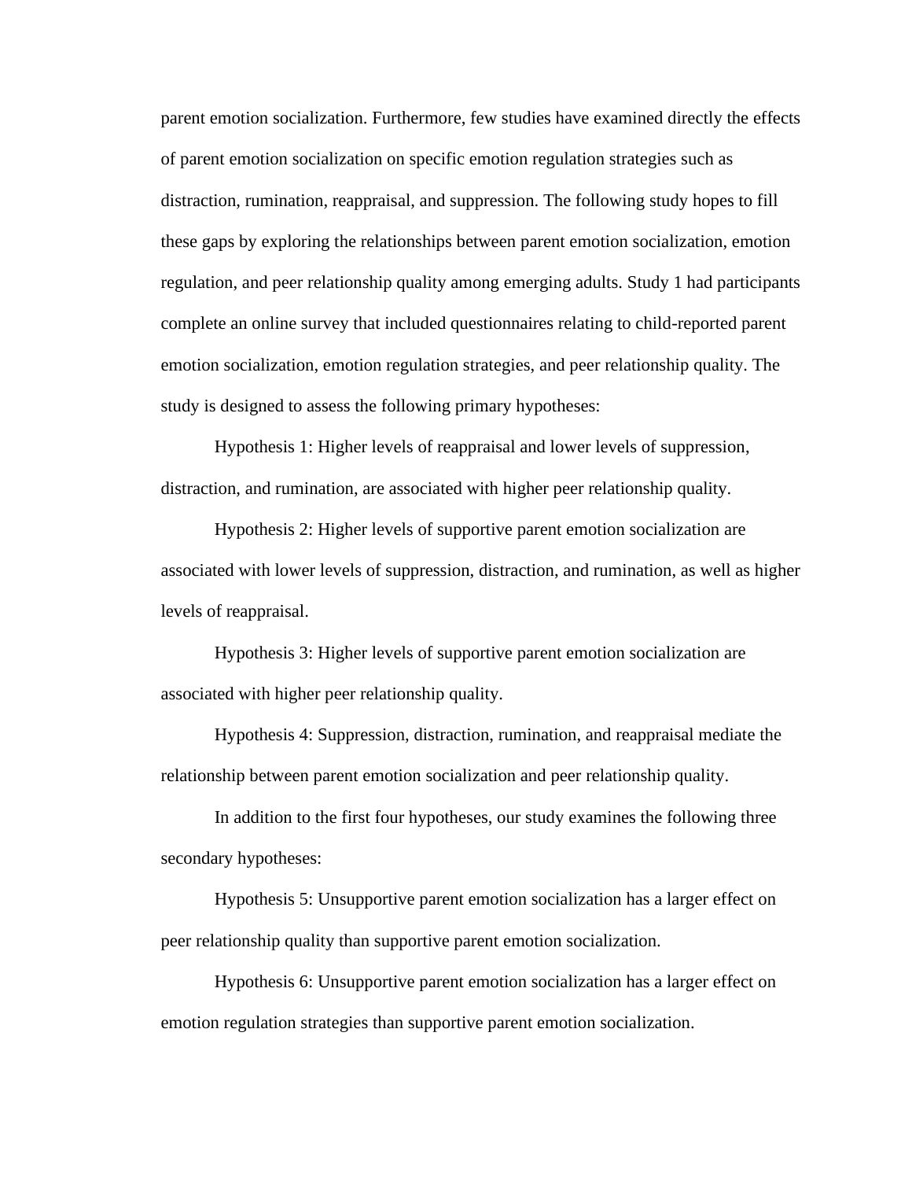parent emotion socialization. Furthermore, few studies have examined directly the effects of parent emotion socialization on specific emotion regulation strategies such as distraction, rumination, reappraisal, and suppression. The following study hopes to fill these gaps by exploring the relationships between parent emotion socialization, emotion regulation, and peer relationship quality among emerging adults. Study 1 had participants complete an online survey that included questionnaires relating to child-reported parent emotion socialization, emotion regulation strategies, and peer relationship quality. The study is designed to assess the following primary hypotheses:

Hypothesis 1: Higher levels of reappraisal and lower levels of suppression, distraction, and rumination, are associated with higher peer relationship quality.

Hypothesis 2: Higher levels of supportive parent emotion socialization are associated with lower levels of suppression, distraction, and rumination, as well as higher levels of reappraisal.

Hypothesis 3: Higher levels of supportive parent emotion socialization are associated with higher peer relationship quality.

Hypothesis 4: Suppression, distraction, rumination, and reappraisal mediate the relationship between parent emotion socialization and peer relationship quality.

In addition to the first four hypotheses, our study examines the following three secondary hypotheses:

Hypothesis 5: Unsupportive parent emotion socialization has a larger effect on peer relationship quality than supportive parent emotion socialization.

Hypothesis 6: Unsupportive parent emotion socialization has a larger effect on emotion regulation strategies than supportive parent emotion socialization.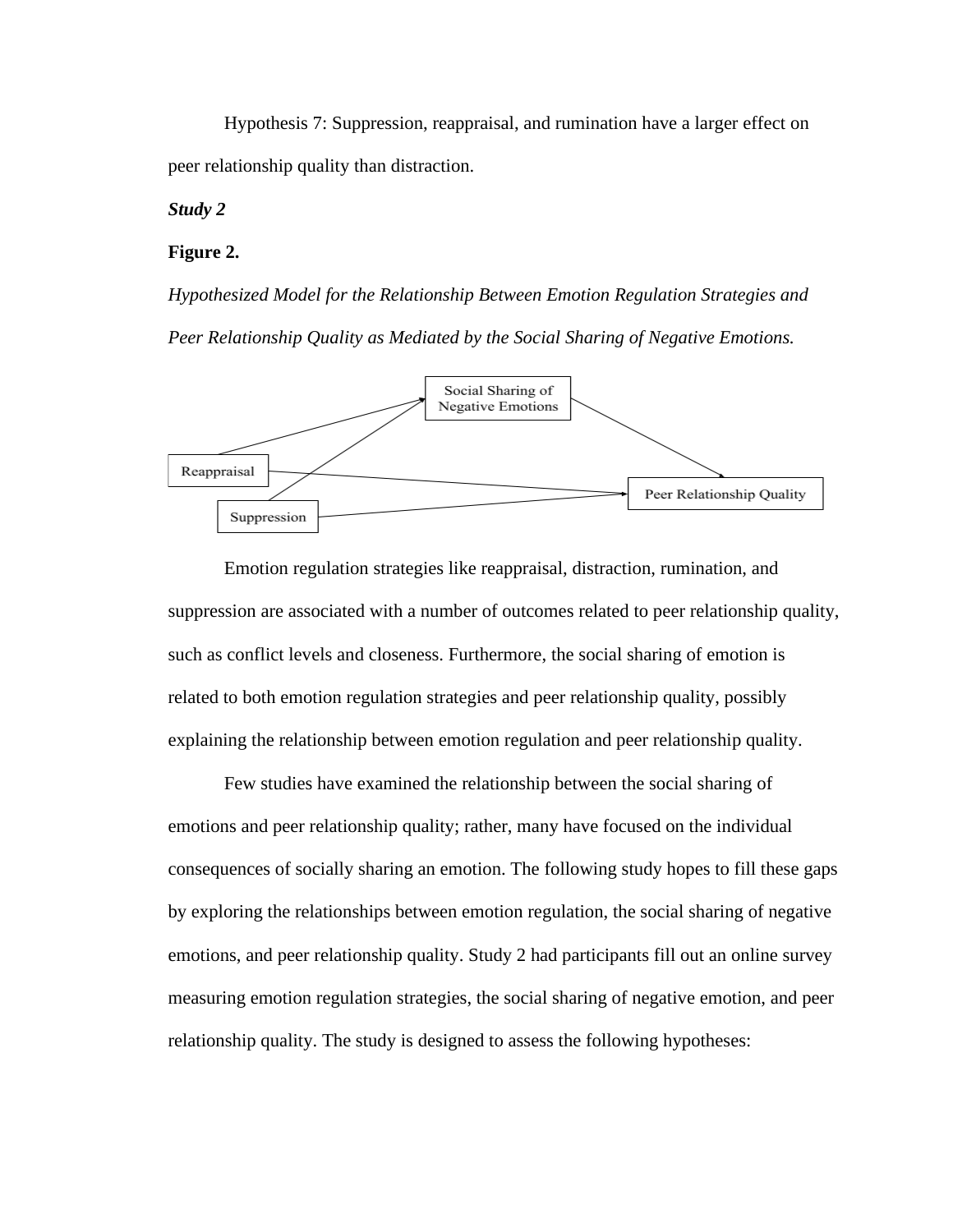Hypothesis 7: Suppression, reappraisal, and rumination have a larger effect on peer relationship quality than distraction.

***Study 2***

**Figure 2.**

*Hypothesized Model for the Relationship Between Emotion Regulation Strategies and Peer Relationship Quality as Mediated by the Social Sharing of Negative Emotions.*

Emotion regulation strategies like reappraisal, distraction, rumination, and suppression are associated with a number of outcomes related to peer relationship quality, such as conflict levels and closeness. Furthermore, the social sharing of emotion is related to both emotion regulation strategies and peer relationship quality, possibly explaining the relationship between emotion regulation and peer relationship quality.

Few studies have examined the relationship between the social sharing of emotions and peer relationship quality; rather, many have focused on the individual consequences of socially sharing an emotion. The following study hopes to fill these gaps by exploring the relationships between emotion regulation, the social sharing of negative emotions, and peer relationship quality. Study 2 had participants fill out an online survey measuring emotion regulation strategies, the social sharing of negative emotion, and peer relationship quality. The study is designed to assess the following hypotheses: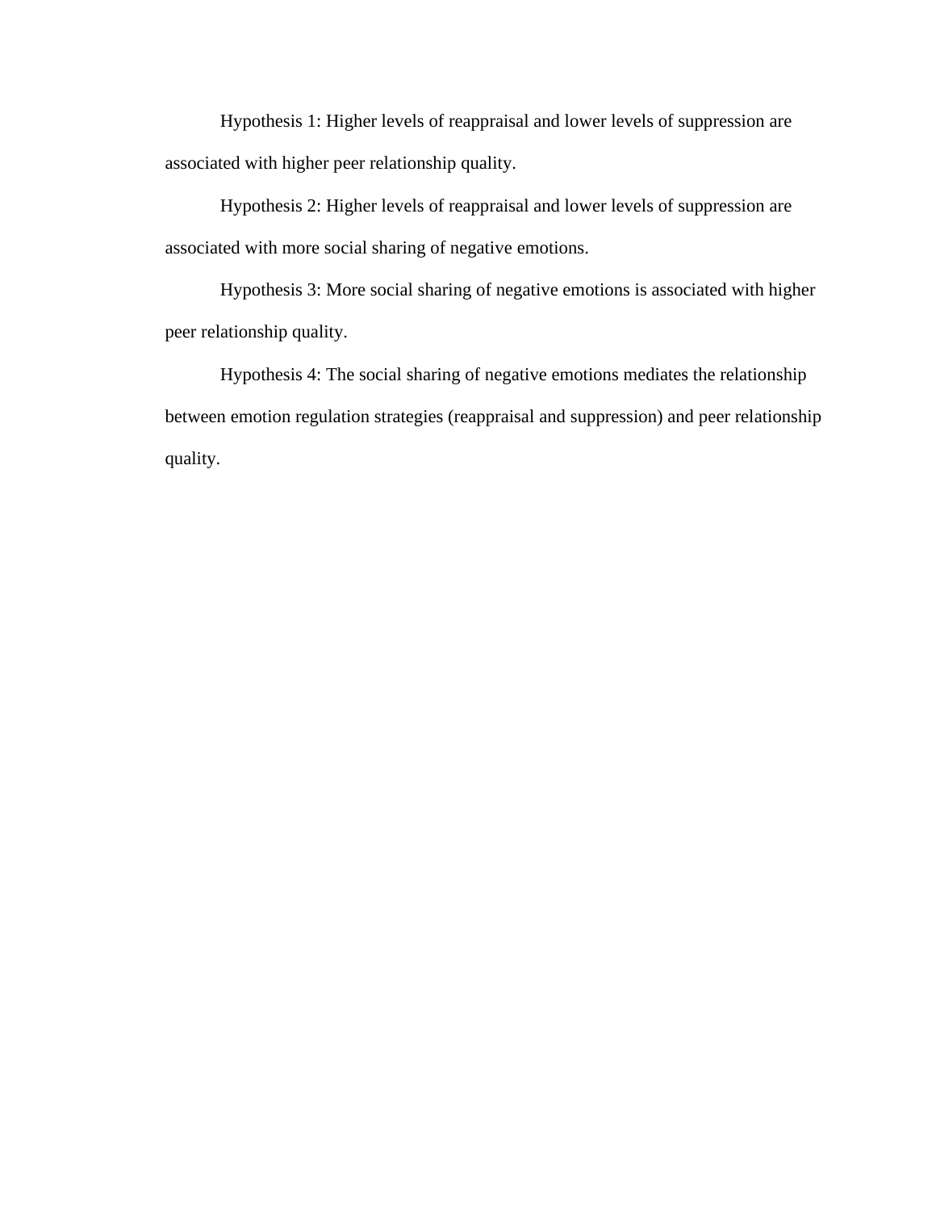Hypothesis 1: Higher levels of reappraisal and lower levels of suppression are associated with higher peer relationship quality.

Hypothesis 2: Higher levels of reappraisal and lower levels of suppression are associated with more social sharing of negative emotions.

Hypothesis 3: More social sharing of negative emotions is associated with higher peer relationship quality.

Hypothesis 4: The social sharing of negative emotions mediates the relationship between emotion regulation strategies (reappraisal and suppression) and peer relationship quality.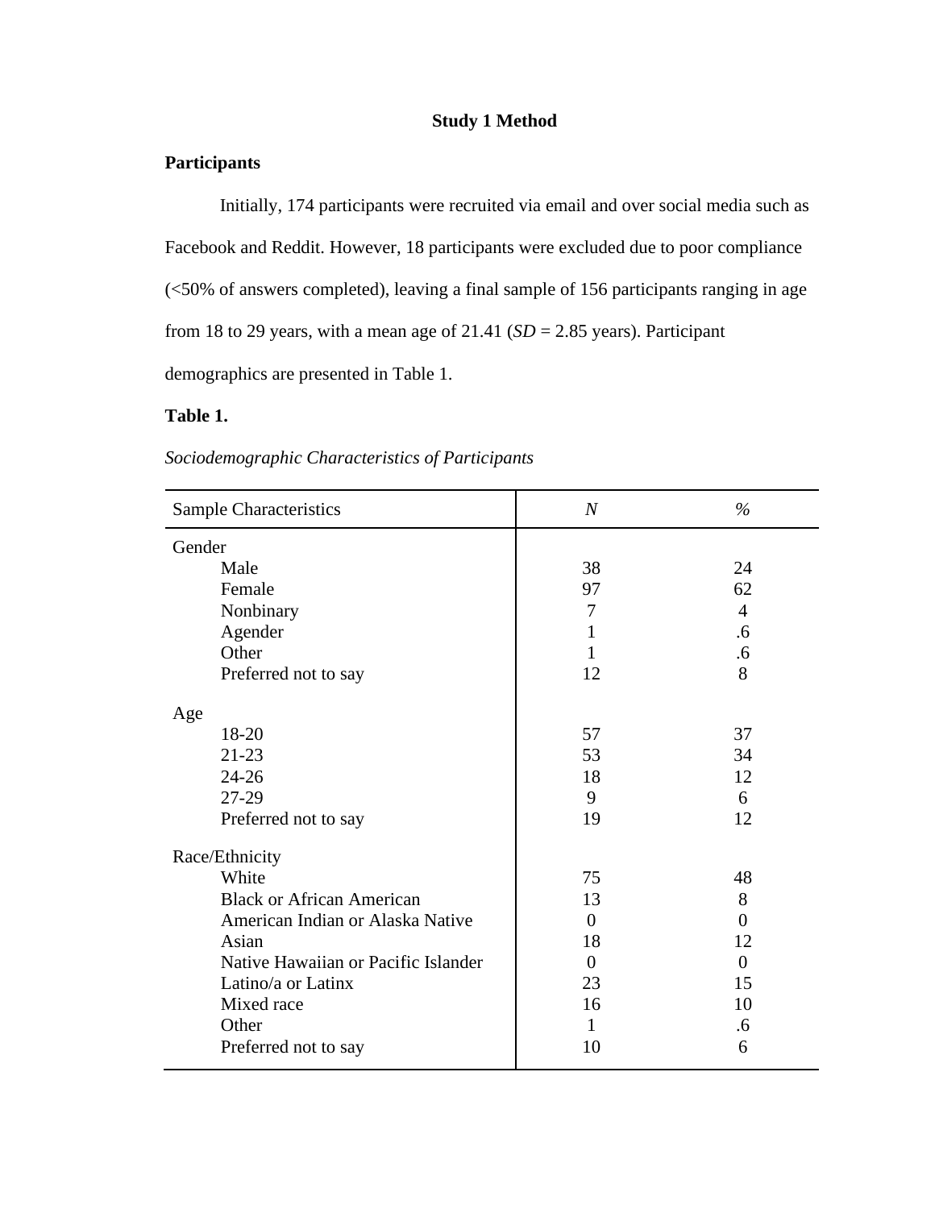# Study 1 Method

## Participants

Initially, 174 participants were recruited via email and over social media such as Facebook and Reddit. However, 18 participants were excluded due to poor compliance (<50% of answers completed), leaving a final sample of 156 participants ranging in age from 18 to 29 years, with a mean age of 21.41 (*SD* = 2.85 years). Participant demographics are presented in Table 1.

**Table 1.**

*Sociodemographic Characteristics of Participants*

| Sample Characteristics | *N* | % |
|---|---|---|
| Gender | | |
| Male | 38 | 24 |
| Female | 97 | 62 |
| Nonbinary | 7 | 4 |
| Agender | 1 | .6 |
| Other | 1 | .6 |
| Preferred not to say | 12 | 8 |
| Age | | |
| 18-20 | 57 | 37 |
| 21-23 | 53 | 34 |
| 24-26 | 18 | 12 |
| 27-29 | 9 | 6 |
| Preferred not to say | 19 | 12 |
| Race/Ethnicity | | |
| White | 75 | 48 |
| Black or African American | 13 | 8 |
| American Indian or Alaska Native | 0 | 0 |
| Asian | 18 | 12 |
| Native Hawaiian or Pacific Islander | 0 | 0 |
| Latino/a or Latinx | 23 | 15 |
| Mixed race | 16 | 10 |
| Other | 1 | .6 |
| Preferred not to say | 10 | 6 |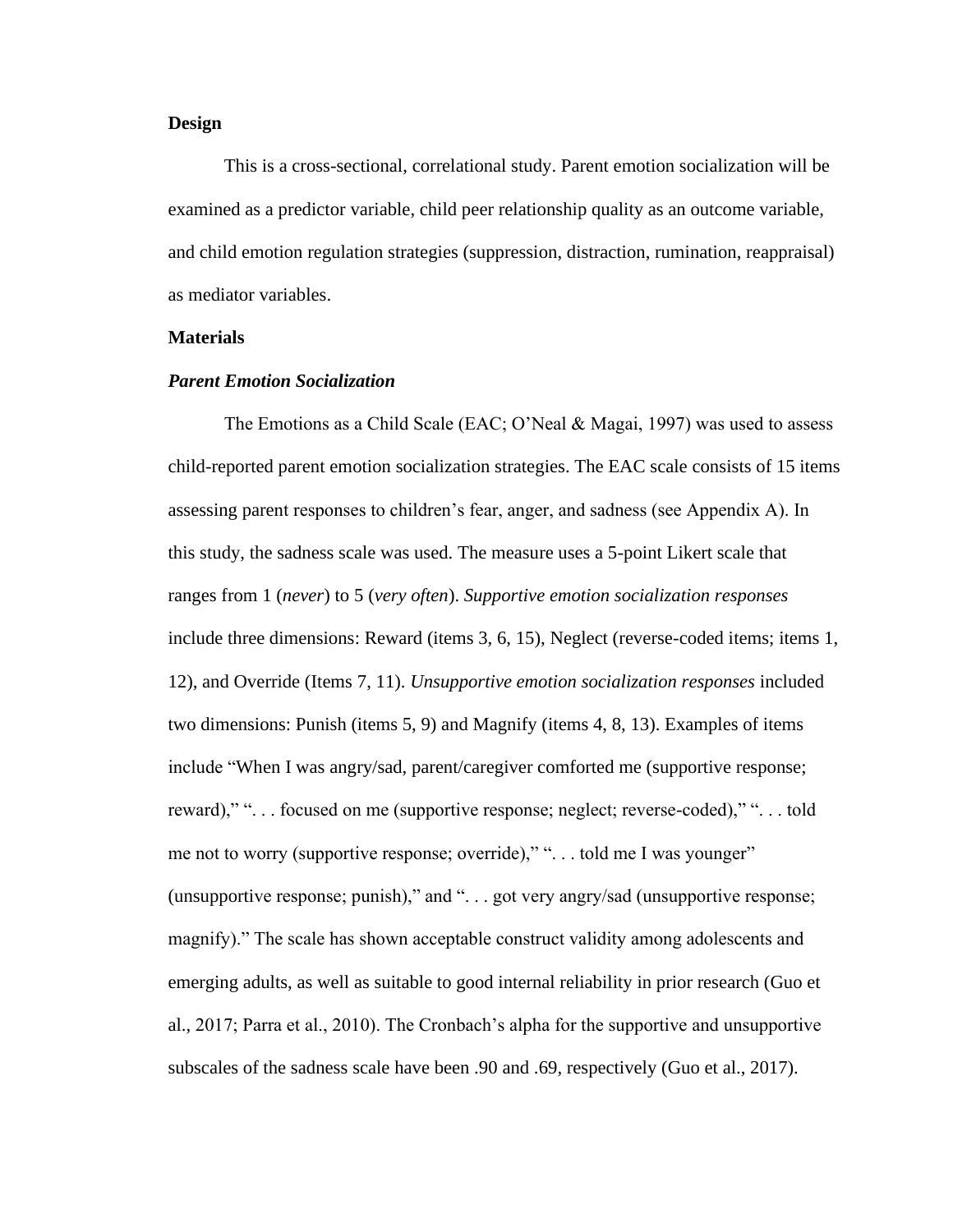**Design**

This is a cross-sectional, correlational study. Parent emotion socialization will be examined as a predictor variable, child peer relationship quality as an outcome variable, and child emotion regulation strategies (suppression, distraction, rumination, reappraisal) as mediator variables.

**Materials**

***Parent Emotion Socialization***

The Emotions as a Child Scale (EAC; O'Neal & Magai, 1997) was used to assess child-reported parent emotion socialization strategies. The EAC scale consists of 15 items assessing parent responses to children's fear, anger, and sadness (see Appendix A). In this study, the sadness scale was used. The measure uses a 5-point Likert scale that ranges from 1 (*never*) to 5 (*very often*). *Supportive emotion socialization responses* include three dimensions: Reward (items 3, 6, 15), Neglect (reverse-coded items; items 1, 12), and Override (Items 7, 11). *Unsupportive emotion socialization responses* included two dimensions: Punish (items 5, 9) and Magnify (items 4, 8, 13). Examples of items include "When I was angry/sad, parent/caregiver comforted me (supportive response; reward)," ". . . focused on me (supportive response; neglect; reverse-coded)," ". . . told me not to worry (supportive response; override)," ". . . told me I was younger" (unsupportive response; punish)," and ". . . got very angry/sad (unsupportive response; magnify)." The scale has shown acceptable construct validity among adolescents and emerging adults, as well as suitable to good internal reliability in prior research (Guo et al., 2017; Parra et al., 2010). The Cronbach's alpha for the supportive and unsupportive subscales of the sadness scale have been .90 and .69, respectively (Guo et al., 2017).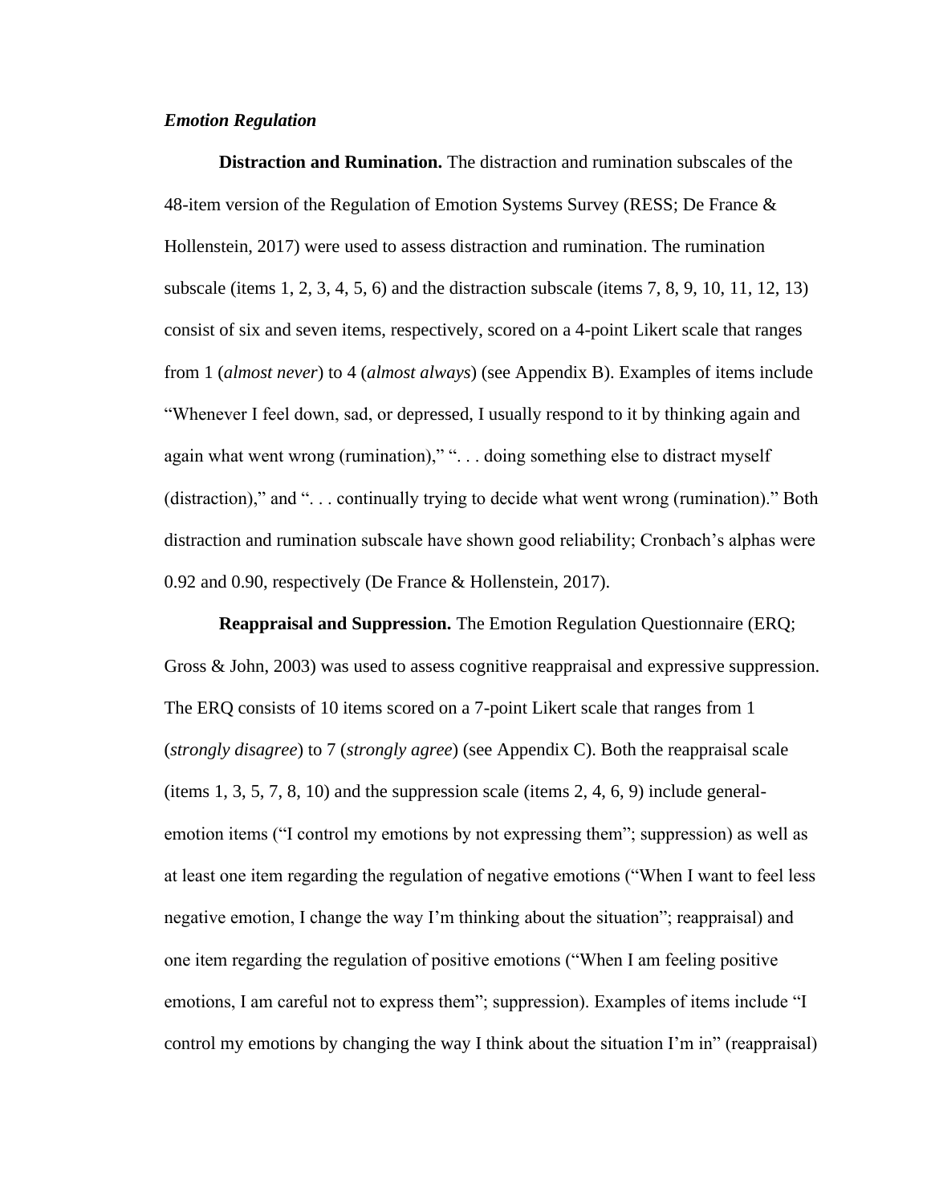*Emotion Regulation*

**Distraction and Rumination.** The distraction and rumination subscales of the 48-item version of the Regulation of Emotion Systems Survey (RESS; De France & Hollenstein, 2017) were used to assess distraction and rumination. The rumination subscale (items 1, 2, 3, 4, 5, 6) and the distraction subscale (items 7, 8, 9, 10, 11, 12, 13) consist of six and seven items, respectively, scored on a 4-point Likert scale that ranges from 1 (*almost never*) to 4 (*almost always*) (see Appendix B). Examples of items include "Whenever I feel down, sad, or depressed, I usually respond to it by thinking again and again what went wrong (rumination)," ". . . doing something else to distract myself (distraction)," and ". . . continually trying to decide what went wrong (rumination)." Both distraction and rumination subscale have shown good reliability; Cronbach's alphas were 0.92 and 0.90, respectively (De France & Hollenstein, 2017).

**Reappraisal and Suppression.** The Emotion Regulation Questionnaire (ERQ; Gross & John, 2003) was used to assess cognitive reappraisal and expressive suppression. The ERQ consists of 10 items scored on a 7-point Likert scale that ranges from 1 (*strongly disagree*) to 7 (*strongly agree*) (see Appendix C). Both the reappraisal scale (items 1, 3, 5, 7, 8, 10) and the suppression scale (items 2, 4, 6, 9) include general-emotion items ("I control my emotions by not expressing them"; suppression) as well as at least one item regarding the regulation of negative emotions ("When I want to feel less negative emotion, I change the way I'm thinking about the situation"; reappraisal) and one item regarding the regulation of positive emotions ("When I am feeling positive emotions, I am careful not to express them"; suppression). Examples of items include "I control my emotions by changing the way I think about the situation I'm in" (reappraisal)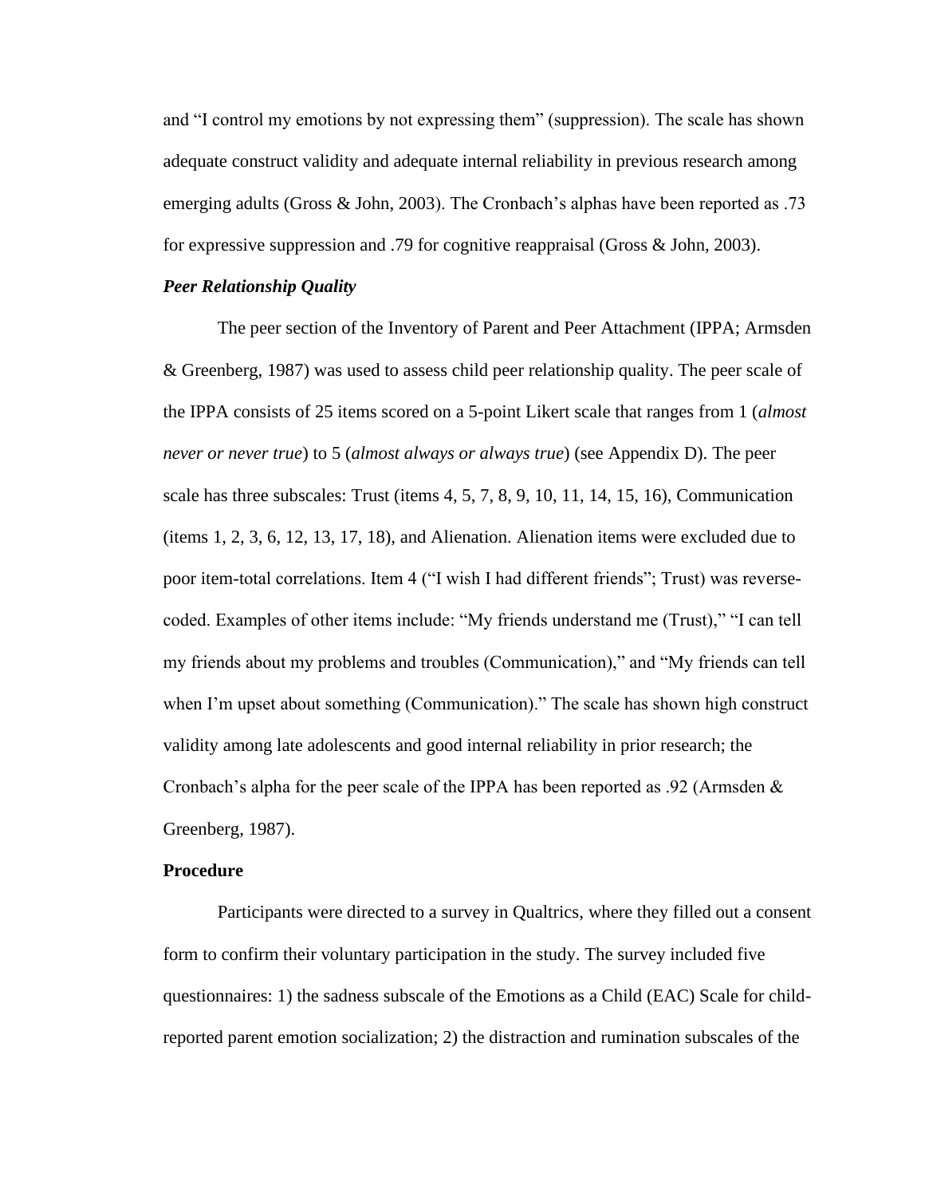and "I control my emotions by not expressing them" (suppression). The scale has shown adequate construct validity and adequate internal reliability in previous research among emerging adults (Gross & John, 2003). The Cronbach's alphas have been reported as .73 for expressive suppression and .79 for cognitive reappraisal (Gross & John, 2003).

### *Peer Relationship Quality*

The peer section of the Inventory of Parent and Peer Attachment (IPPA; Armsden & Greenberg, 1987) was used to assess child peer relationship quality. The peer scale of the IPPA consists of 25 items scored on a 5-point Likert scale that ranges from 1 (*almost never or never true*) to 5 (*almost always or always true*) (see Appendix D). The peer scale has three subscales: Trust (items 4, 5, 7, 8, 9, 10, 11, 14, 15, 16), Communication (items 1, 2, 3, 6, 12, 13, 17, 18), and Alienation. Alienation items were excluded due to poor item-total correlations. Item 4 ("I wish I had different friends"; Trust) was reverse-coded. Examples of other items include: "My friends understand me (Trust)," "I can tell my friends about my problems and troubles (Communication)," and "My friends can tell when I'm upset about something (Communication)." The scale has shown high construct validity among late adolescents and good internal reliability in prior research; the Cronbach's alpha for the peer scale of the IPPA has been reported as .92 (Armsden & Greenberg, 1987).

## **Procedure**

Participants were directed to a survey in Qualtrics, where they filled out a consent form to confirm their voluntary participation in the study. The survey included five questionnaires: 1) the sadness subscale of the Emotions as a Child (EAC) Scale for child-reported parent emotion socialization; 2) the distraction and rumination subscales of the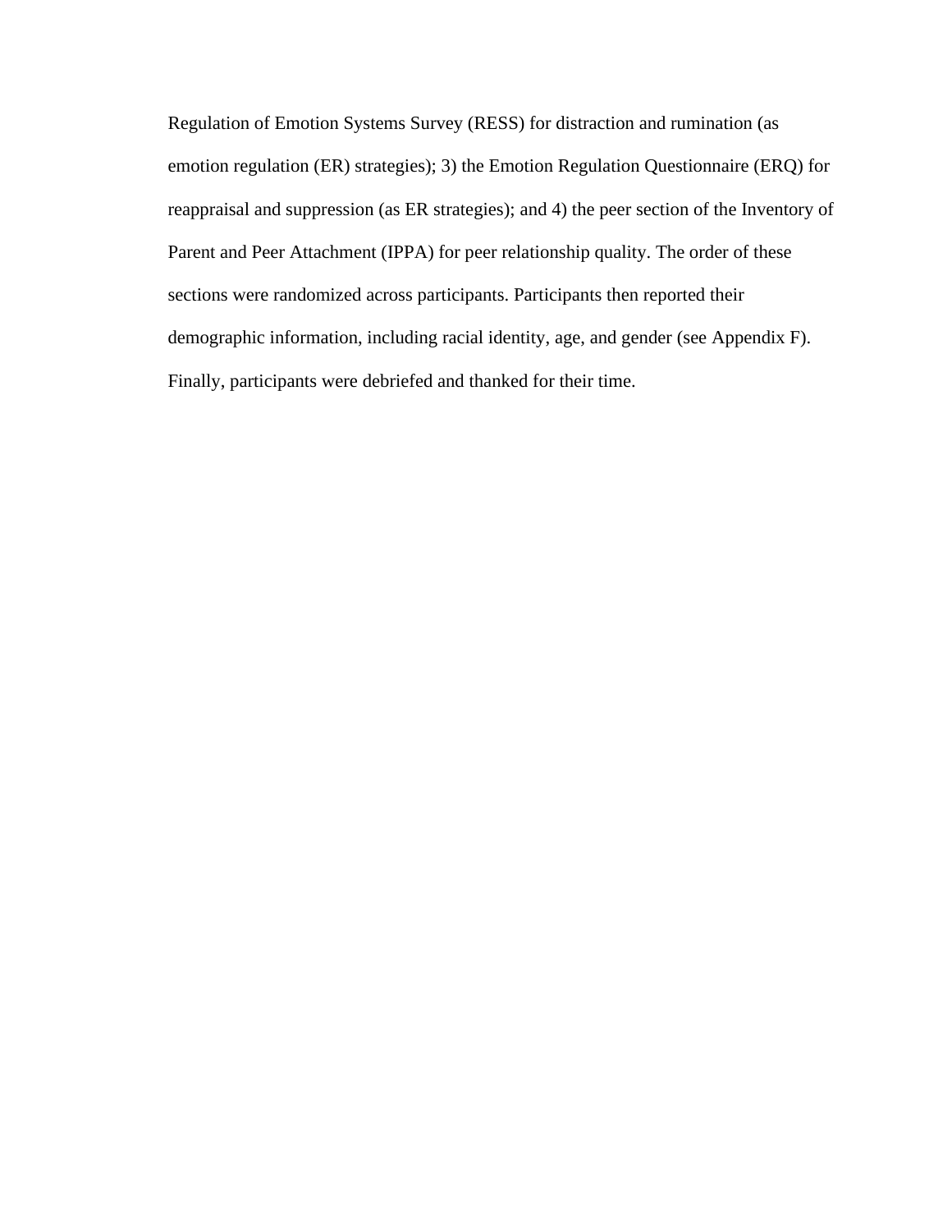Regulation of Emotion Systems Survey (RESS) for distraction and rumination (as emotion regulation (ER) strategies); 3) the Emotion Regulation Questionnaire (ERQ) for reappraisal and suppression (as ER strategies); and 4) the peer section of the Inventory of Parent and Peer Attachment (IPPA) for peer relationship quality. The order of these sections were randomized across participants. Participants then reported their demographic information, including racial identity, age, and gender (see Appendix F). Finally, participants were debriefed and thanked for their time.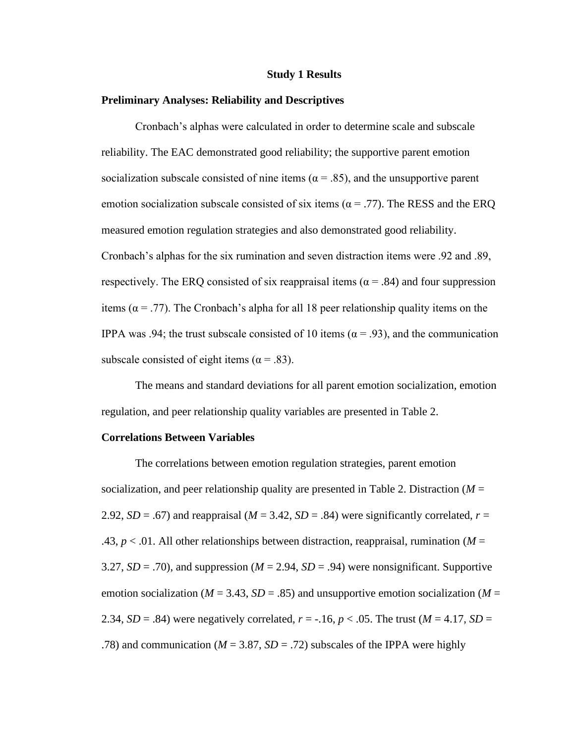# Study 1 Results

## Preliminary Analyses: Reliability and Descriptives

Cronbach's alphas were calculated in order to determine scale and subscale reliability. The EAC demonstrated good reliability; the supportive parent emotion socialization subscale consisted of nine items ($\alpha = .85$), and the unsupportive parent emotion socialization subscale consisted of six items ($\alpha = .77$). The RESS and the ERQ measured emotion regulation strategies and also demonstrated good reliability. Cronbach's alphas for the six rumination and seven distraction items were .92 and .89, respectively. The ERQ consisted of six reappraisal items ($\alpha = .84$) and four suppression items ($\alpha = .77$). The Cronbach's alpha for all 18 peer relationship quality items on the IPPA was .94; the trust subscale consisted of 10 items ($\alpha = .93$), and the communication subscale consisted of eight items ($\alpha = .83$).

The means and standard deviations for all parent emotion socialization, emotion regulation, and peer relationship quality variables are presented in Table 2.

## Correlations Between Variables

The correlations between emotion regulation strategies, parent emotion socialization, and peer relationship quality are presented in Table 2. Distraction ($M$ = 2.92, $SD$ = .67) and reappraisal ($M$ = 3.42, $SD$ = .84) were significantly correlated, $r$ = .43, $p < .01$. All other relationships between distraction, reappraisal, rumination ($M$ = 3.27, $SD$ = .70), and suppression ($M$ = 2.94, $SD$ = .94) were nonsignificant. Supportive emotion socialization ($M$ = 3.43, $SD$ = .85) and unsupportive emotion socialization ($M$ = 2.34, $SD$ = .84) were negatively correlated, $r$ = -.16, $p < .05$. The trust ($M$ = 4.17, $SD$ = .78) and communication ($M$ = 3.87, $SD$ = .72) subscales of the IPPA were highly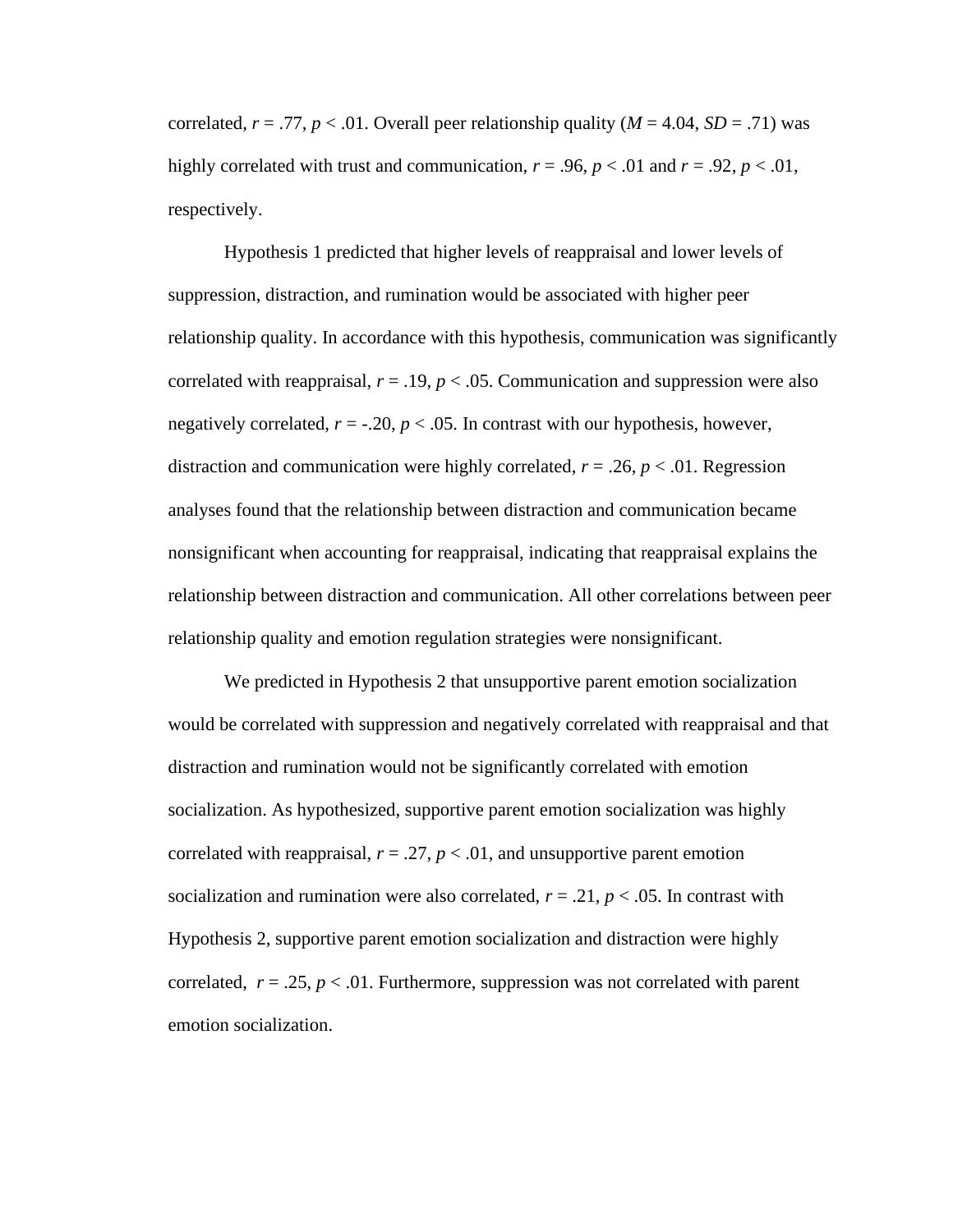correlated, $r = .77$, $p < .01$. Overall peer relationship quality ($M = 4.04$, $SD = .71$) was highly correlated with trust and communication, $r = .96$, $p < .01$ and $r = .92$, $p < .01$, respectively.

Hypothesis 1 predicted that higher levels of reappraisal and lower levels of suppression, distraction, and rumination would be associated with higher peer relationship quality. In accordance with this hypothesis, communication was significantly correlated with reappraisal, $r = .19$, $p < .05$. Communication and suppression were also negatively correlated, $r = -.20$, $p < .05$. In contrast with our hypothesis, however, distraction and communication were highly correlated, $r = .26$, $p < .01$. Regression analyses found that the relationship between distraction and communication became nonsignificant when accounting for reappraisal, indicating that reappraisal explains the relationship between distraction and communication. All other correlations between peer relationship quality and emotion regulation strategies were nonsignificant.

We predicted in Hypothesis 2 that unsupportive parent emotion socialization would be correlated with suppression and negatively correlated with reappraisal and that distraction and rumination would not be significantly correlated with emotion socialization. As hypothesized, supportive parent emotion socialization was highly correlated with reappraisal, $r = .27$, $p < .01$, and unsupportive parent emotion socialization and rumination were also correlated, $r = .21$, $p < .05$. In contrast with Hypothesis 2, supportive parent emotion socialization and distraction were highly correlated, $r = .25$, $p < .01$. Furthermore, suppression was not correlated with parent emotion socialization.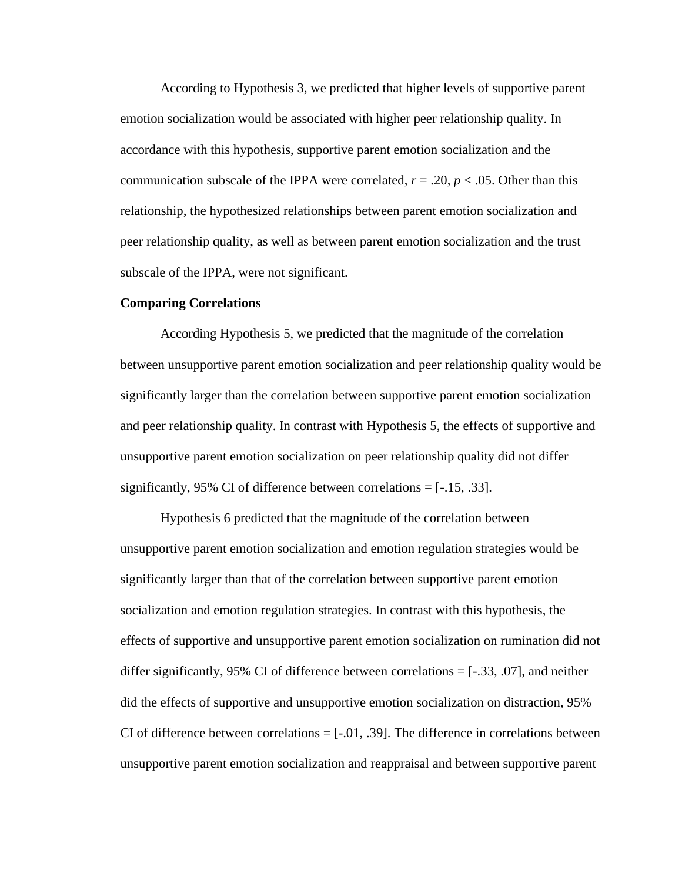According to Hypothesis 3, we predicted that higher levels of supportive parent emotion socialization would be associated with higher peer relationship quality. In accordance with this hypothesis, supportive parent emotion socialization and the communication subscale of the IPPA were correlated, $r = .20$, $p < .05$. Other than this relationship, the hypothesized relationships between parent emotion socialization and peer relationship quality, as well as between parent emotion socialization and the trust subscale of the IPPA, were not significant.

**Comparing Correlations**

According Hypothesis 5, we predicted that the magnitude of the correlation between unsupportive parent emotion socialization and peer relationship quality would be significantly larger than the correlation between supportive parent emotion socialization and peer relationship quality. In contrast with Hypothesis 5, the effects of supportive and unsupportive parent emotion socialization on peer relationship quality did not differ significantly, 95% CI of difference between correlations = [-.15, .33].

Hypothesis 6 predicted that the magnitude of the correlation between unsupportive parent emotion socialization and emotion regulation strategies would be significantly larger than that of the correlation between supportive parent emotion socialization and emotion regulation strategies. In contrast with this hypothesis, the effects of supportive and unsupportive parent emotion socialization on rumination did not differ significantly, 95% CI of difference between correlations = [-.33, .07], and neither did the effects of supportive and unsupportive emotion socialization on distraction, 95% CI of difference between correlations = [-.01, .39]. The difference in correlations between unsupportive parent emotion socialization and reappraisal and between supportive parent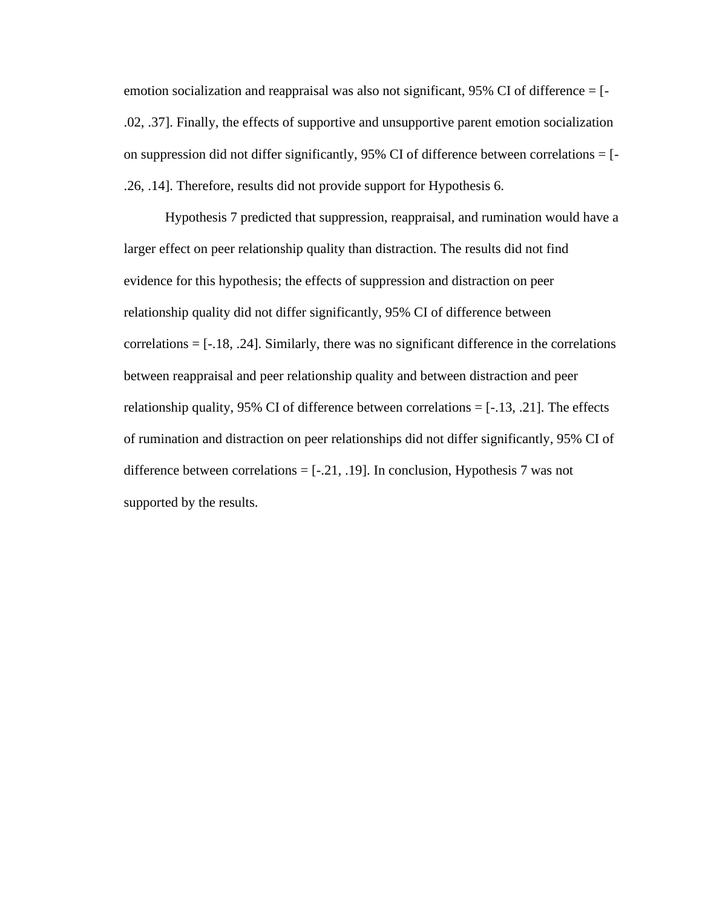emotion socialization and reappraisal was also not significant, 95% CI of difference = [-.02, .37]. Finally, the effects of supportive and unsupportive parent emotion socialization on suppression did not differ significantly, 95% CI of difference between correlations = [-.26, .14]. Therefore, results did not provide support for Hypothesis 6.

Hypothesis 7 predicted that suppression, reappraisal, and rumination would have a larger effect on peer relationship quality than distraction. The results did not find evidence for this hypothesis; the effects of suppression and distraction on peer relationship quality did not differ significantly, 95% CI of difference between correlations = [-.18, .24]. Similarly, there was no significant difference in the correlations between reappraisal and peer relationship quality and between distraction and peer relationship quality, 95% CI of difference between correlations = [-.13, .21]. The effects of rumination and distraction on peer relationships did not differ significantly, 95% CI of difference between correlations = [-.21, .19]. In conclusion, Hypothesis 7 was not supported by the results.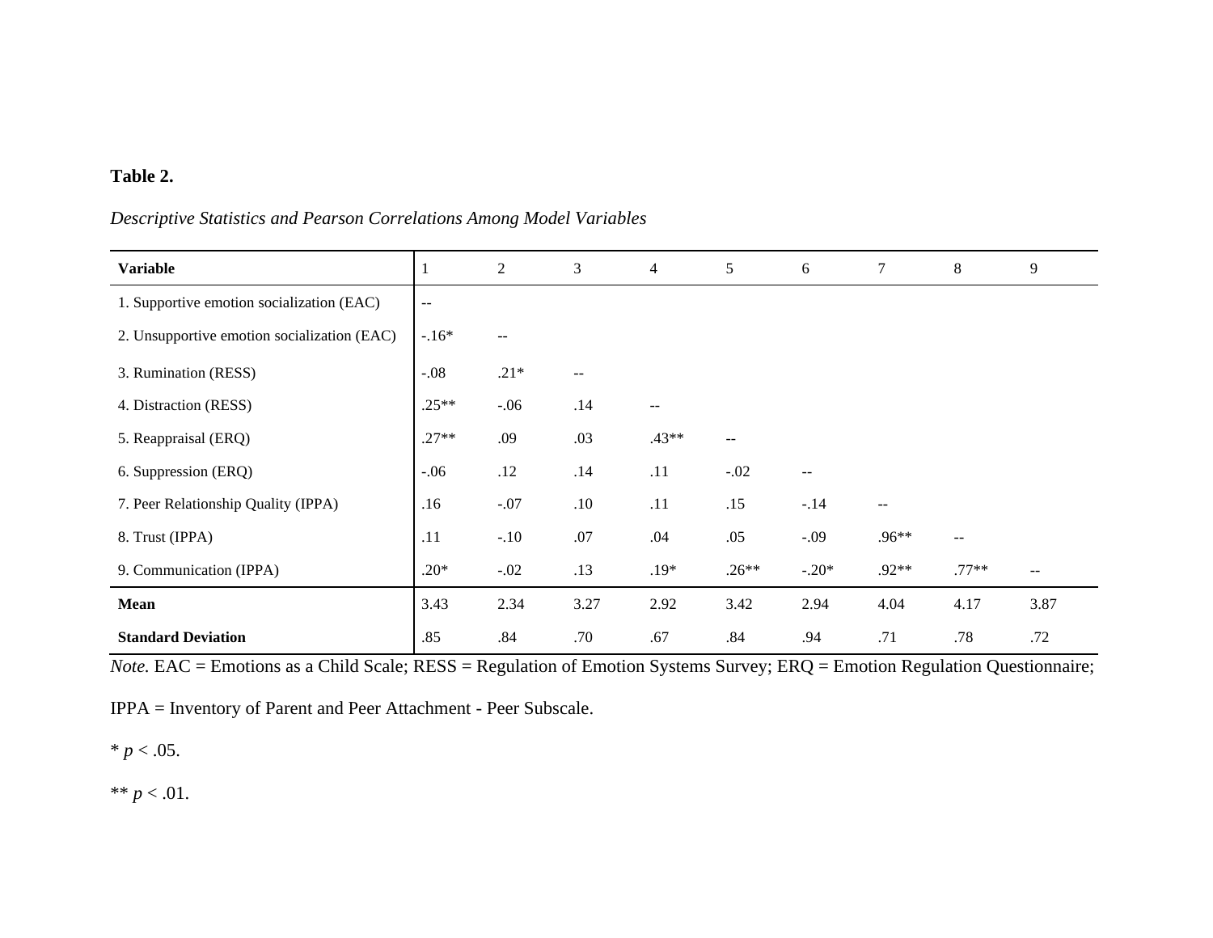**Table 2.**

*Descriptive Statistics and Pearson Correlations Among Model Variables*

| Variable | 1 | 2 | 3 | 4 | 5 | 6 | 7 | 8 | 9 |
|---|---|---|---|---|---|---|---|---|---|
| 1. Supportive emotion socialization (EAC) | -- | | | | | | | | |
| 2. Unsupportive emotion socialization (EAC) | -.16* | -- | | | | | | | |
| 3. Rumination (RESS) | -.08 | .21* | -- | | | | | | |
| 4. Distraction (RESS) | .25** | -.06 | .14 | -- | | | | | |
| 5. Reappraisal (ERQ) | .27** | .09 | .03 | .43** | -- | | | | |
| 6. Suppression (ERQ) | -.06 | .12 | .14 | .11 | -.02 | -- | | | |
| 7. Peer Relationship Quality (IPPA) | .16 | -.07 | .10 | .11 | .15 | -.14 | -- | | |
| 8. Trust (IPPA) | .11 | -.10 | .07 | .04 | .05 | -.09 | .96** | -- | |
| 9. Communication (IPPA) | .20* | -.02 | .13 | .19* | .26** | -.20* | .92** | .77** | -- |
| **Mean** | 3.43 | 2.34 | 3.27 | 2.92 | 3.42 | 2.94 | 4.04 | 4.17 | 3.87 |
| **Standard Deviation** | .85 | .84 | .70 | .67 | .84 | .94 | .71 | .78 | .72 |

*Note.* EAC = Emotions as a Child Scale; RESS = Regulation of Emotion Systems Survey; ERQ = Emotion Regulation Questionnaire; IPPA = Inventory of Parent and Peer Attachment - Peer Subscale.

* $p < .05$.

** $p < .01$.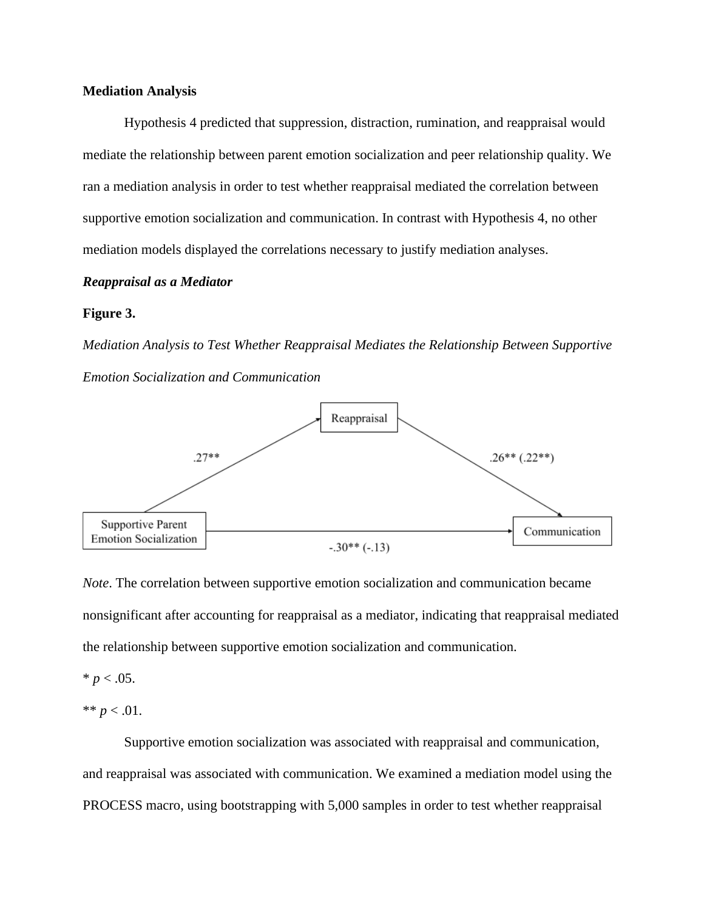**Mediation Analysis**

Hypothesis 4 predicted that suppression, distraction, rumination, and reappraisal would mediate the relationship between parent emotion socialization and peer relationship quality. We ran a mediation analysis in order to test whether reappraisal mediated the correlation between supportive emotion socialization and communication. In contrast with Hypothesis 4, no other mediation models displayed the correlations necessary to justify mediation analyses.

***Reappraisal as a Mediator***

**Figure 3.**

*Mediation Analysis to Test Whether Reappraisal Mediates the Relationship Between Supportive Emotion Socialization and Communication*

*Note*. The correlation between supportive emotion socialization and communication became nonsignificant after accounting for reappraisal as a mediator, indicating that reappraisal mediated the relationship between supportive emotion socialization and communication.

\* $p < .05$.

\*\* $p < .01$.

Supportive emotion socialization was associated with reappraisal and communication, and reappraisal was associated with communication. We examined a mediation model using the PROCESS macro, using bootstrapping with 5,000 samples in order to test whether reappraisal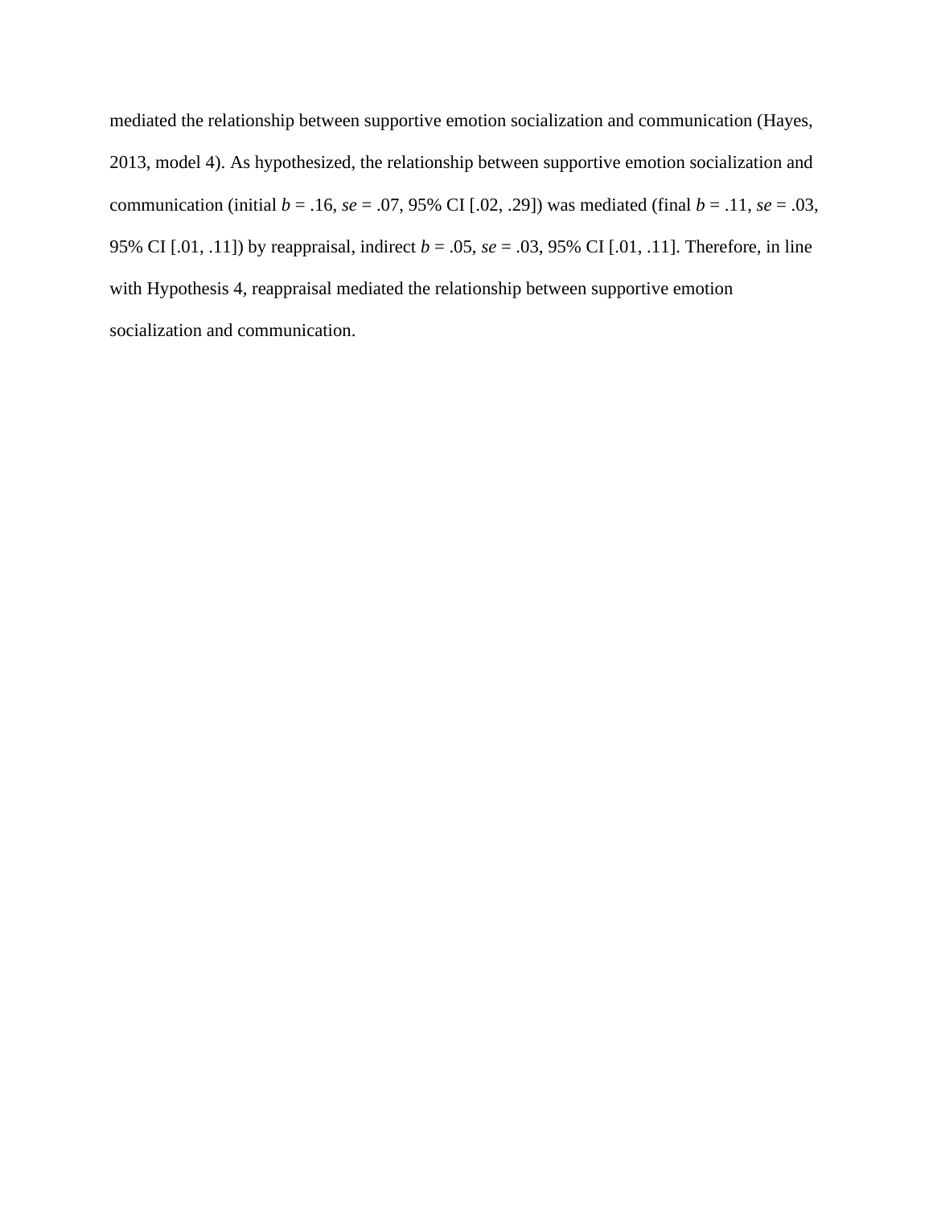mediated the relationship between supportive emotion socialization and communication (Hayes, 2013, model 4). As hypothesized, the relationship between supportive emotion socialization and communication (initial *b* = .16, *se* = .07, 95% CI [.02, .29]) was mediated (final *b* = .11, *se* = .03, 95% CI [.01, .11]) by reappraisal, indirect *b* = .05, *se* = .03, 95% CI [.01, .11]. Therefore, in line with Hypothesis 4, reappraisal mediated the relationship between supportive emotion socialization and communication.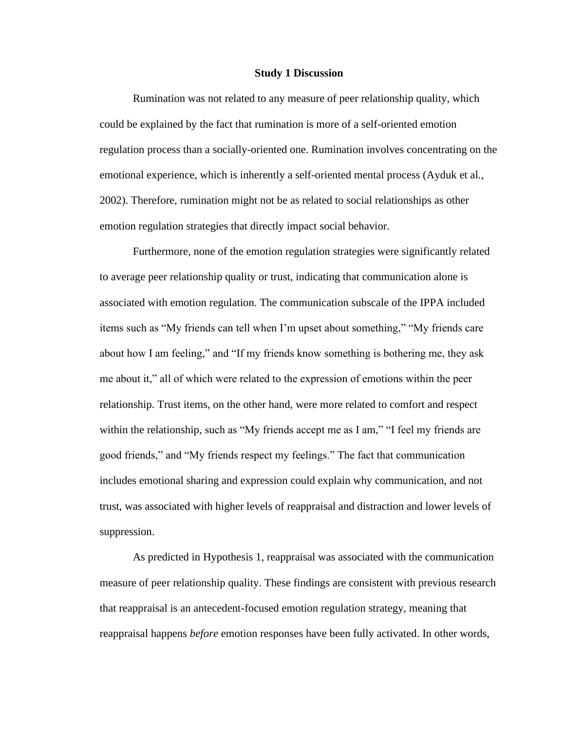## Study 1 Discussion

Rumination was not related to any measure of peer relationship quality, which could be explained by the fact that rumination is more of a self-oriented emotion regulation process than a socially-oriented one. Rumination involves concentrating on the emotional experience, which is inherently a self-oriented mental process (Ayduk et al., 2002). Therefore, rumination might not be as related to social relationships as other emotion regulation strategies that directly impact social behavior.

Furthermore, none of the emotion regulation strategies were significantly related to average peer relationship quality or trust, indicating that communication alone is associated with emotion regulation. The communication subscale of the IPPA included items such as "My friends can tell when I'm upset about something," "My friends care about how I am feeling," and "If my friends know something is bothering me, they ask me about it," all of which were related to the expression of emotions within the peer relationship. Trust items, on the other hand, were more related to comfort and respect within the relationship, such as "My friends accept me as I am," "I feel my friends are good friends," and "My friends respect my feelings." The fact that communication includes emotional sharing and expression could explain why communication, and not trust, was associated with higher levels of reappraisal and distraction and lower levels of suppression.

As predicted in Hypothesis 1, reappraisal was associated with the communication measure of peer relationship quality. These findings are consistent with previous research that reappraisal is an antecedent-focused emotion regulation strategy, meaning that reappraisal happens *before* emotion responses have been fully activated. In other words,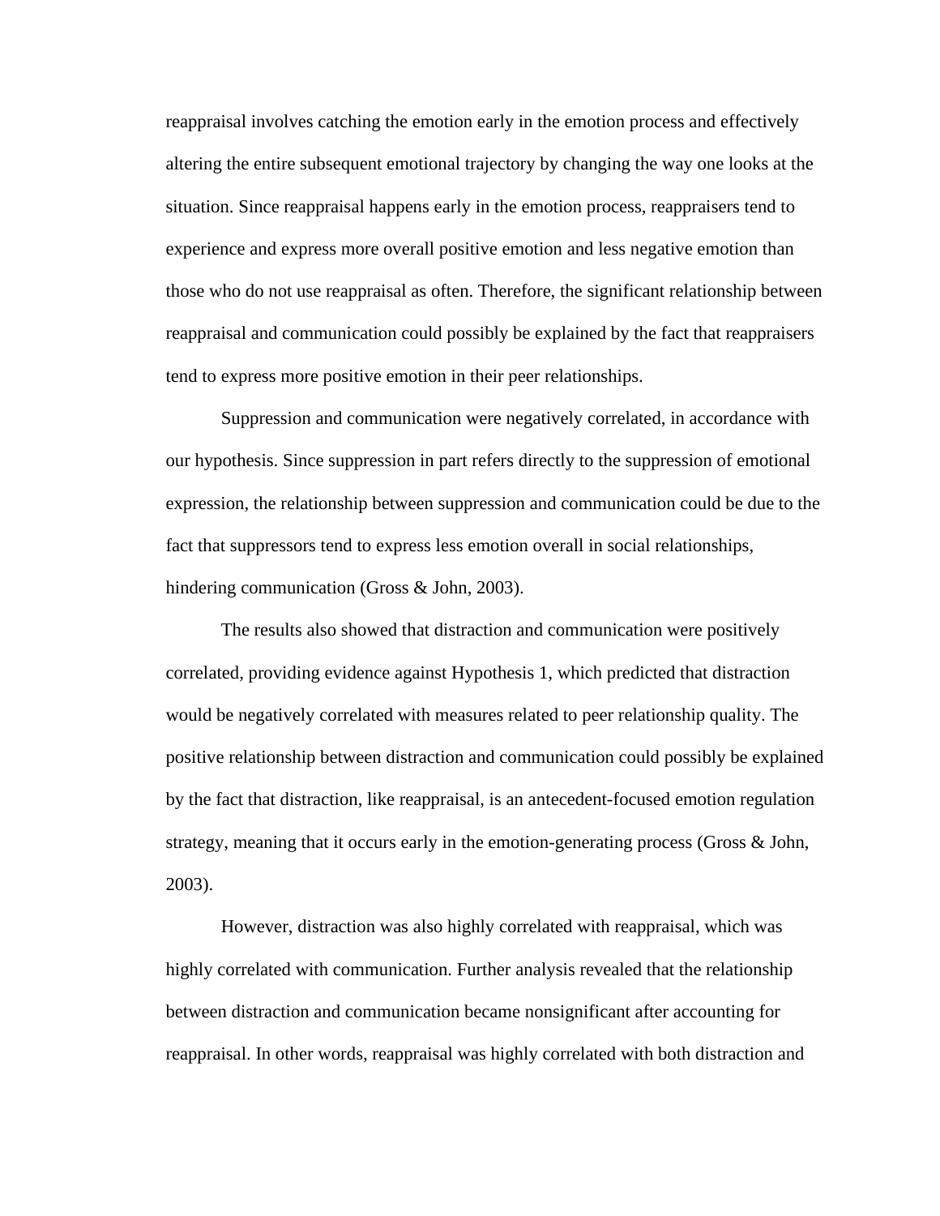reappraisal involves catching the emotion early in the emotion process and effectively altering the entire subsequent emotional trajectory by changing the way one looks at the situation. Since reappraisal happens early in the emotion process, reappraisers tend to experience and express more overall positive emotion and less negative emotion than those who do not use reappraisal as often. Therefore, the significant relationship between reappraisal and communication could possibly be explained by the fact that reappraisers tend to express more positive emotion in their peer relationships.

Suppression and communication were negatively correlated, in accordance with our hypothesis. Since suppression in part refers directly to the suppression of emotional expression, the relationship between suppression and communication could be due to the fact that suppressors tend to express less emotion overall in social relationships, hindering communication (Gross & John, 2003).

The results also showed that distraction and communication were positively correlated, providing evidence against Hypothesis 1, which predicted that distraction would be negatively correlated with measures related to peer relationship quality. The positive relationship between distraction and communication could possibly be explained by the fact that distraction, like reappraisal, is an antecedent-focused emotion regulation strategy, meaning that it occurs early in the emotion-generating process (Gross & John, 2003).

However, distraction was also highly correlated with reappraisal, which was highly correlated with communication. Further analysis revealed that the relationship between distraction and communication became nonsignificant after accounting for reappraisal. In other words, reappraisal was highly correlated with both distraction and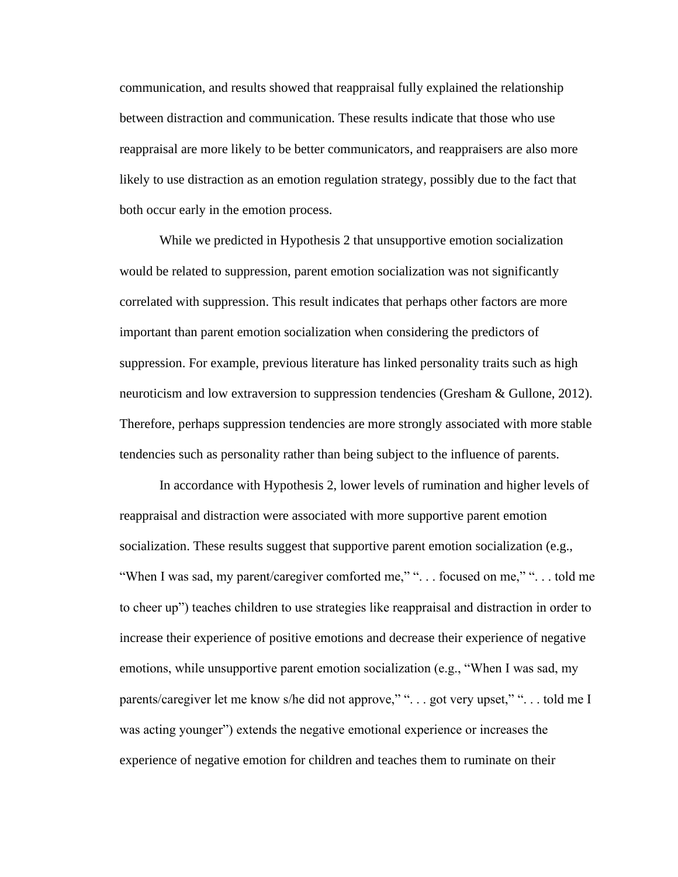communication, and results showed that reappraisal fully explained the relationship between distraction and communication. These results indicate that those who use reappraisal are more likely to be better communicators, and reappraisers are also more likely to use distraction as an emotion regulation strategy, possibly due to the fact that both occur early in the emotion process.

While we predicted in Hypothesis 2 that unsupportive emotion socialization would be related to suppression, parent emotion socialization was not significantly correlated with suppression. This result indicates that perhaps other factors are more important than parent emotion socialization when considering the predictors of suppression. For example, previous literature has linked personality traits such as high neuroticism and low extraversion to suppression tendencies (Gresham & Gullone, 2012). Therefore, perhaps suppression tendencies are more strongly associated with more stable tendencies such as personality rather than being subject to the influence of parents.

In accordance with Hypothesis 2, lower levels of rumination and higher levels of reappraisal and distraction were associated with more supportive parent emotion socialization. These results suggest that supportive parent emotion socialization (e.g., "When I was sad, my parent/caregiver comforted me," ". . . focused on me," ". . . told me to cheer up") teaches children to use strategies like reappraisal and distraction in order to increase their experience of positive emotions and decrease their experience of negative emotions, while unsupportive parent emotion socialization (e.g., "When I was sad, my parents/caregiver let me know s/he did not approve," ". . . got very upset," ". . . told me I was acting younger") extends the negative emotional experience or increases the experience of negative emotion for children and teaches them to ruminate on their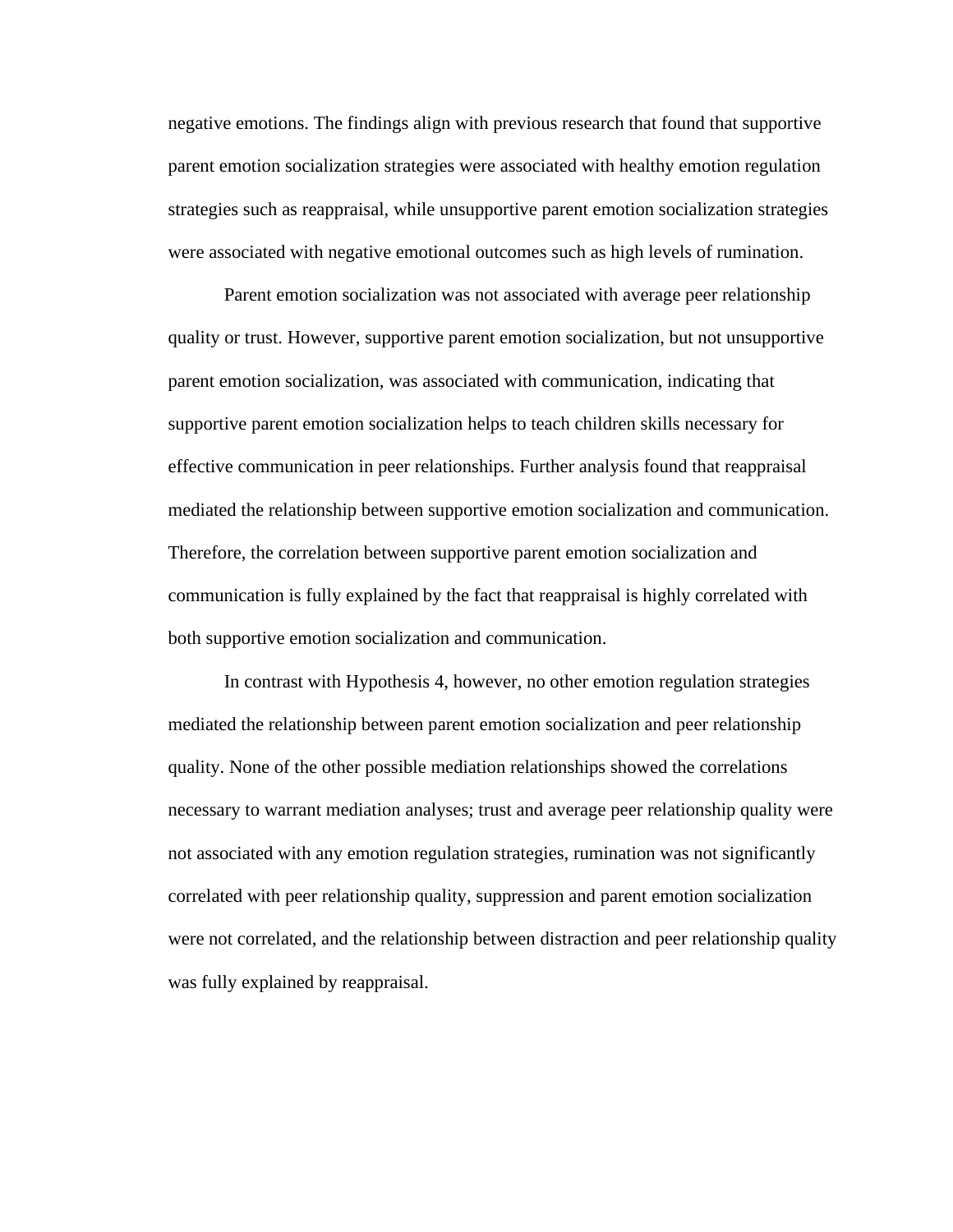negative emotions. The findings align with previous research that found that supportive parent emotion socialization strategies were associated with healthy emotion regulation strategies such as reappraisal, while unsupportive parent emotion socialization strategies were associated with negative emotional outcomes such as high levels of rumination.

Parent emotion socialization was not associated with average peer relationship quality or trust. However, supportive parent emotion socialization, but not unsupportive parent emotion socialization, was associated with communication, indicating that supportive parent emotion socialization helps to teach children skills necessary for effective communication in peer relationships. Further analysis found that reappraisal mediated the relationship between supportive emotion socialization and communication. Therefore, the correlation between supportive parent emotion socialization and communication is fully explained by the fact that reappraisal is highly correlated with both supportive emotion socialization and communication.

In contrast with Hypothesis 4, however, no other emotion regulation strategies mediated the relationship between parent emotion socialization and peer relationship quality. None of the other possible mediation relationships showed the correlations necessary to warrant mediation analyses; trust and average peer relationship quality were not associated with any emotion regulation strategies, rumination was not significantly correlated with peer relationship quality, suppression and parent emotion socialization were not correlated, and the relationship between distraction and peer relationship quality was fully explained by reappraisal.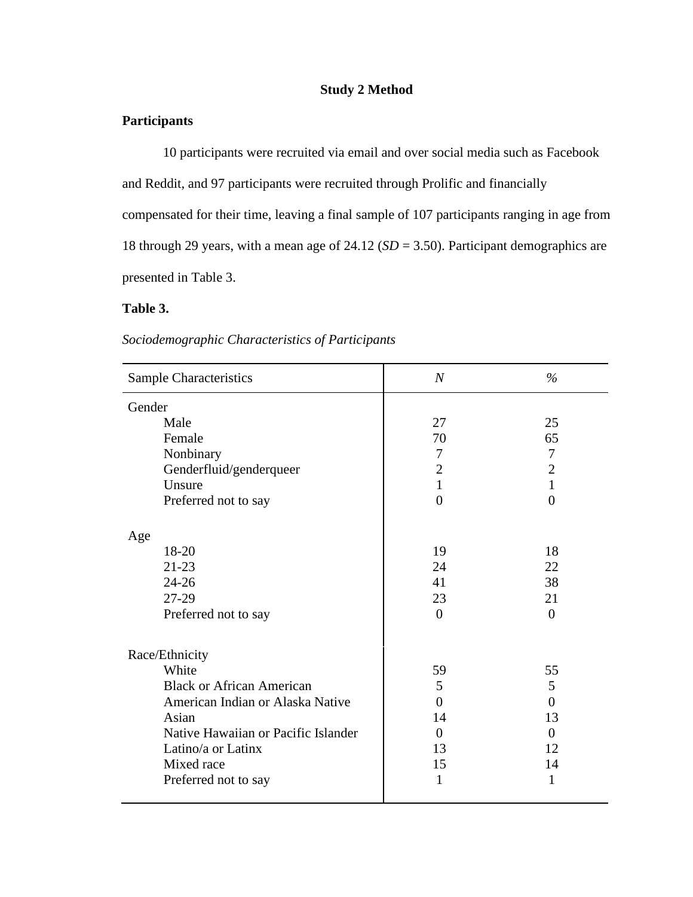# Study 2 Method

## Participants

10 participants were recruited via email and over social media such as Facebook and Reddit, and 97 participants were recruited through Prolific and financially compensated for their time, leaving a final sample of 107 participants ranging in age from 18 through 29 years, with a mean age of 24.12 (*SD* = 3.50). Participant demographics are presented in Table 3.

**Table 3.**

*Sociodemographic Characteristics of Participants*

| Sample Characteristics | *N* | % |
|---|---|---|
| Gender | | |
| Male | 27 | 25 |
| Female | 70 | 65 |
| Nonbinary | 7 | 7 |
| Genderfluid/genderqueer | 2 | 2 |
| Unsure | 1 | 1 |
| Preferred not to say | 0 | 0 |
| Age | | |
| 18-20 | 19 | 18 |
| 21-23 | 24 | 22 |
| 24-26 | 41 | 38 |
| 27-29 | 23 | 21 |
| Preferred not to say | 0 | 0 |
| Race/Ethnicity | | |
| White | 59 | 55 |
| Black or African American | 5 | 5 |
| American Indian or Alaska Native | 0 | 0 |
| Asian | 14 | 13 |
| Native Hawaiian or Pacific Islander | 0 | 0 |
| Latino/a or Latinx | 13 | 12 |
| Mixed race | 15 | 14 |
| Preferred not to say | 1 | 1 |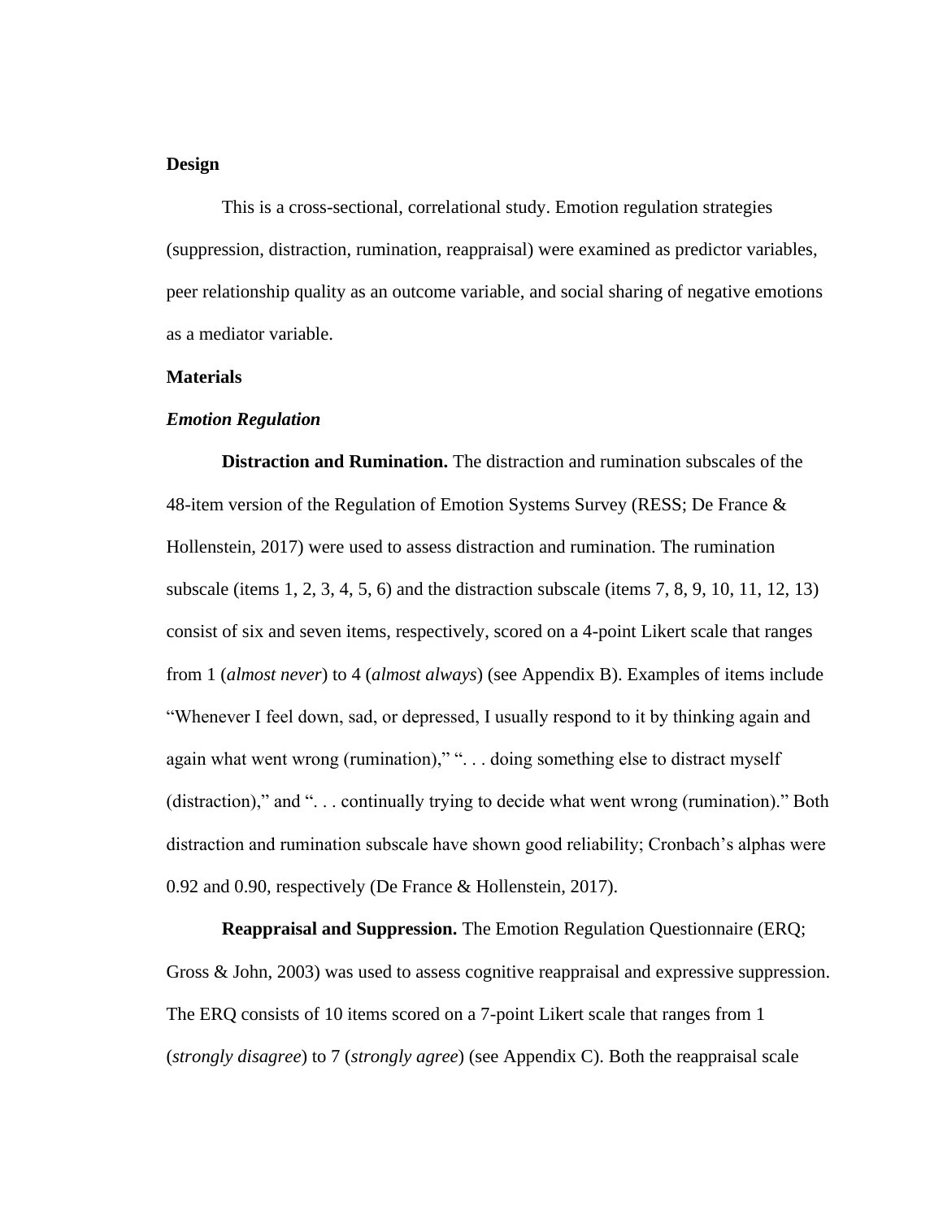**Design**

This is a cross-sectional, correlational study. Emotion regulation strategies (suppression, distraction, rumination, reappraisal) were examined as predictor variables, peer relationship quality as an outcome variable, and social sharing of negative emotions as a mediator variable.

**Materials**

***Emotion Regulation***

**Distraction and Rumination.** The distraction and rumination subscales of the 48-item version of the Regulation of Emotion Systems Survey (RESS; De France & Hollenstein, 2017) were used to assess distraction and rumination. The rumination subscale (items 1, 2, 3, 4, 5, 6) and the distraction subscale (items 7, 8, 9, 10, 11, 12, 13) consist of six and seven items, respectively, scored on a 4-point Likert scale that ranges from 1 (*almost never*) to 4 (*almost always*) (see Appendix B). Examples of items include "Whenever I feel down, sad, or depressed, I usually respond to it by thinking again and again what went wrong (rumination)," ". . . doing something else to distract myself (distraction)," and ". . . continually trying to decide what went wrong (rumination)." Both distraction and rumination subscale have shown good reliability; Cronbach's alphas were 0.92 and 0.90, respectively (De France & Hollenstein, 2017).

**Reappraisal and Suppression.** The Emotion Regulation Questionnaire (ERQ; Gross & John, 2003) was used to assess cognitive reappraisal and expressive suppression. The ERQ consists of 10 items scored on a 7-point Likert scale that ranges from 1 (*strongly disagree*) to 7 (*strongly agree*) (see Appendix C). Both the reappraisal scale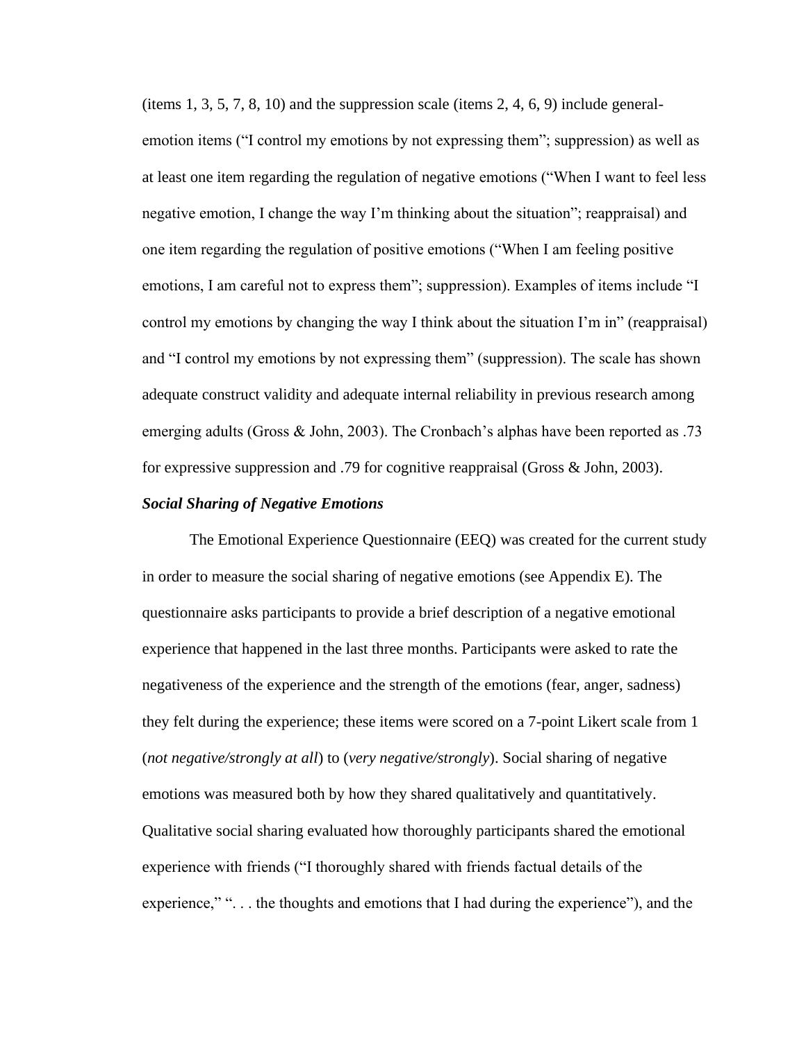(items 1, 3, 5, 7, 8, 10) and the suppression scale (items 2, 4, 6, 9) include general-emotion items ("I control my emotions by not expressing them"; suppression) as well as at least one item regarding the regulation of negative emotions ("When I want to feel less negative emotion, I change the way I'm thinking about the situation"; reappraisal) and one item regarding the regulation of positive emotions ("When I am feeling positive emotions, I am careful not to express them"; suppression). Examples of items include "I control my emotions by changing the way I think about the situation I'm in" (reappraisal) and "I control my emotions by not expressing them" (suppression). The scale has shown adequate construct validity and adequate internal reliability in previous research among emerging adults (Gross & John, 2003). The Cronbach's alphas have been reported as .73 for expressive suppression and .79 for cognitive reappraisal (Gross & John, 2003).

### ***Social Sharing of Negative Emotions***

The Emotional Experience Questionnaire (EEQ) was created for the current study in order to measure the social sharing of negative emotions (see Appendix E). The questionnaire asks participants to provide a brief description of a negative emotional experience that happened in the last three months. Participants were asked to rate the negativeness of the experience and the strength of the emotions (fear, anger, sadness) they felt during the experience; these items were scored on a 7-point Likert scale from 1 (*not negative/strongly at all*) to (*very negative/strongly*). Social sharing of negative emotions was measured both by how they shared qualitatively and quantitatively. Qualitative social sharing evaluated how thoroughly participants shared the emotional experience with friends ("I thoroughly shared with friends factual details of the experience," ". . . the thoughts and emotions that I had during the experience"), and the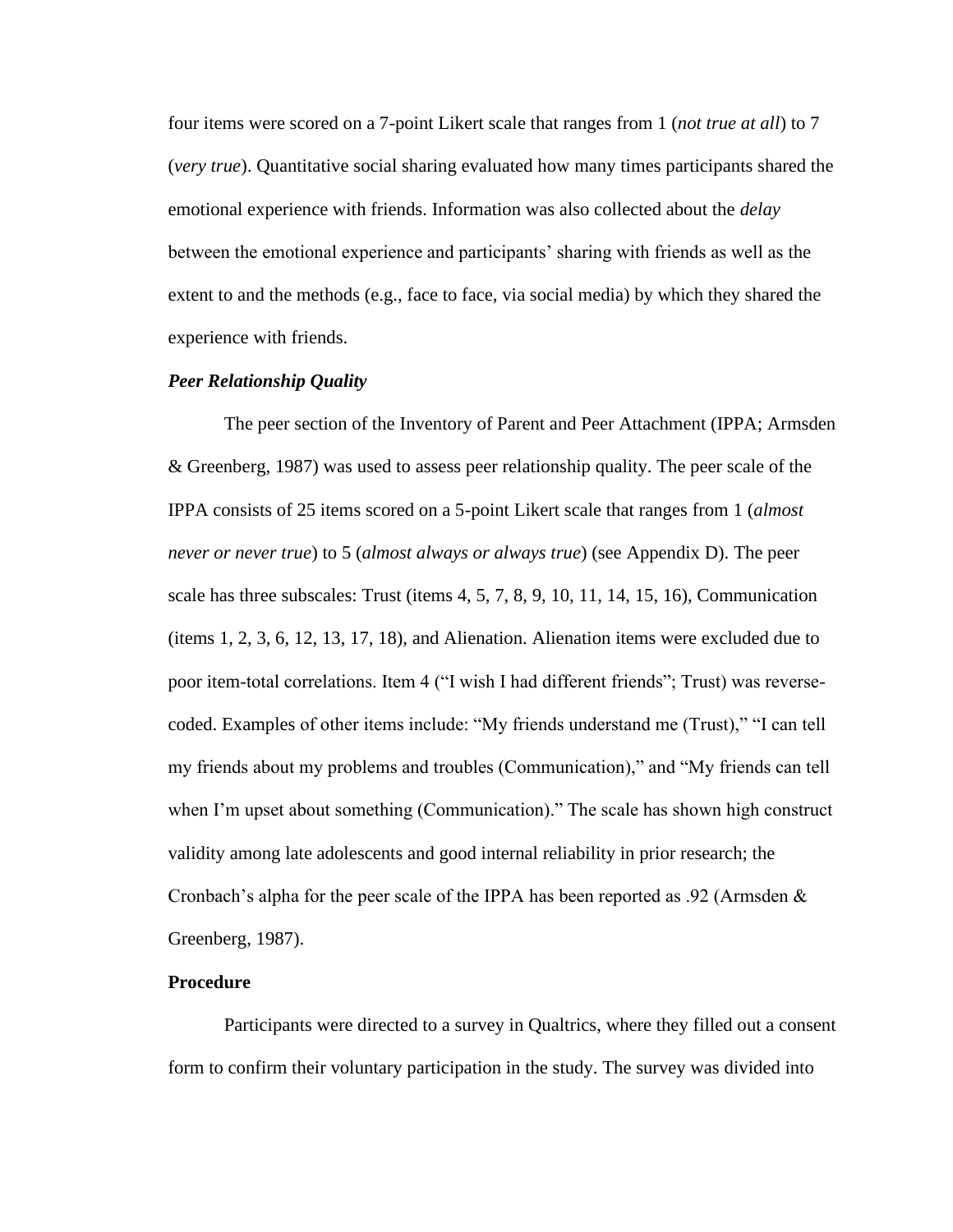four items were scored on a 7-point Likert scale that ranges from 1 (*not true at all*) to 7 (*very true*). Quantitative social sharing evaluated how many times participants shared the emotional experience with friends. Information was also collected about the *delay* between the emotional experience and participants' sharing with friends as well as the extent to and the methods (e.g., face to face, via social media) by which they shared the experience with friends.

### *Peer Relationship Quality*

The peer section of the Inventory of Parent and Peer Attachment (IPPA; Armsden & Greenberg, 1987) was used to assess peer relationship quality. The peer scale of the IPPA consists of 25 items scored on a 5-point Likert scale that ranges from 1 (*almost never or never true*) to 5 (*almost always or always true*) (see Appendix D). The peer scale has three subscales: Trust (items 4, 5, 7, 8, 9, 10, 11, 14, 15, 16), Communication (items 1, 2, 3, 6, 12, 13, 17, 18), and Alienation. Alienation items were excluded due to poor item-total correlations. Item 4 ("I wish I had different friends"; Trust) was reverse-coded. Examples of other items include: "My friends understand me (Trust)," "I can tell my friends about my problems and troubles (Communication)," and "My friends can tell when I'm upset about something (Communication)." The scale has shown high construct validity among late adolescents and good internal reliability in prior research; the Cronbach's alpha for the peer scale of the IPPA has been reported as .92 (Armsden & Greenberg, 1987).

## **Procedure**

Participants were directed to a survey in Qualtrics, where they filled out a consent form to confirm their voluntary participation in the study. The survey was divided into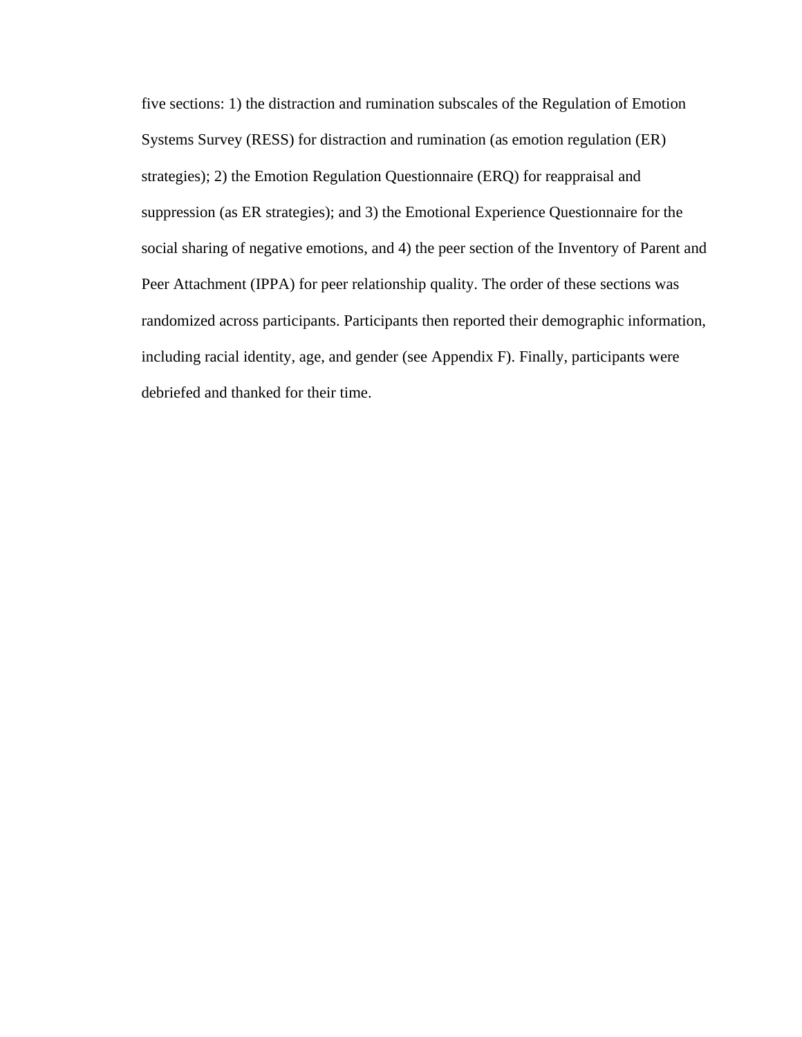five sections: 1) the distraction and rumination subscales of the Regulation of Emotion Systems Survey (RESS) for distraction and rumination (as emotion regulation (ER) strategies); 2) the Emotion Regulation Questionnaire (ERQ) for reappraisal and suppression (as ER strategies); and 3) the Emotional Experience Questionnaire for the social sharing of negative emotions, and 4) the peer section of the Inventory of Parent and Peer Attachment (IPPA) for peer relationship quality. The order of these sections was randomized across participants. Participants then reported their demographic information, including racial identity, age, and gender (see Appendix F). Finally, participants were debriefed and thanked for their time.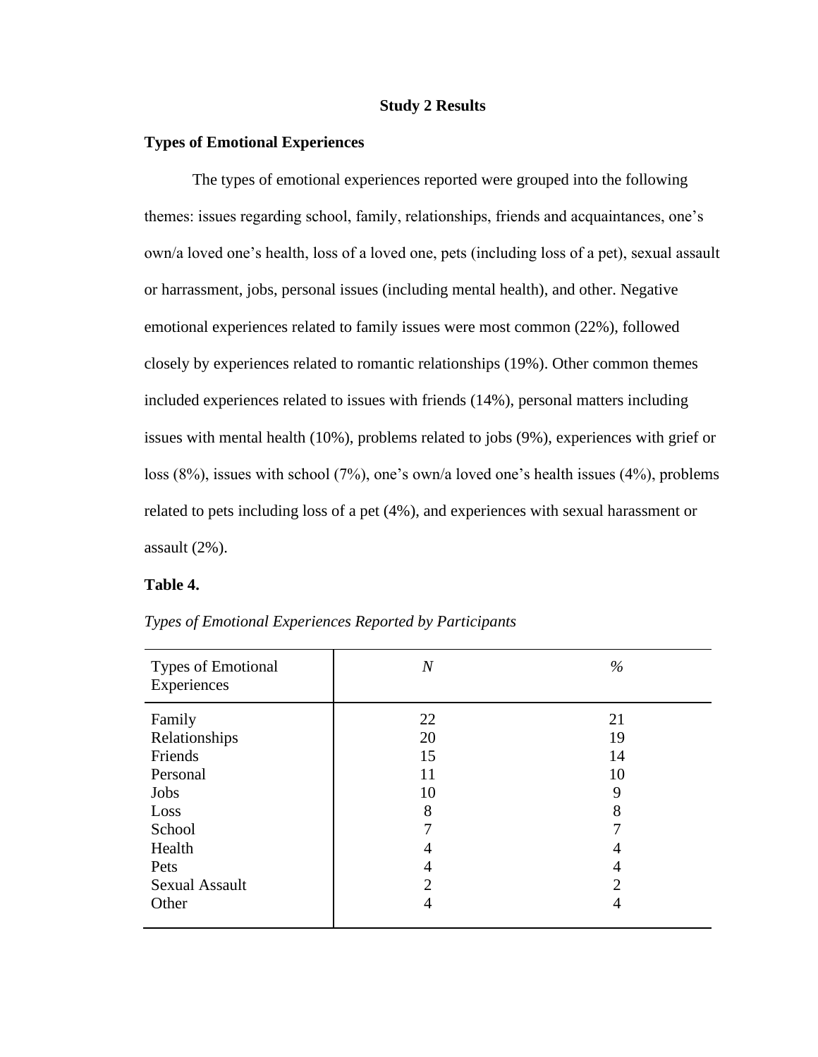## Study 2 Results

### Types of Emotional Experiences

The types of emotional experiences reported were grouped into the following themes: issues regarding school, family, relationships, friends and acquaintances, one's own/a loved one's health, loss of a loved one, pets (including loss of a pet), sexual assault or harrassment, jobs, personal issues (including mental health), and other. Negative emotional experiences related to family issues were most common (22%), followed closely by experiences related to romantic relationships (19%). Other common themes included experiences related to issues with friends (14%), personal matters including issues with mental health (10%), problems related to jobs (9%), experiences with grief or loss (8%), issues with school (7%), one's own/a loved one's health issues (4%), problems related to pets including loss of a pet (4%), and experiences with sexual harassment or assault (2%).

**Table 4.**

*Types of Emotional Experiences Reported by Participants*

| Types of Emotional Experiences | *N* | % |
|---|---|---|
| Family | 22 | 21 |
| Relationships | 20 | 19 |
| Friends | 15 | 14 |
| Personal | 11 | 10 |
| Jobs | 10 | 9 |
| Loss | 8 | 8 |
| School | 7 | 7 |
| Health | 4 | 4 |
| Pets | 4 | 4 |
| Sexual Assault | 2 | 2 |
| Other | 4 | 4 |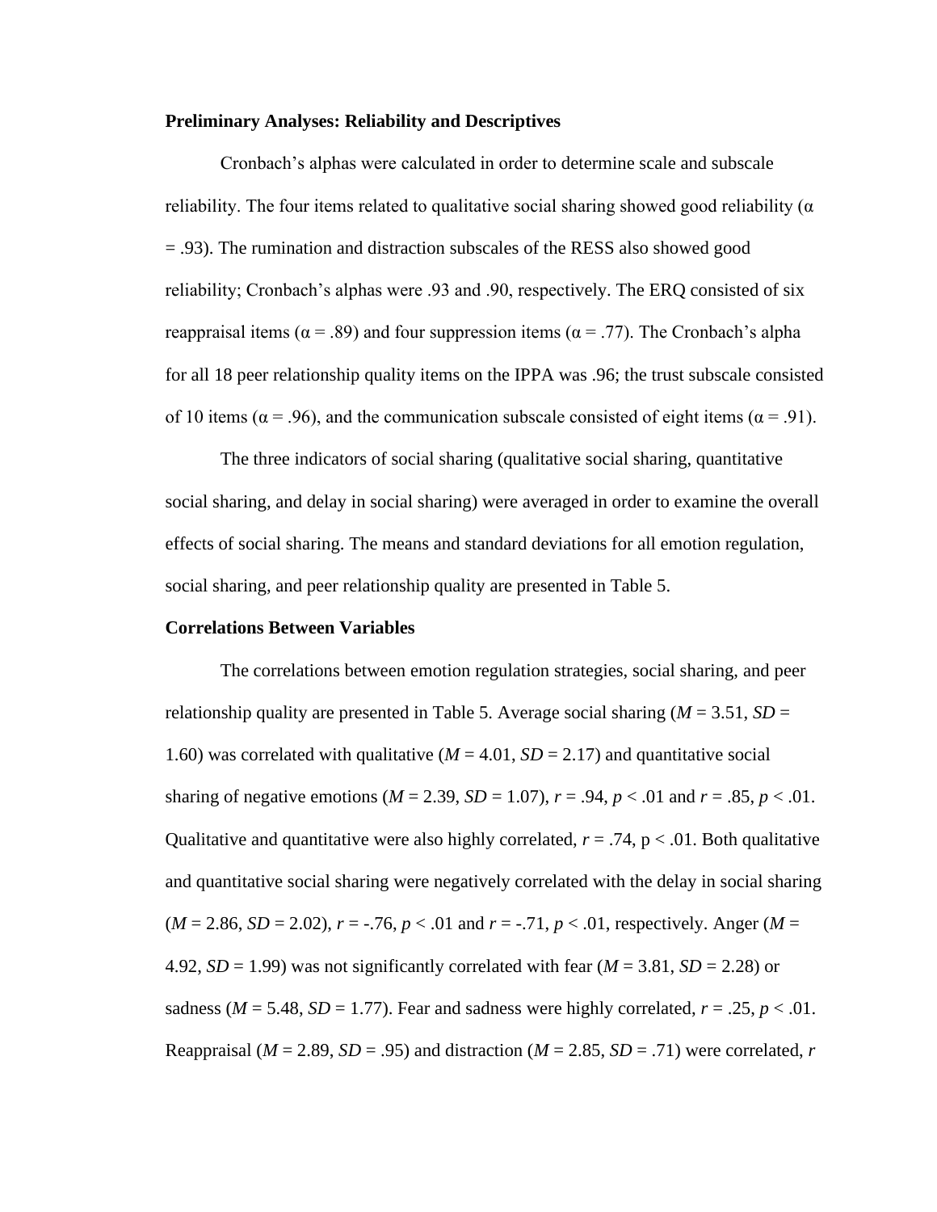**Preliminary Analyses: Reliability and Descriptives**

Cronbach's alphas were calculated in order to determine scale and subscale reliability. The four items related to qualitative social sharing showed good reliability ($\alpha = .93$). The rumination and distraction subscales of the RESS also showed good reliability; Cronbach's alphas were .93 and .90, respectively. The ERQ consisted of six reappraisal items ($\alpha = .89$) and four suppression items ($\alpha = .77$). The Cronbach's alpha for all 18 peer relationship quality items on the IPPA was .96; the trust subscale consisted of 10 items ($\alpha = .96$), and the communication subscale consisted of eight items ($\alpha = .91$).

The three indicators of social sharing (qualitative social sharing, quantitative social sharing, and delay in social sharing) were averaged in order to examine the overall effects of social sharing. The means and standard deviations for all emotion regulation, social sharing, and peer relationship quality are presented in Table 5.

**Correlations Between Variables**

The correlations between emotion regulation strategies, social sharing, and peer relationship quality are presented in Table 5. Average social sharing ($M = 3.51$, $SD = 1.60$) was correlated with qualitative ($M = 4.01$, $SD = 2.17$) and quantitative social sharing of negative emotions ($M = 2.39$, $SD = 1.07$), $r = .94$, $p < .01$ and $r = .85$, $p < .01$. Qualitative and quantitative were also highly correlated, $r = .74$, $p < .01$. Both qualitative and quantitative social sharing were negatively correlated with the delay in social sharing ($M = 2.86$, $SD = 2.02$), $r = -.76$, $p < .01$ and $r = -.71$, $p < .01$, respectively. Anger ($M = 4.92$, $SD = 1.99$) was not significantly correlated with fear ($M = 3.81$, $SD = 2.28$) or sadness ($M = 5.48$, $SD = 1.77$). Fear and sadness were highly correlated, $r = .25$, $p < .01$. Reappraisal ($M = 2.89$, $SD = .95$) and distraction ($M = 2.85$, $SD = .71$) were correlated, $r$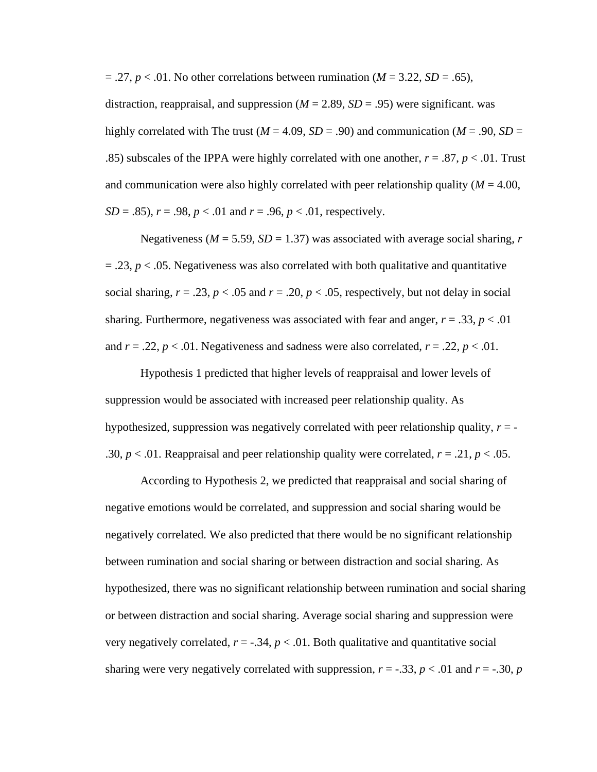= .27, $p < .01$. No other correlations between rumination ($M = 3.22$, $SD = .65$), distraction, reappraisal, and suppression ($M = 2.89$, $SD = .95$) were significant. was highly correlated with The trust ($M = 4.09$, $SD = .90$) and communication ($M = .90$, $SD = .85$) subscales of the IPPA were highly correlated with one another, $r = .87$, $p < .01$. Trust and communication were also highly correlated with peer relationship quality ($M = 4.00$, $SD = .85$), $r = .98$, $p < .01$ and $r = .96$, $p < .01$, respectively.

Negativeness ($M = 5.59$, $SD = 1.37$) was associated with average social sharing, $r = .23$, $p < .05$. Negativeness was also correlated with both qualitative and quantitative social sharing, $r = .23$, $p < .05$ and $r = .20$, $p < .05$, respectively, but not delay in social sharing. Furthermore, negativeness was associated with fear and anger, $r = .33$, $p < .01$ and $r = .22$, $p < .01$. Negativeness and sadness were also correlated, $r = .22$, $p < .01$.

Hypothesis 1 predicted that higher levels of reappraisal and lower levels of suppression would be associated with increased peer relationship quality. As hypothesized, suppression was negatively correlated with peer relationship quality, $r = -.30$, $p < .01$. Reappraisal and peer relationship quality were correlated, $r = .21$, $p < .05$.

According to Hypothesis 2, we predicted that reappraisal and social sharing of negative emotions would be correlated, and suppression and social sharing would be negatively correlated. We also predicted that there would be no significant relationship between rumination and social sharing or between distraction and social sharing. As hypothesized, there was no significant relationship between rumination and social sharing or between distraction and social sharing. Average social sharing and suppression were very negatively correlated, $r = -.34$, $p < .01$. Both qualitative and quantitative social sharing were very negatively correlated with suppression, $r = -.33$, $p < .01$ and $r = -.30$, $p$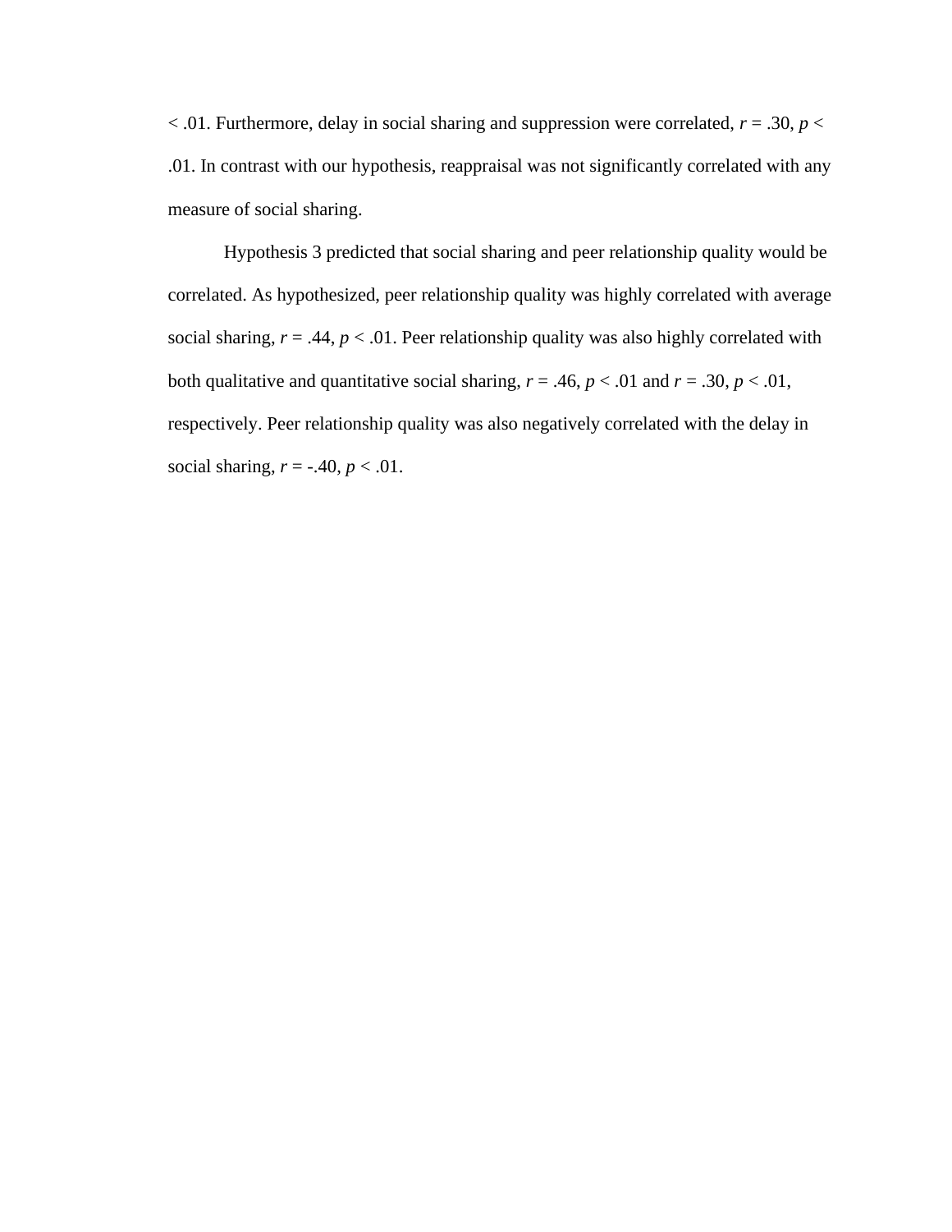$< .01$. Furthermore, delay in social sharing and suppression were correlated, $r = .30$, $p < .01$. In contrast with our hypothesis, reappraisal was not significantly correlated with any measure of social sharing.

Hypothesis 3 predicted that social sharing and peer relationship quality would be correlated. As hypothesized, peer relationship quality was highly correlated with average social sharing, $r = .44$, $p < .01$. Peer relationship quality was also highly correlated with both qualitative and quantitative social sharing, $r = .46$, $p < .01$ and $r = .30$, $p < .01$, respectively. Peer relationship quality was also negatively correlated with the delay in social sharing, $r = -.40$, $p < .01$.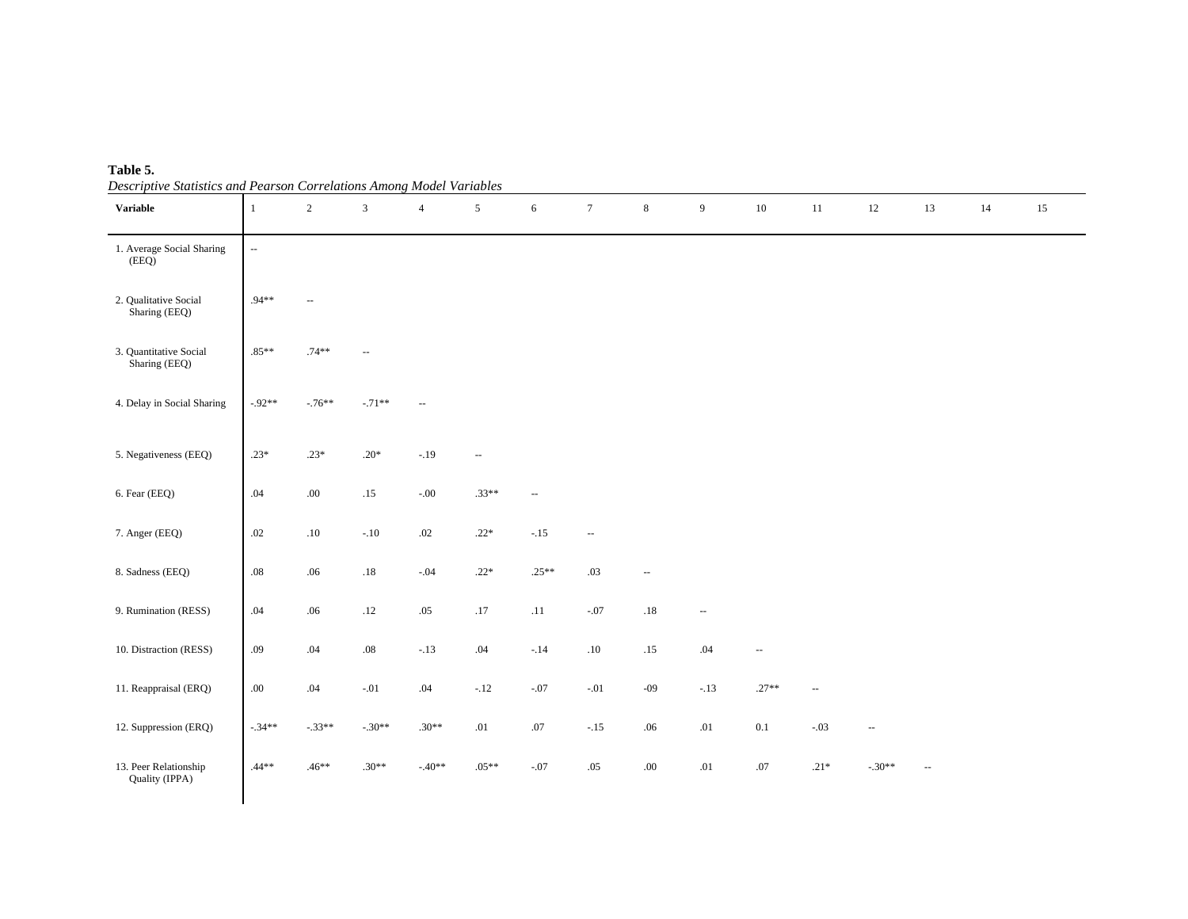**Table 5.**

*Descriptive Statistics and Pearson Correlations Among Model Variables*

| Variable | 1 | 2 | 3 | 4 | 5 | 6 | 7 | 8 | 9 | 10 | 11 | 12 | 13 | 14 | 15 |
|---|---|---|---|---|---|---|---|---|---|---|---|---|---|---|---|
| 1. Average Social Sharing (EEQ) | -- | | | | | | | | | | | | | | |
| 2. Qualitative Social Sharing (EEQ) | .94** | -- | | | | | | | | | | | | | |
| 3. Quantitative Social Sharing (EEQ) | .85** | .74** | -- | | | | | | | | | | | | |
| 4. Delay in Social Sharing | -.92** | -.76** | -.71** | -- | | | | | | | | | | | |
| 5. Negativeness (EEQ) | .23* | .23* | .20* | -.19 | -- | | | | | | | | | | |
| 6. Fear (EEQ) | .04 | .00 | .15 | -.00 | .33** | -- | | | | | | | | | |
| 7. Anger (EEQ) | .02 | .10 | -.10 | .02 | .22* | -.15 | -- | | | | | | | | |
| 8. Sadness (EEQ) | .08 | .06 | .18 | -.04 | .22* | .25** | .03 | -- | | | | | | | |
| 9. Rumination (RESS) | .04 | .06 | .12 | .05 | .17 | .11 | -.07 | .18 | -- | | | | | | |
| 10. Distraction (RESS) | .09 | .04 | .08 | -.13 | .04 | -.14 | .10 | .15 | .04 | -- | | | | | |
| 11. Reappraisal (ERQ) | .00 | .04 | -.01 | .04 | -.12 | -.07 | -.01 | -09 | -.13 | .27** | -- | | | | |
| 12. Suppression (ERQ) | -.34** | -.33** | -.30** | .30** | .01 | .07 | -.15 | .06 | .01 | 0.1 | -.03 | -- | | | |
| 13. Peer Relationship Quality (IPPA) | .44** | .46** | .30** | -.40** | .05** | -.07 | .05 | .00 | .01 | .07 | .21* | -.30** | -- | | |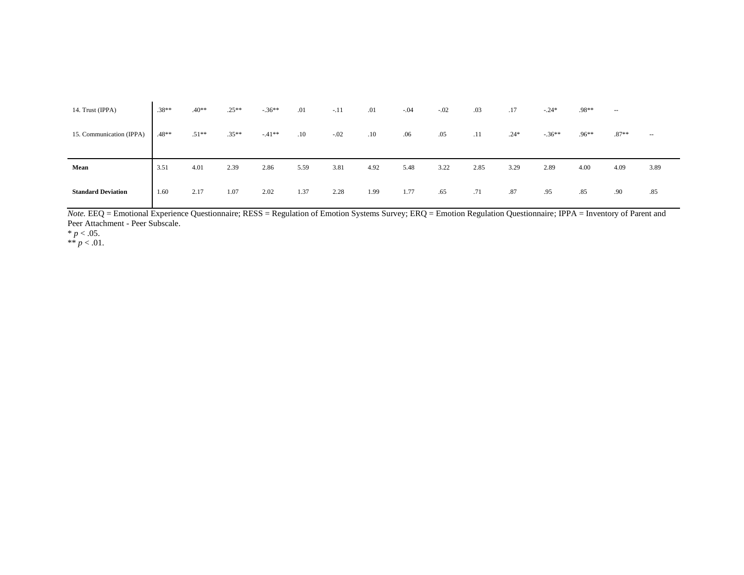| | | | | | | | | | | | | | | | |
|---|---|---|---|---|---|---|---|---|---|---|---|---|---|---|---|
| 14. Trust (IPPA) | .38** | .40** | .25** | -.36** | .01 | -.11 | .01 | -.04 | -.02 | .03 | .17 | -.24* | .98** | -- | |
| 15. Communication (IPPA) | .48** | .51** | .35** | -.41** | .10 | -.02 | .10 | .06 | .05 | .11 | .24* | -.36** | .96** | .87** | -- |
| **Mean** | 3.51 | 4.01 | 2.39 | 2.86 | 5.59 | 3.81 | 4.92 | 5.48 | 3.22 | 2.85 | 3.29 | 2.89 | 4.00 | 4.09 | 3.89 |
| **Standard Deviation** | 1.60 | 2.17 | 1.07 | 2.02 | 1.37 | 2.28 | 1.99 | 1.77 | .65 | .71 | .87 | .95 | .85 | .90 | .85 |

*Note.* EEQ = Emotional Experience Questionnaire; RESS = Regulation of Emotion Systems Survey; ERQ = Emotion Regulation Questionnaire; IPPA = Inventory of Parent and Peer Attachment - Peer Subscale.

* $p < .05$.

** $p < .01$.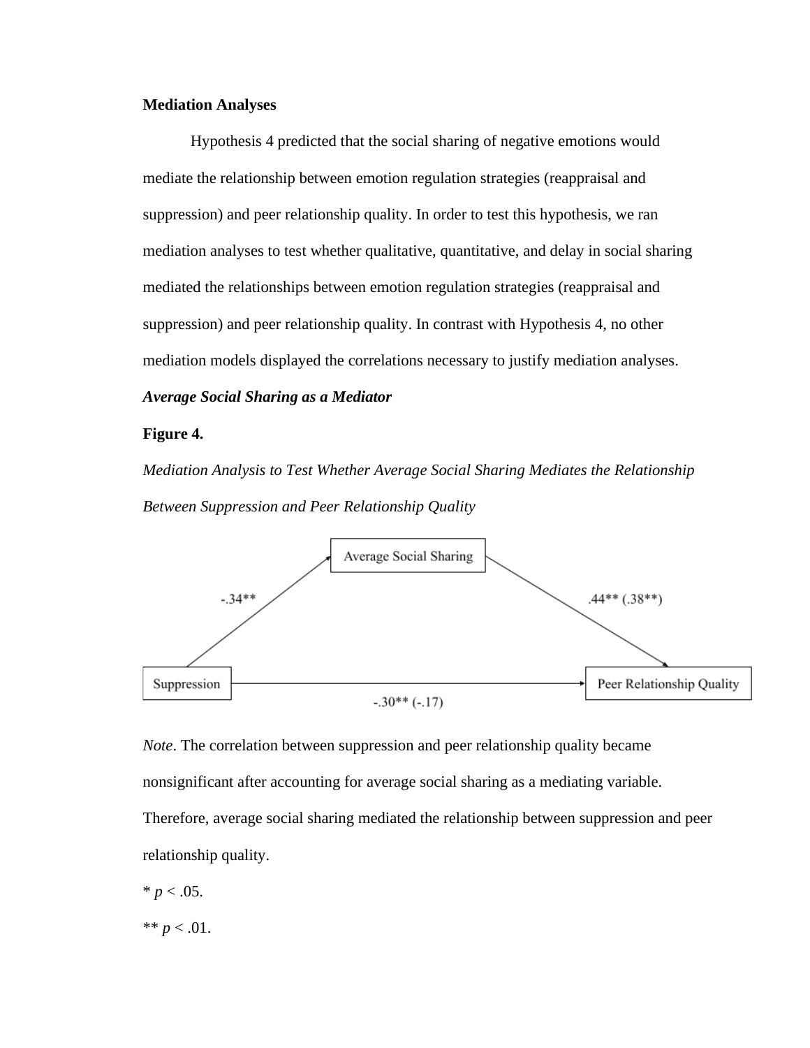**Mediation Analyses**

Hypothesis 4 predicted that the social sharing of negative emotions would mediate the relationship between emotion regulation strategies (reappraisal and suppression) and peer relationship quality. In order to test this hypothesis, we ran mediation analyses to test whether qualitative, quantitative, and delay in social sharing mediated the relationships between emotion regulation strategies (reappraisal and suppression) and peer relationship quality. In contrast with Hypothesis 4, no other mediation models displayed the correlations necessary to justify mediation analyses.

***Average Social Sharing as a Mediator***

**Figure 4.**

*Mediation Analysis to Test Whether Average Social Sharing Mediates the Relationship Between Suppression and Peer Relationship Quality*

Average Social Sharing

-.34**

.44** (.38**)

Suppression

Peer Relationship Quality

-.30** (-.17)

*Note*. The correlation between suppression and peer relationship quality became nonsignificant after accounting for average social sharing as a mediating variable. Therefore, average social sharing mediated the relationship between suppression and peer relationship quality.

* $p < .05$.

** $p < .01$.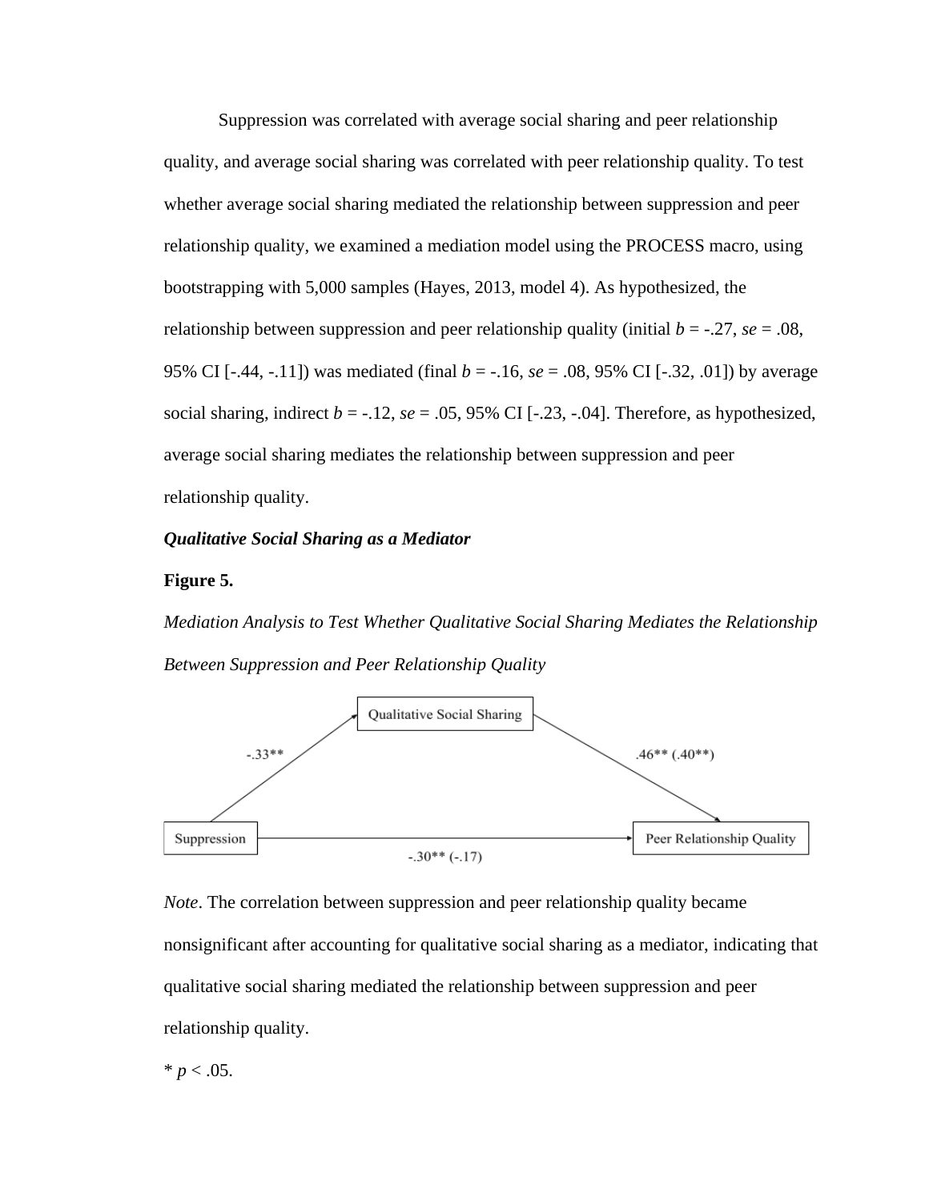Suppression was correlated with average social sharing and peer relationship quality, and average social sharing was correlated with peer relationship quality. To test whether average social sharing mediated the relationship between suppression and peer relationship quality, we examined a mediation model using the PROCESS macro, using bootstrapping with 5,000 samples (Hayes, 2013, model 4). As hypothesized, the relationship between suppression and peer relationship quality (initial *b* = -.27, *se* = .08, 95% CI [-.44, -.11]) was mediated (final *b* = -.16, *se* = .08, 95% CI [-.32, .01]) by average social sharing, indirect *b* = -.12, *se* = .05, 95% CI [-.23, -.04]. Therefore, as hypothesized, average social sharing mediates the relationship between suppression and peer relationship quality.

### *Qualitative Social Sharing as a Mediator*

**Figure 5.**

*Mediation Analysis to Test Whether Qualitative Social Sharing Mediates the Relationship Between Suppression and Peer Relationship Quality*

Qualitative Social Sharing

-.33**

.46** (.40**)

Suppression

-.30** (-.17)

Peer Relationship Quality

*Note*. The correlation between suppression and peer relationship quality became nonsignificant after accounting for qualitative social sharing as a mediator, indicating that qualitative social sharing mediated the relationship between suppression and peer relationship quality.

* $p < .05$.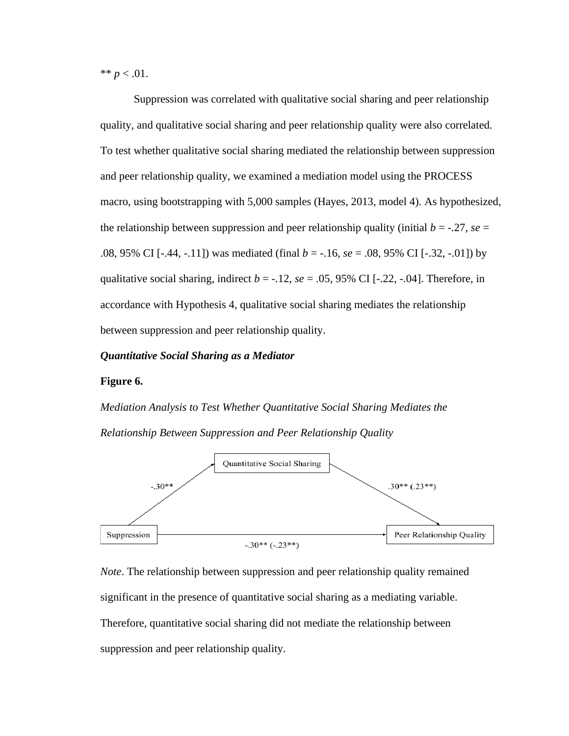** $p < .01$.

Suppression was correlated with qualitative social sharing and peer relationship quality, and qualitative social sharing and peer relationship quality were also correlated. To test whether qualitative social sharing mediated the relationship between suppression and peer relationship quality, we examined a mediation model using the PROCESS macro, using bootstrapping with 5,000 samples (Hayes, 2013, model 4). As hypothesized, the relationship between suppression and peer relationship quality (initial $b = -.27$, $se = .08$, 95% CI [-.44, -.11]) was mediated (final $b = -.16$, $se = .08$, 95% CI [-.32, -.01]) by qualitative social sharing, indirect $b = -.12$, $se = .05$, 95% CI [-.22, -.04]. Therefore, in accordance with Hypothesis 4, qualitative social sharing mediates the relationship between suppression and peer relationship quality.

### *Quantitative Social Sharing as a Mediator*

**Figure 6.**

*Mediation Analysis to Test Whether Quantitative Social Sharing Mediates the Relationship Between Suppression and Peer Relationship Quality*

Quantitative Social Sharing

-.30**

.30** (.23**)

Suppression

Peer Relationship Quality

-.30** (-.23**)

*Note*. The relationship between suppression and peer relationship quality remained significant in the presence of quantitative social sharing as a mediating variable. Therefore, quantitative social sharing did not mediate the relationship between suppression and peer relationship quality.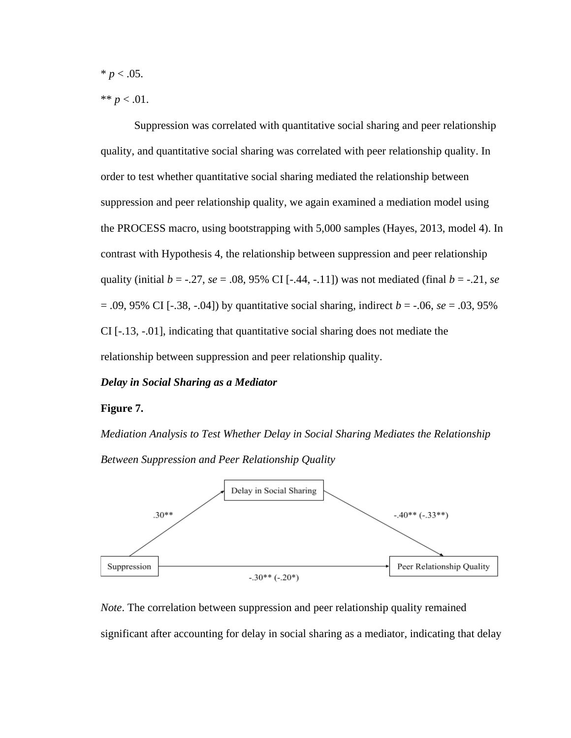* $p < .05$.

** $p < .01$.

Suppression was correlated with quantitative social sharing and peer relationship quality, and quantitative social sharing was correlated with peer relationship quality. In order to test whether quantitative social sharing mediated the relationship between suppression and peer relationship quality, we again examined a mediation model using the PROCESS macro, using bootstrapping with 5,000 samples (Hayes, 2013, model 4). In contrast with Hypothesis 4, the relationship between suppression and peer relationship quality (initial $b = -.27$, $se = .08$, 95% CI [-.44, -.11]) was not mediated (final $b = -.21$, $se = .09$, 95% CI [-.38, -.04]) by quantitative social sharing, indirect $b = -.06$, $se = .03$, 95% CI [-.13, -.01], indicating that quantitative social sharing does not mediate the relationship between suppression and peer relationship quality.

***Delay in Social Sharing as a Mediator***

**Figure 7.**

*Mediation Analysis to Test Whether Delay in Social Sharing Mediates the Relationship Between Suppression and Peer Relationship Quality*

Delay in Social Sharing

.30**

-.40** (-.33**)

Suppression

Peer Relationship Quality

-.30** (-.20*)

*Note*. The correlation between suppression and peer relationship quality remained significant after accounting for delay in social sharing as a mediator, indicating that delay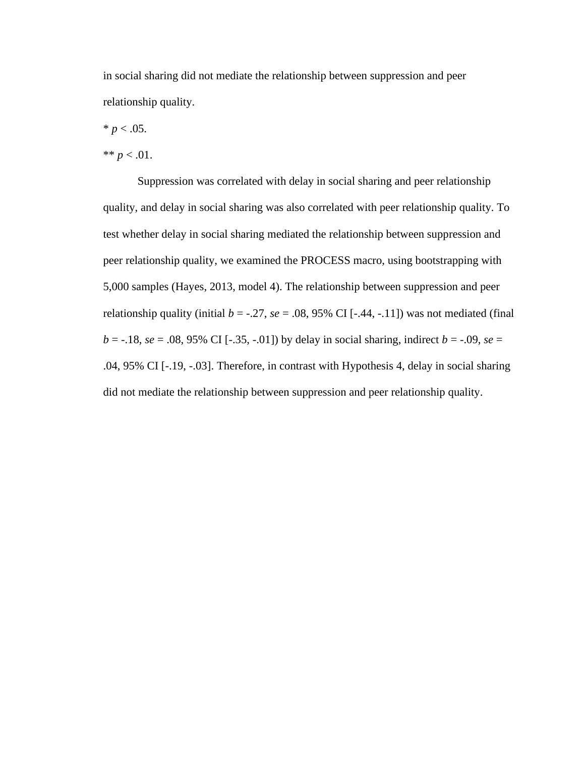in social sharing did not mediate the relationship between suppression and peer relationship quality.

* $p < .05$.

** $p < .01$.

Suppression was correlated with delay in social sharing and peer relationship quality, and delay in social sharing was also correlated with peer relationship quality. To test whether delay in social sharing mediated the relationship between suppression and peer relationship quality, we examined the PROCESS macro, using bootstrapping with 5,000 samples (Hayes, 2013, model 4). The relationship between suppression and peer relationship quality (initial $b = -.27$, $se = .08$, 95% CI [-.44, -.11]) was not mediated (final $b = -.18$, $se = .08$, 95% CI [-.35, -.01]) by delay in social sharing, indirect $b = -.09$, $se = .04$, 95% CI [-.19, -.03]. Therefore, in contrast with Hypothesis 4, delay in social sharing did not mediate the relationship between suppression and peer relationship quality.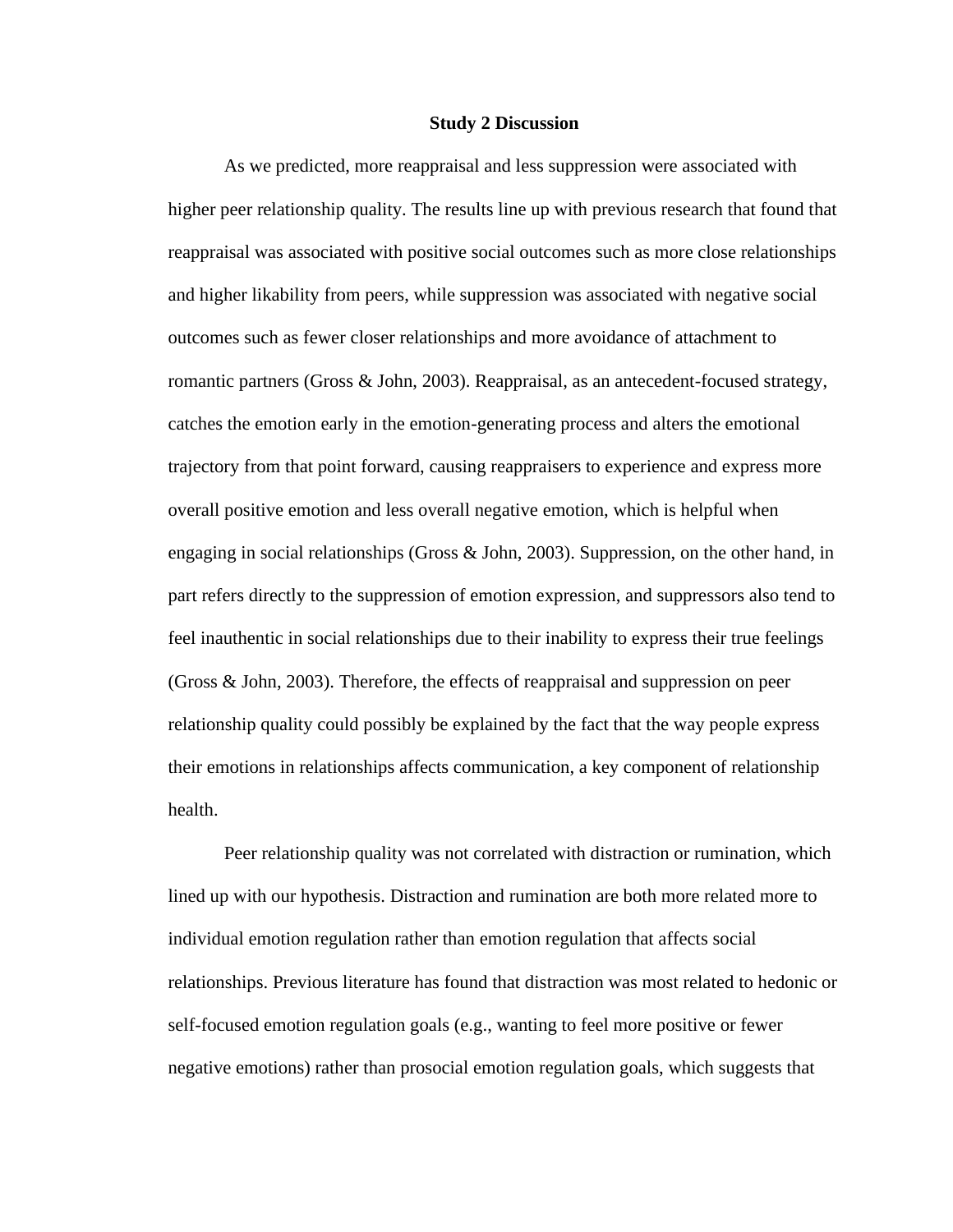## Study 2 Discussion

As we predicted, more reappraisal and less suppression were associated with higher peer relationship quality. The results line up with previous research that found that reappraisal was associated with positive social outcomes such as more close relationships and higher likability from peers, while suppression was associated with negative social outcomes such as fewer closer relationships and more avoidance of attachment to romantic partners (Gross & John, 2003). Reappraisal, as an antecedent-focused strategy, catches the emotion early in the emotion-generating process and alters the emotional trajectory from that point forward, causing reappraisers to experience and express more overall positive emotion and less overall negative emotion, which is helpful when engaging in social relationships (Gross & John, 2003). Suppression, on the other hand, in part refers directly to the suppression of emotion expression, and suppressors also tend to feel inauthentic in social relationships due to their inability to express their true feelings (Gross & John, 2003). Therefore, the effects of reappraisal and suppression on peer relationship quality could possibly be explained by the fact that the way people express their emotions in relationships affects communication, a key component of relationship health.

Peer relationship quality was not correlated with distraction or rumination, which lined up with our hypothesis. Distraction and rumination are both more related more to individual emotion regulation rather than emotion regulation that affects social relationships. Previous literature has found that distraction was most related to hedonic or self-focused emotion regulation goals (e.g., wanting to feel more positive or fewer negative emotions) rather than prosocial emotion regulation goals, which suggests that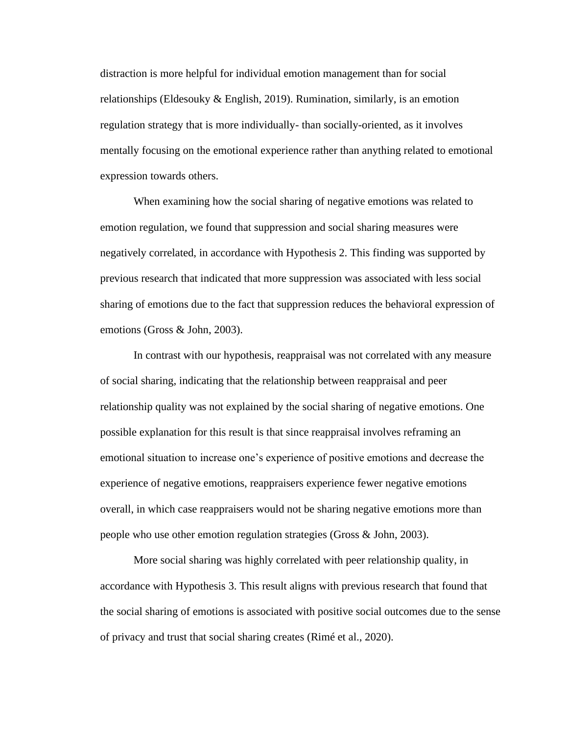distraction is more helpful for individual emotion management than for social relationships (Eldesouky & English, 2019). Rumination, similarly, is an emotion regulation strategy that is more individually- than socially-oriented, as it involves mentally focusing on the emotional experience rather than anything related to emotional expression towards others.

When examining how the social sharing of negative emotions was related to emotion regulation, we found that suppression and social sharing measures were negatively correlated, in accordance with Hypothesis 2. This finding was supported by previous research that indicated that more suppression was associated with less social sharing of emotions due to the fact that suppression reduces the behavioral expression of emotions (Gross & John, 2003).

In contrast with our hypothesis, reappraisal was not correlated with any measure of social sharing, indicating that the relationship between reappraisal and peer relationship quality was not explained by the social sharing of negative emotions. One possible explanation for this result is that since reappraisal involves reframing an emotional situation to increase one's experience of positive emotions and decrease the experience of negative emotions, reappraisers experience fewer negative emotions overall, in which case reappraisers would not be sharing negative emotions more than people who use other emotion regulation strategies (Gross & John, 2003).

More social sharing was highly correlated with peer relationship quality, in accordance with Hypothesis 3. This result aligns with previous research that found that the social sharing of emotions is associated with positive social outcomes due to the sense of privacy and trust that social sharing creates (Rimé et al., 2020).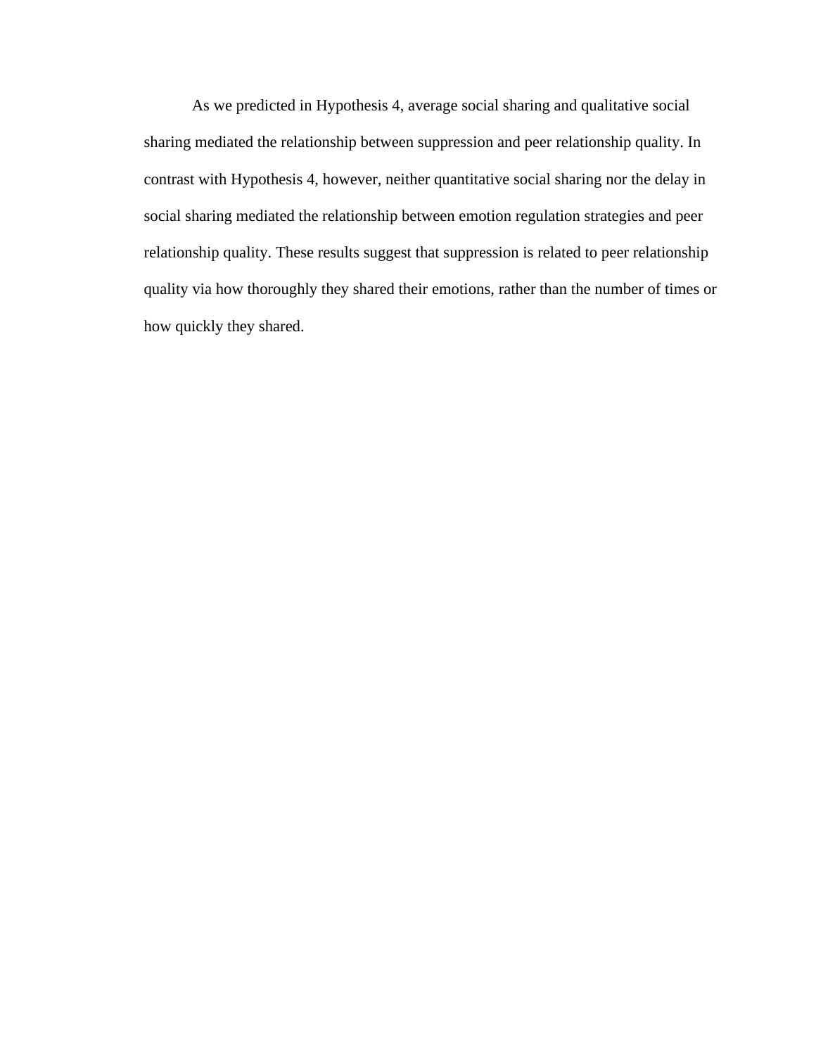As we predicted in Hypothesis 4, average social sharing and qualitative social sharing mediated the relationship between suppression and peer relationship quality. In contrast with Hypothesis 4, however, neither quantitative social sharing nor the delay in social sharing mediated the relationship between emotion regulation strategies and peer relationship quality. These results suggest that suppression is related to peer relationship quality via how thoroughly they shared their emotions, rather than the number of times or how quickly they shared.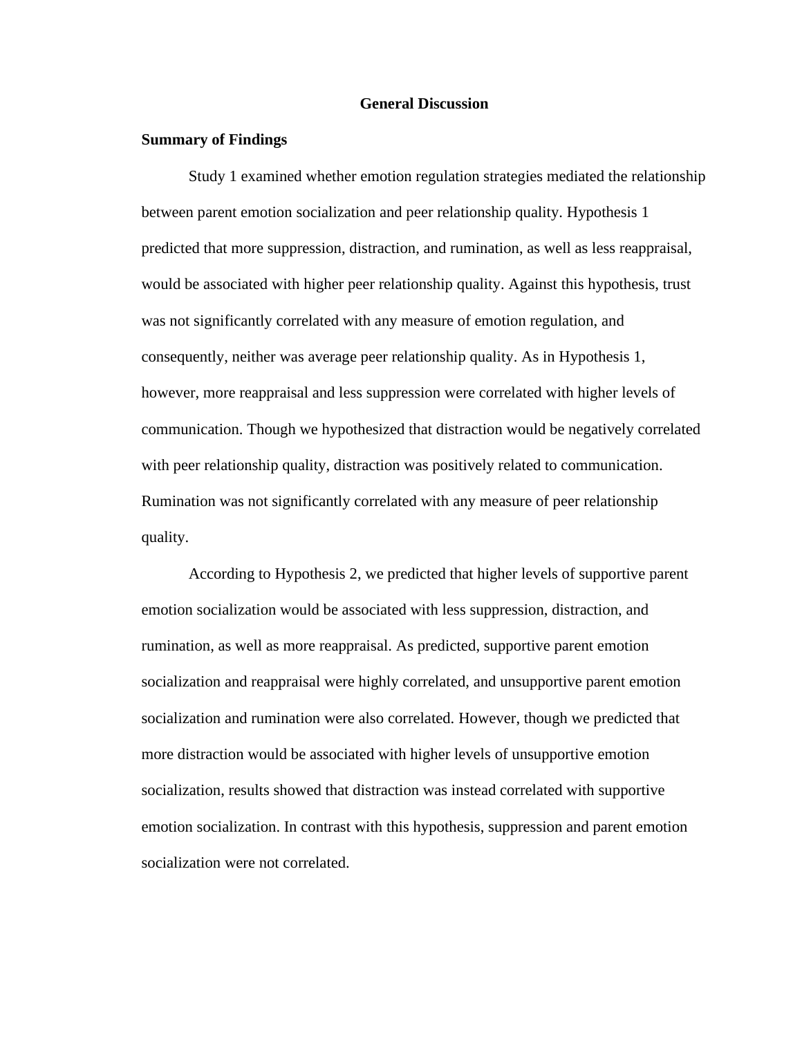## General Discussion

### Summary of Findings

Study 1 examined whether emotion regulation strategies mediated the relationship between parent emotion socialization and peer relationship quality. Hypothesis 1 predicted that more suppression, distraction, and rumination, as well as less reappraisal, would be associated with higher peer relationship quality. Against this hypothesis, trust was not significantly correlated with any measure of emotion regulation, and consequently, neither was average peer relationship quality. As in Hypothesis 1, however, more reappraisal and less suppression were correlated with higher levels of communication. Though we hypothesized that distraction would be negatively correlated with peer relationship quality, distraction was positively related to communication. Rumination was not significantly correlated with any measure of peer relationship quality.

According to Hypothesis 2, we predicted that higher levels of supportive parent emotion socialization would be associated with less suppression, distraction, and rumination, as well as more reappraisal. As predicted, supportive parent emotion socialization and reappraisal were highly correlated, and unsupportive parent emotion socialization and rumination were also correlated. However, though we predicted that more distraction would be associated with higher levels of unsupportive emotion socialization, results showed that distraction was instead correlated with supportive emotion socialization. In contrast with this hypothesis, suppression and parent emotion socialization were not correlated.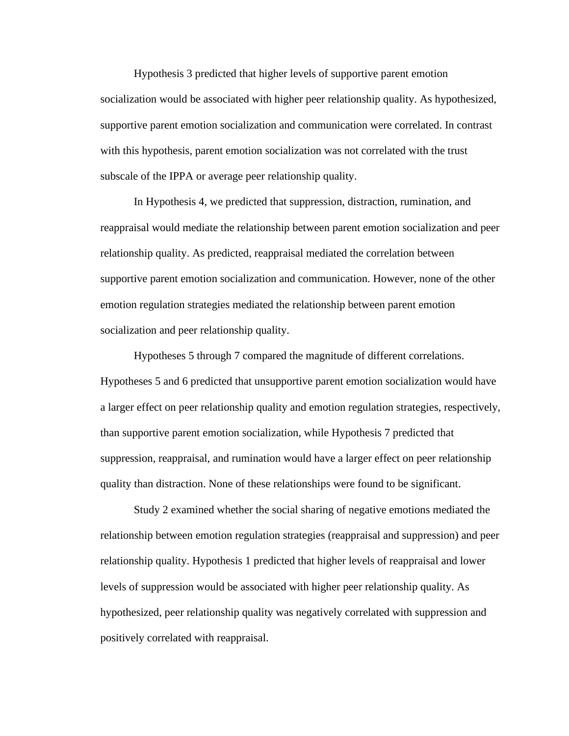Hypothesis 3 predicted that higher levels of supportive parent emotion socialization would be associated with higher peer relationship quality. As hypothesized, supportive parent emotion socialization and communication were correlated. In contrast with this hypothesis, parent emotion socialization was not correlated with the trust subscale of the IPPA or average peer relationship quality.

In Hypothesis 4, we predicted that suppression, distraction, rumination, and reappraisal would mediate the relationship between parent emotion socialization and peer relationship quality. As predicted, reappraisal mediated the correlation between supportive parent emotion socialization and communication. However, none of the other emotion regulation strategies mediated the relationship between parent emotion socialization and peer relationship quality.

Hypotheses 5 through 7 compared the magnitude of different correlations. Hypotheses 5 and 6 predicted that unsupportive parent emotion socialization would have a larger effect on peer relationship quality and emotion regulation strategies, respectively, than supportive parent emotion socialization, while Hypothesis 7 predicted that suppression, reappraisal, and rumination would have a larger effect on peer relationship quality than distraction. None of these relationships were found to be significant.

Study 2 examined whether the social sharing of negative emotions mediated the relationship between emotion regulation strategies (reappraisal and suppression) and peer relationship quality. Hypothesis 1 predicted that higher levels of reappraisal and lower levels of suppression would be associated with higher peer relationship quality. As hypothesized, peer relationship quality was negatively correlated with suppression and positively correlated with reappraisal.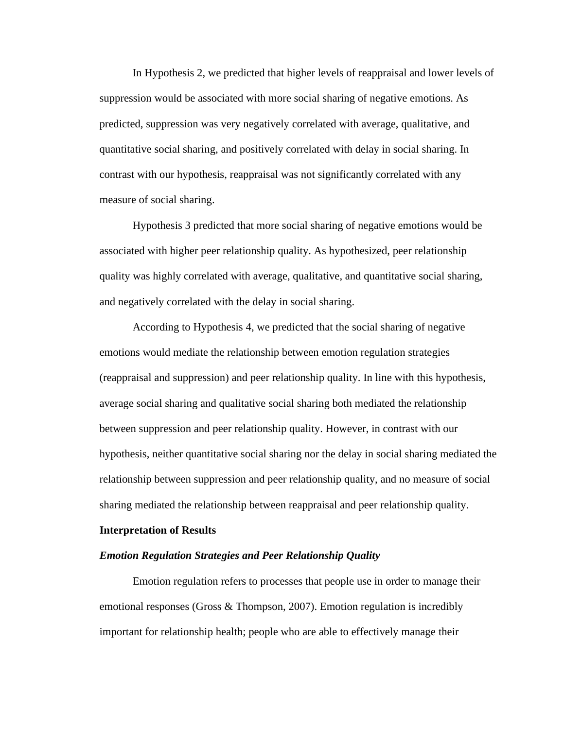In Hypothesis 2, we predicted that higher levels of reappraisal and lower levels of suppression would be associated with more social sharing of negative emotions. As predicted, suppression was very negatively correlated with average, qualitative, and quantitative social sharing, and positively correlated with delay in social sharing. In contrast with our hypothesis, reappraisal was not significantly correlated with any measure of social sharing.

Hypothesis 3 predicted that more social sharing of negative emotions would be associated with higher peer relationship quality. As hypothesized, peer relationship quality was highly correlated with average, qualitative, and quantitative social sharing, and negatively correlated with the delay in social sharing.

According to Hypothesis 4, we predicted that the social sharing of negative emotions would mediate the relationship between emotion regulation strategies (reappraisal and suppression) and peer relationship quality. In line with this hypothesis, average social sharing and qualitative social sharing both mediated the relationship between suppression and peer relationship quality. However, in contrast with our hypothesis, neither quantitative social sharing nor the delay in social sharing mediated the relationship between suppression and peer relationship quality, and no measure of social sharing mediated the relationship between reappraisal and peer relationship quality.

**Interpretation of Results**

***Emotion Regulation Strategies and Peer Relationship Quality***

Emotion regulation refers to processes that people use in order to manage their emotional responses (Gross & Thompson, 2007). Emotion regulation is incredibly important for relationship health; people who are able to effectively manage their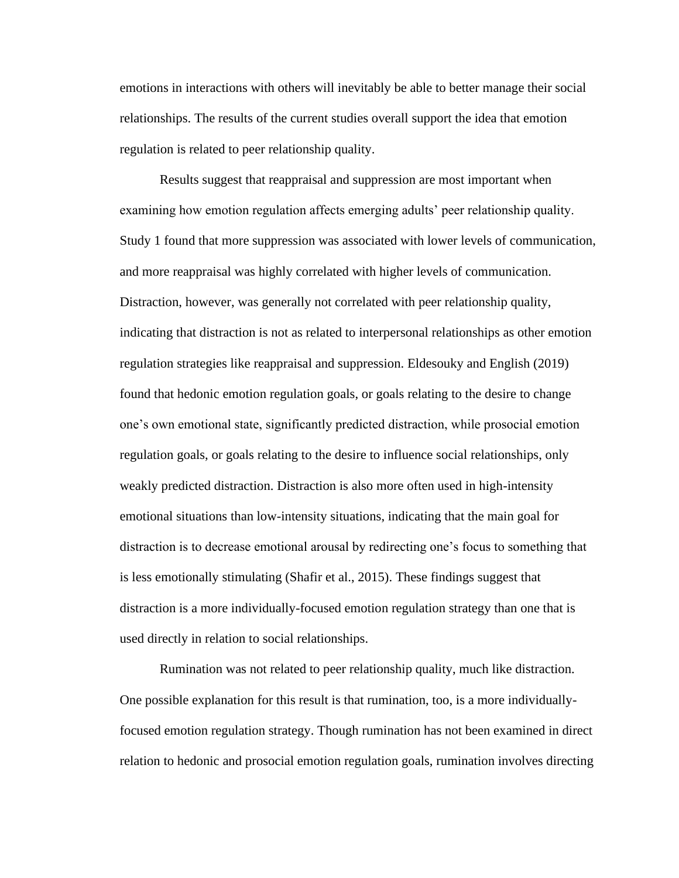emotions in interactions with others will inevitably be able to better manage their social relationships. The results of the current studies overall support the idea that emotion regulation is related to peer relationship quality.

Results suggest that reappraisal and suppression are most important when examining how emotion regulation affects emerging adults' peer relationship quality. Study 1 found that more suppression was associated with lower levels of communication, and more reappraisal was highly correlated with higher levels of communication. Distraction, however, was generally not correlated with peer relationship quality, indicating that distraction is not as related to interpersonal relationships as other emotion regulation strategies like reappraisal and suppression. Eldesouky and English (2019) found that hedonic emotion regulation goals, or goals relating to the desire to change one's own emotional state, significantly predicted distraction, while prosocial emotion regulation goals, or goals relating to the desire to influence social relationships, only weakly predicted distraction. Distraction is also more often used in high-intensity emotional situations than low-intensity situations, indicating that the main goal for distraction is to decrease emotional arousal by redirecting one's focus to something that is less emotionally stimulating (Shafir et al., 2015). These findings suggest that distraction is a more individually-focused emotion regulation strategy than one that is used directly in relation to social relationships.

Rumination was not related to peer relationship quality, much like distraction. One possible explanation for this result is that rumination, too, is a more individually-focused emotion regulation strategy. Though rumination has not been examined in direct relation to hedonic and prosocial emotion regulation goals, rumination involves directing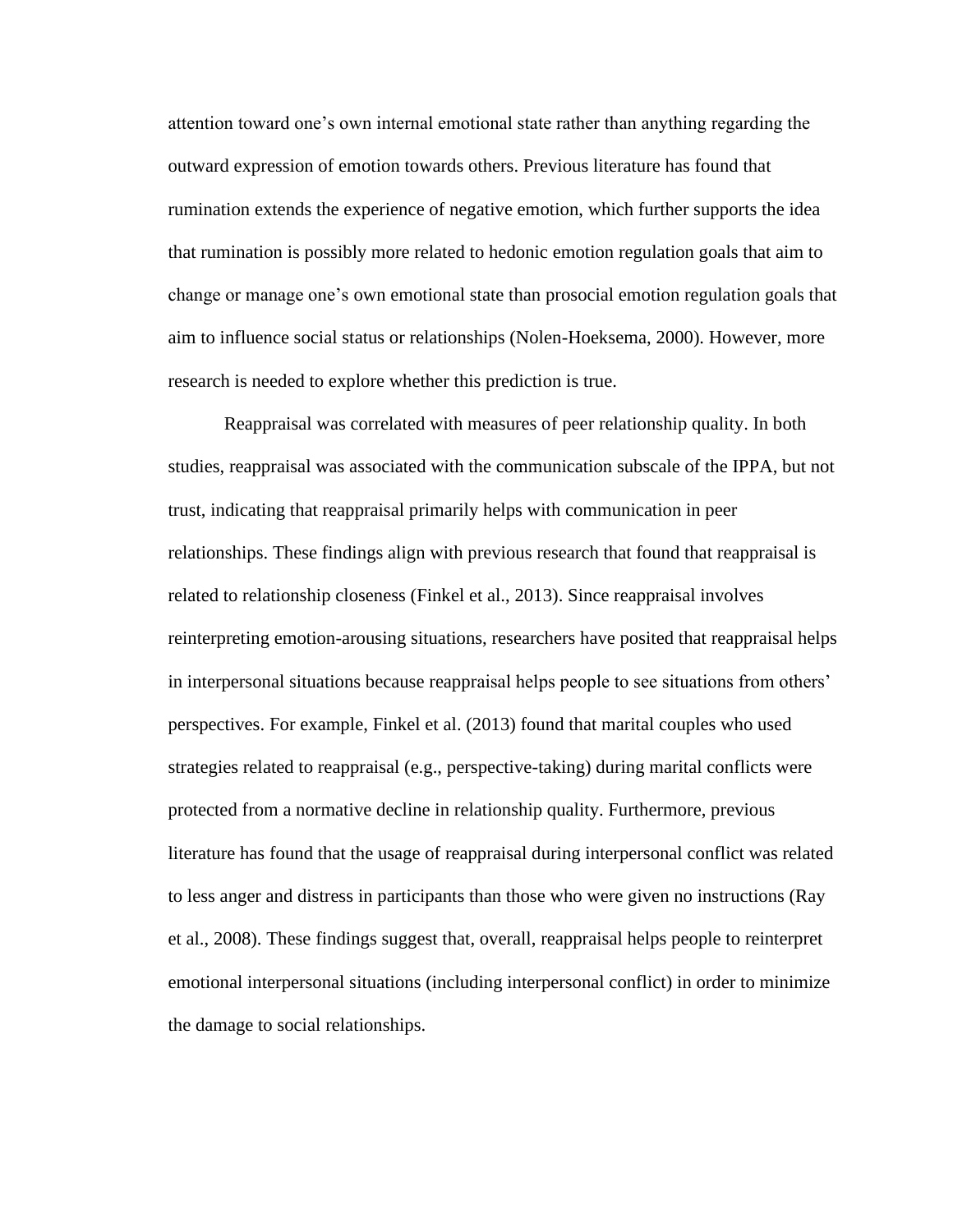attention toward one's own internal emotional state rather than anything regarding the outward expression of emotion towards others. Previous literature has found that rumination extends the experience of negative emotion, which further supports the idea that rumination is possibly more related to hedonic emotion regulation goals that aim to change or manage one's own emotional state than prosocial emotion regulation goals that aim to influence social status or relationships (Nolen-Hoeksema, 2000). However, more research is needed to explore whether this prediction is true.

Reappraisal was correlated with measures of peer relationship quality. In both studies, reappraisal was associated with the communication subscale of the IPPA, but not trust, indicating that reappraisal primarily helps with communication in peer relationships. These findings align with previous research that found that reappraisal is related to relationship closeness (Finkel et al., 2013). Since reappraisal involves reinterpreting emotion-arousing situations, researchers have posited that reappraisal helps in interpersonal situations because reappraisal helps people to see situations from others' perspectives. For example, Finkel et al. (2013) found that marital couples who used strategies related to reappraisal (e.g., perspective-taking) during marital conflicts were protected from a normative decline in relationship quality. Furthermore, previous literature has found that the usage of reappraisal during interpersonal conflict was related to less anger and distress in participants than those who were given no instructions (Ray et al., 2008). These findings suggest that, overall, reappraisal helps people to reinterpret emotional interpersonal situations (including interpersonal conflict) in order to minimize the damage to social relationships.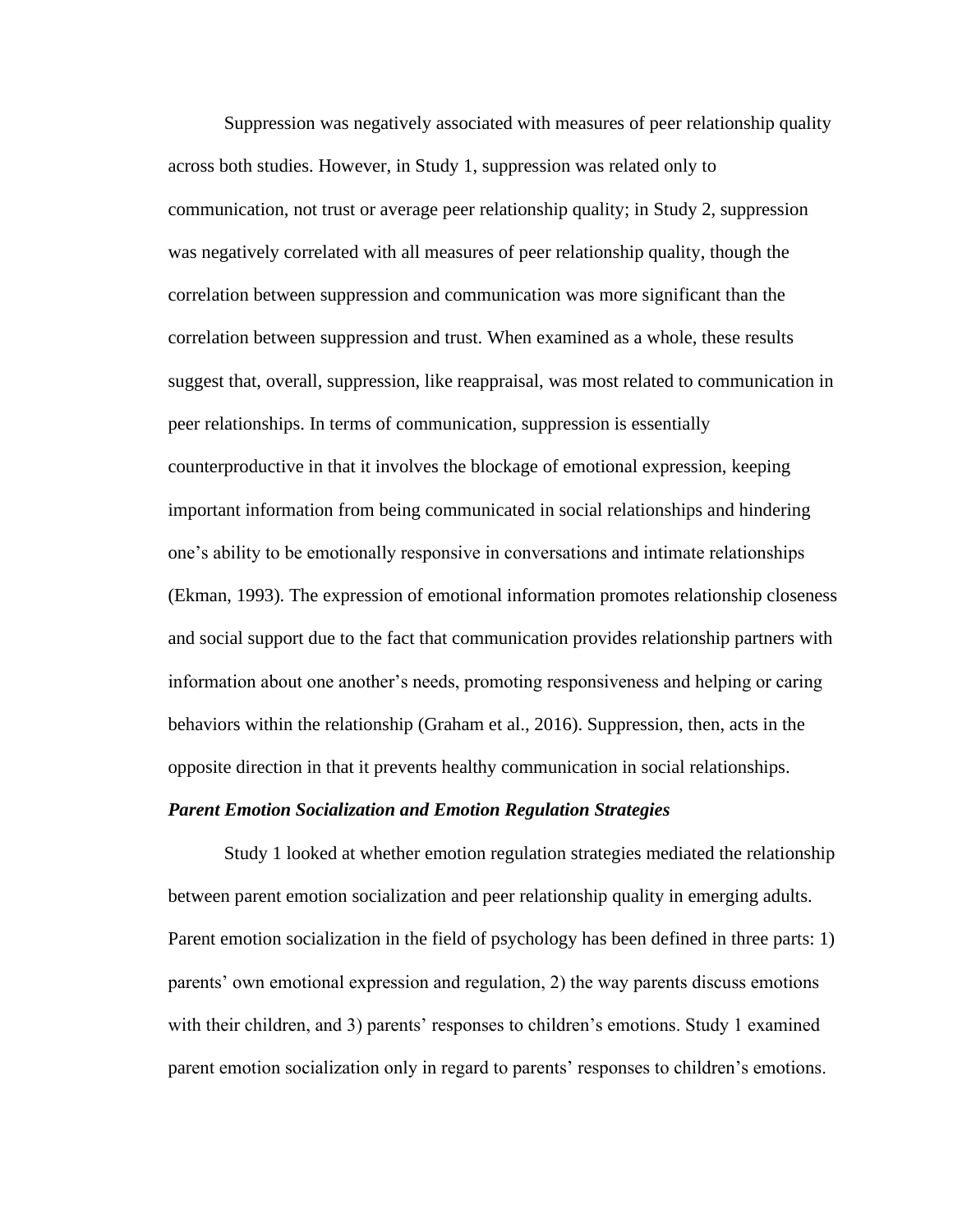Suppression was negatively associated with measures of peer relationship quality across both studies. However, in Study 1, suppression was related only to communication, not trust or average peer relationship quality; in Study 2, suppression was negatively correlated with all measures of peer relationship quality, though the correlation between suppression and communication was more significant than the correlation between suppression and trust. When examined as a whole, these results suggest that, overall, suppression, like reappraisal, was most related to communication in peer relationships. In terms of communication, suppression is essentially counterproductive in that it involves the blockage of emotional expression, keeping important information from being communicated in social relationships and hindering one's ability to be emotionally responsive in conversations and intimate relationships (Ekman, 1993). The expression of emotional information promotes relationship closeness and social support due to the fact that communication provides relationship partners with information about one another's needs, promoting responsiveness and helping or caring behaviors within the relationship (Graham et al., 2016). Suppression, then, acts in the opposite direction in that it prevents healthy communication in social relationships.

***Parent Emotion Socialization and Emotion Regulation Strategies***

Study 1 looked at whether emotion regulation strategies mediated the relationship between parent emotion socialization and peer relationship quality in emerging adults. Parent emotion socialization in the field of psychology has been defined in three parts: 1) parents' own emotional expression and regulation, 2) the way parents discuss emotions with their children, and 3) parents' responses to children's emotions. Study 1 examined parent emotion socialization only in regard to parents' responses to children's emotions.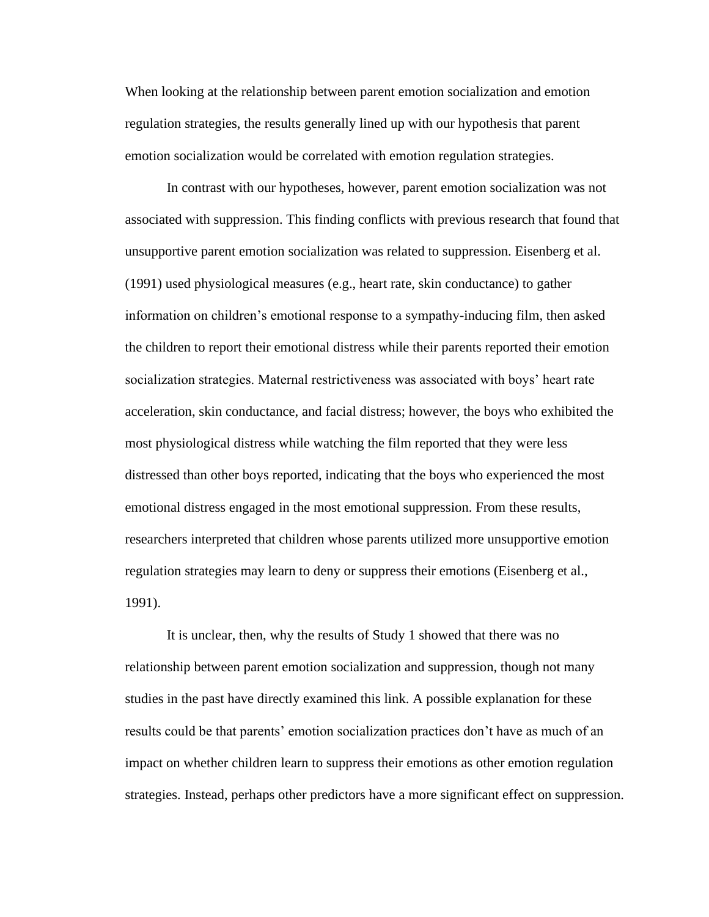When looking at the relationship between parent emotion socialization and emotion regulation strategies, the results generally lined up with our hypothesis that parent emotion socialization would be correlated with emotion regulation strategies.

In contrast with our hypotheses, however, parent emotion socialization was not associated with suppression. This finding conflicts with previous research that found that unsupportive parent emotion socialization was related to suppression. Eisenberg et al. (1991) used physiological measures (e.g., heart rate, skin conductance) to gather information on children's emotional response to a sympathy-inducing film, then asked the children to report their emotional distress while their parents reported their emotion socialization strategies. Maternal restrictiveness was associated with boys' heart rate acceleration, skin conductance, and facial distress; however, the boys who exhibited the most physiological distress while watching the film reported that they were less distressed than other boys reported, indicating that the boys who experienced the most emotional distress engaged in the most emotional suppression. From these results, researchers interpreted that children whose parents utilized more unsupportive emotion regulation strategies may learn to deny or suppress their emotions (Eisenberg et al., 1991).

It is unclear, then, why the results of Study 1 showed that there was no relationship between parent emotion socialization and suppression, though not many studies in the past have directly examined this link. A possible explanation for these results could be that parents' emotion socialization practices don't have as much of an impact on whether children learn to suppress their emotions as other emotion regulation strategies. Instead, perhaps other predictors have a more significant effect on suppression.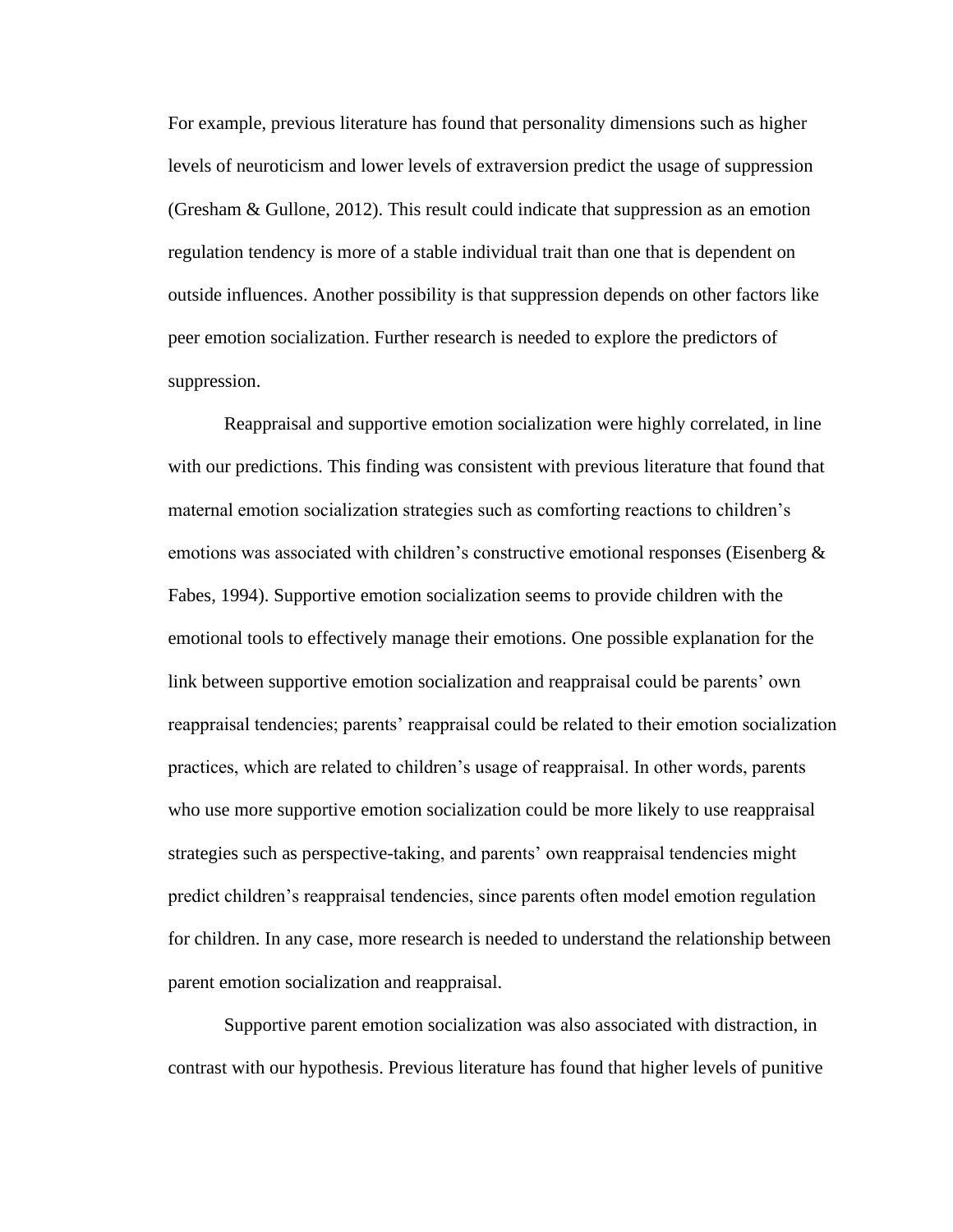For example, previous literature has found that personality dimensions such as higher levels of neuroticism and lower levels of extraversion predict the usage of suppression (Gresham & Gullone, 2012). This result could indicate that suppression as an emotion regulation tendency is more of a stable individual trait than one that is dependent on outside influences. Another possibility is that suppression depends on other factors like peer emotion socialization. Further research is needed to explore the predictors of suppression.

Reappraisal and supportive emotion socialization were highly correlated, in line with our predictions. This finding was consistent with previous literature that found that maternal emotion socialization strategies such as comforting reactions to children's emotions was associated with children's constructive emotional responses (Eisenberg & Fabes, 1994). Supportive emotion socialization seems to provide children with the emotional tools to effectively manage their emotions. One possible explanation for the link between supportive emotion socialization and reappraisal could be parents' own reappraisal tendencies; parents' reappraisal could be related to their emotion socialization practices, which are related to children's usage of reappraisal. In other words, parents who use more supportive emotion socialization could be more likely to use reappraisal strategies such as perspective-taking, and parents' own reappraisal tendencies might predict children's reappraisal tendencies, since parents often model emotion regulation for children. In any case, more research is needed to understand the relationship between parent emotion socialization and reappraisal.

Supportive parent emotion socialization was also associated with distraction, in contrast with our hypothesis. Previous literature has found that higher levels of punitive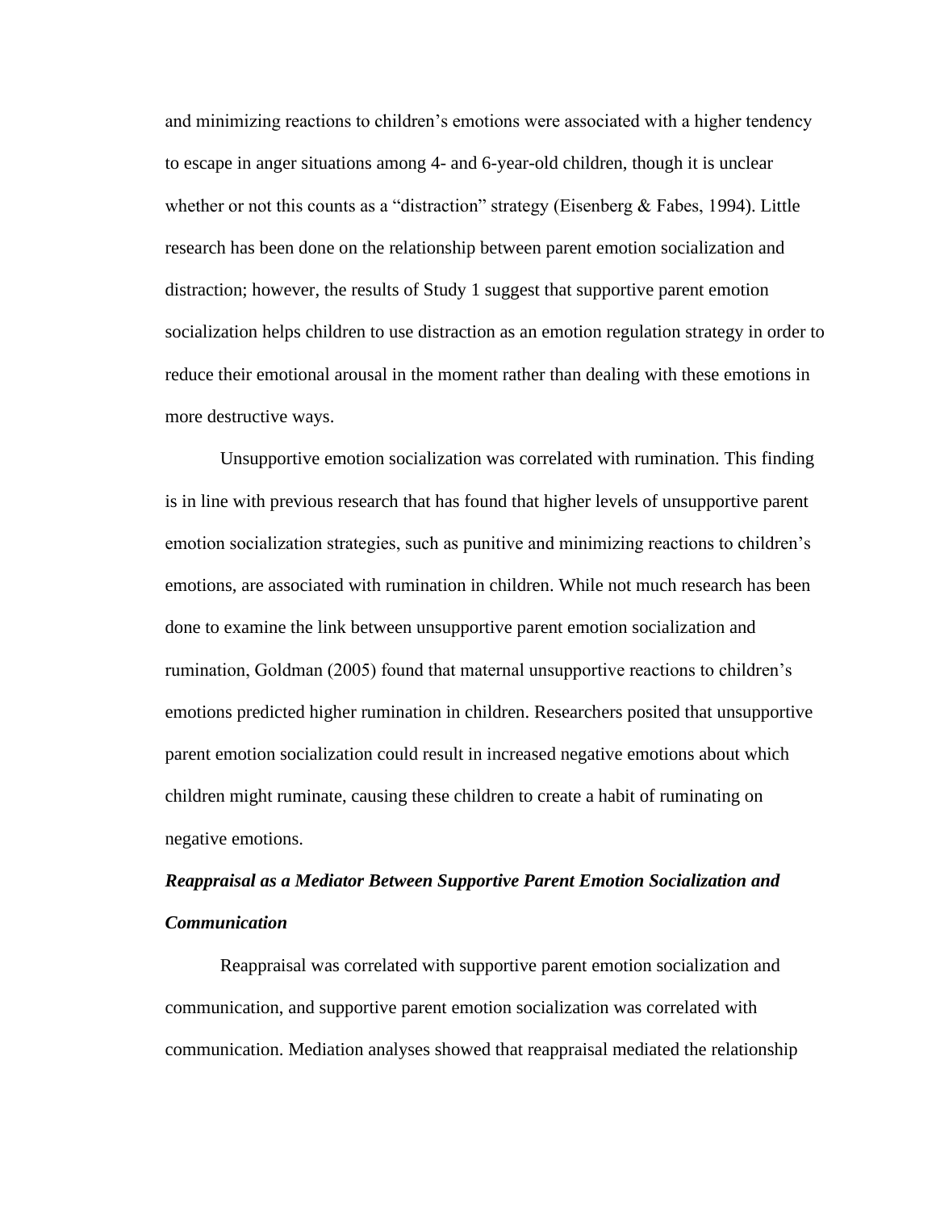and minimizing reactions to children's emotions were associated with a higher tendency to escape in anger situations among 4- and 6-year-old children, though it is unclear whether or not this counts as a "distraction" strategy (Eisenberg & Fabes, 1994). Little research has been done on the relationship between parent emotion socialization and distraction; however, the results of Study 1 suggest that supportive parent emotion socialization helps children to use distraction as an emotion regulation strategy in order to reduce their emotional arousal in the moment rather than dealing with these emotions in more destructive ways.

Unsupportive emotion socialization was correlated with rumination. This finding is in line with previous research that has found that higher levels of unsupportive parent emotion socialization strategies, such as punitive and minimizing reactions to children's emotions, are associated with rumination in children. While not much research has been done to examine the link between unsupportive parent emotion socialization and rumination, Goldman (2005) found that maternal unsupportive reactions to children's emotions predicted higher rumination in children. Researchers posited that unsupportive parent emotion socialization could result in increased negative emotions about which children might ruminate, causing these children to create a habit of ruminating on negative emotions.

### *Reappraisal as a Mediator Between Supportive Parent Emotion Socialization and Communication*

Reappraisal was correlated with supportive parent emotion socialization and communication, and supportive parent emotion socialization was correlated with communication. Mediation analyses showed that reappraisal mediated the relationship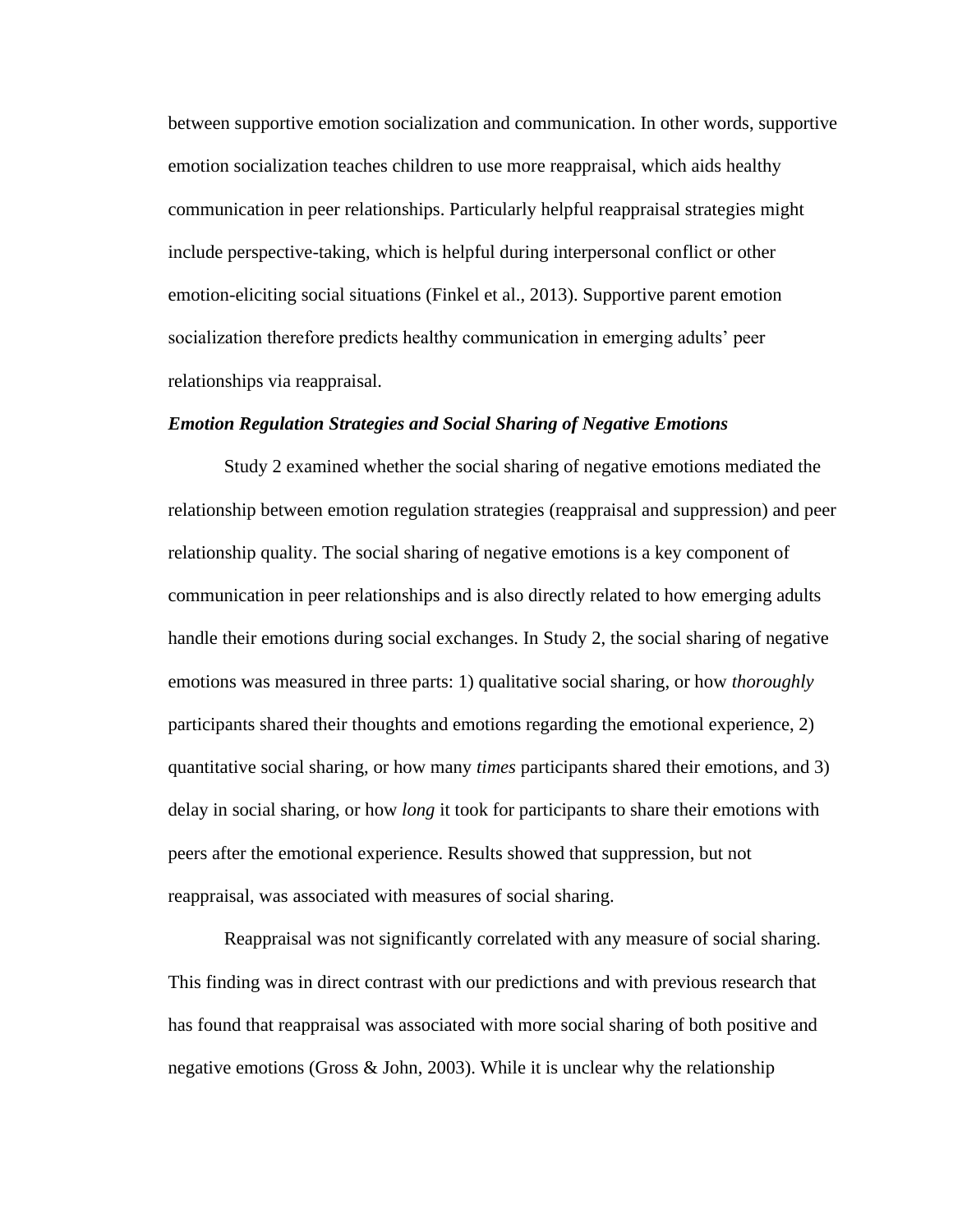between supportive emotion socialization and communication. In other words, supportive emotion socialization teaches children to use more reappraisal, which aids healthy communication in peer relationships. Particularly helpful reappraisal strategies might include perspective-taking, which is helpful during interpersonal conflict or other emotion-eliciting social situations (Finkel et al., 2013). Supportive parent emotion socialization therefore predicts healthy communication in emerging adults' peer relationships via reappraisal.

### *Emotion Regulation Strategies and Social Sharing of Negative Emotions*

Study 2 examined whether the social sharing of negative emotions mediated the relationship between emotion regulation strategies (reappraisal and suppression) and peer relationship quality. The social sharing of negative emotions is a key component of communication in peer relationships and is also directly related to how emerging adults handle their emotions during social exchanges. In Study 2, the social sharing of negative emotions was measured in three parts: 1) qualitative social sharing, or how *thoroughly* participants shared their thoughts and emotions regarding the emotional experience, 2) quantitative social sharing, or how many *times* participants shared their emotions, and 3) delay in social sharing, or how *long* it took for participants to share their emotions with peers after the emotional experience. Results showed that suppression, but not reappraisal, was associated with measures of social sharing.

Reappraisal was not significantly correlated with any measure of social sharing. This finding was in direct contrast with our predictions and with previous research that has found that reappraisal was associated with more social sharing of both positive and negative emotions (Gross & John, 2003). While it is unclear why the relationship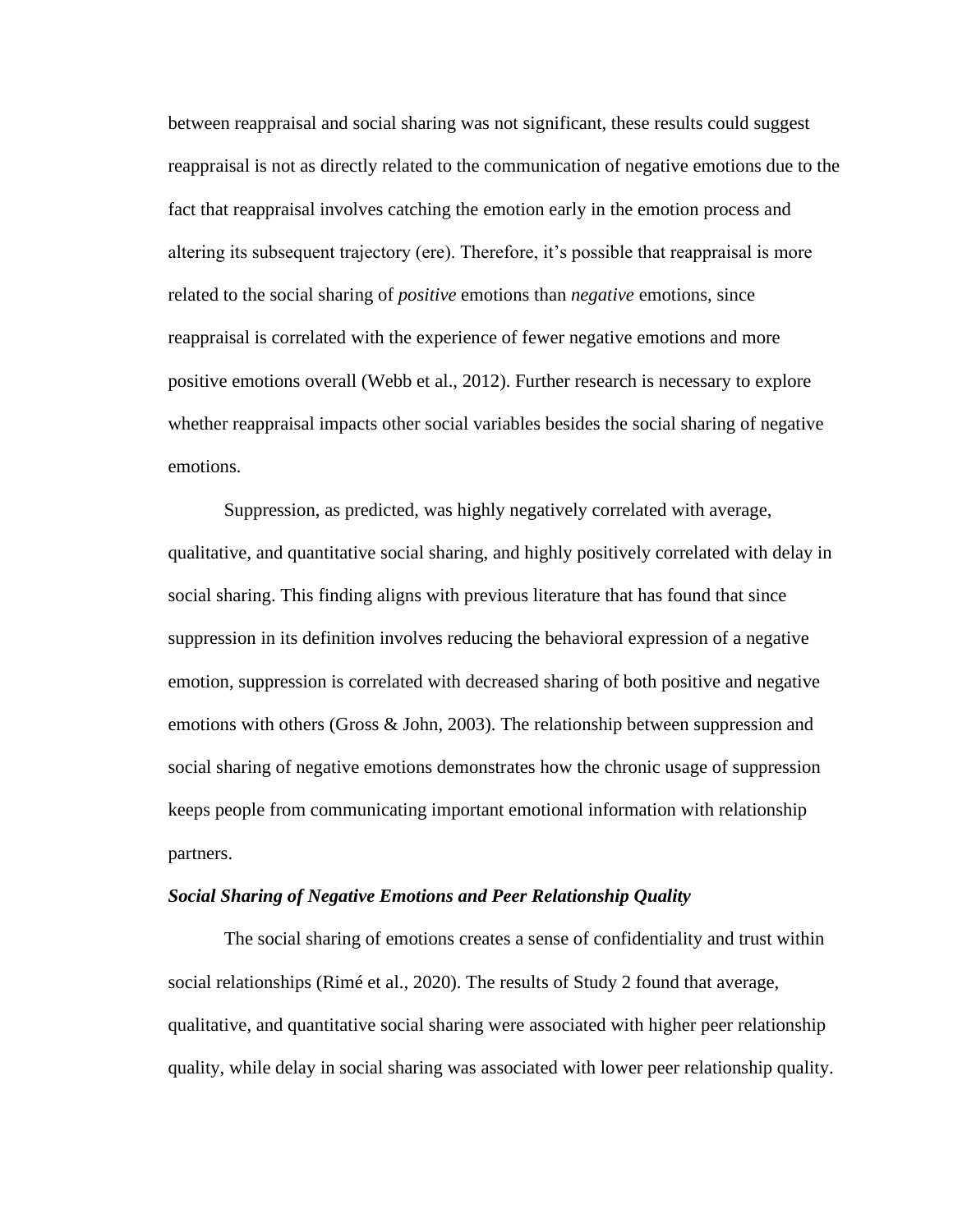between reappraisal and social sharing was not significant, these results could suggest reappraisal is not as directly related to the communication of negative emotions due to the fact that reappraisal involves catching the emotion early in the emotion process and altering its subsequent trajectory (ere). Therefore, it's possible that reappraisal is more related to the social sharing of *positive* emotions than *negative* emotions, since reappraisal is correlated with the experience of fewer negative emotions and more positive emotions overall (Webb et al., 2012). Further research is necessary to explore whether reappraisal impacts other social variables besides the social sharing of negative emotions.

Suppression, as predicted, was highly negatively correlated with average, qualitative, and quantitative social sharing, and highly positively correlated with delay in social sharing. This finding aligns with previous literature that has found that since suppression in its definition involves reducing the behavioral expression of a negative emotion, suppression is correlated with decreased sharing of both positive and negative emotions with others (Gross & John, 2003). The relationship between suppression and social sharing of negative emotions demonstrates how the chronic usage of suppression keeps people from communicating important emotional information with relationship partners.

### *Social Sharing of Negative Emotions and Peer Relationship Quality*

The social sharing of emotions creates a sense of confidentiality and trust within social relationships (Rimé et al., 2020). The results of Study 2 found that average, qualitative, and quantitative social sharing were associated with higher peer relationship quality, while delay in social sharing was associated with lower peer relationship quality.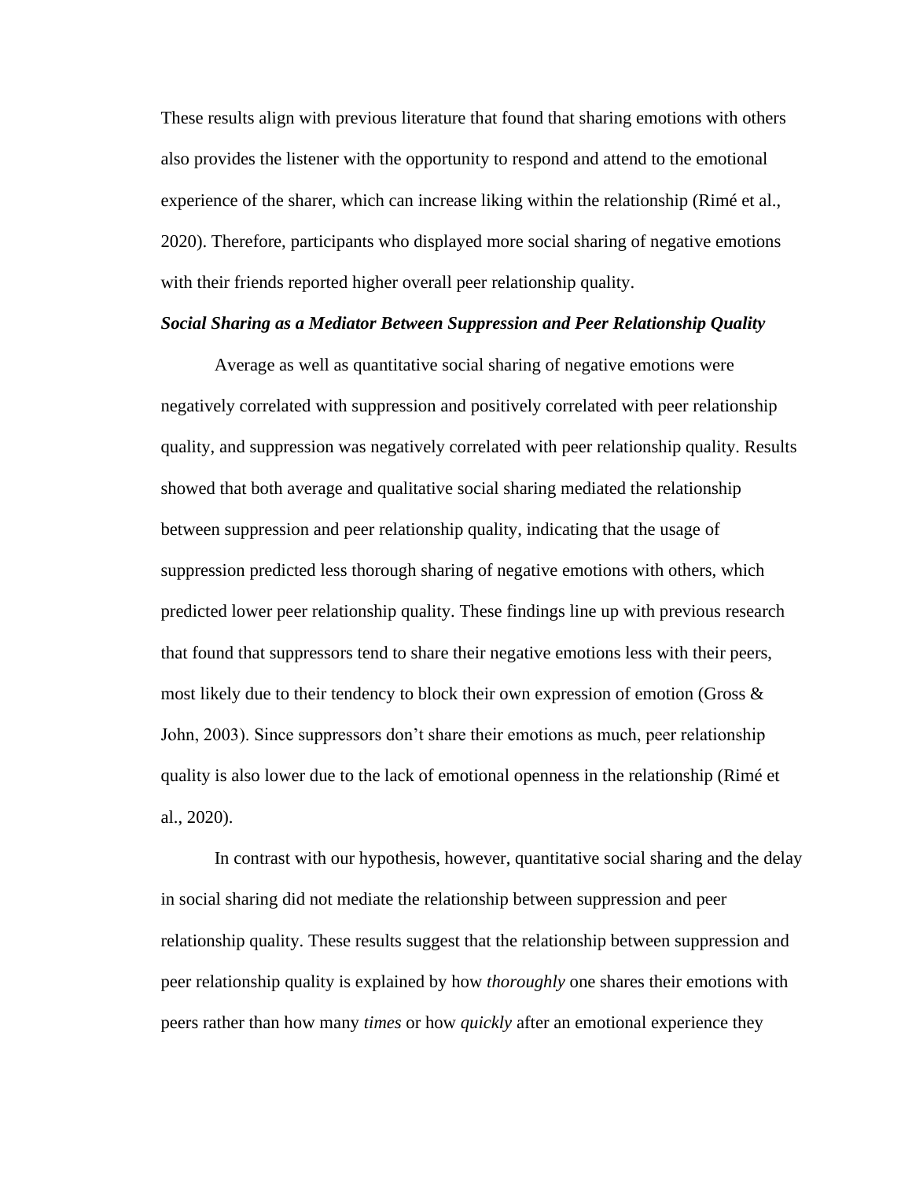These results align with previous literature that found that sharing emotions with others also provides the listener with the opportunity to respond and attend to the emotional experience of the sharer, which can increase liking within the relationship (Rimé et al., 2020). Therefore, participants who displayed more social sharing of negative emotions with their friends reported higher overall peer relationship quality.

***Social Sharing as a Mediator Between Suppression and Peer Relationship Quality***

Average as well as quantitative social sharing of negative emotions were negatively correlated with suppression and positively correlated with peer relationship quality, and suppression was negatively correlated with peer relationship quality. Results showed that both average and qualitative social sharing mediated the relationship between suppression and peer relationship quality, indicating that the usage of suppression predicted less thorough sharing of negative emotions with others, which predicted lower peer relationship quality. These findings line up with previous research that found that suppressors tend to share their negative emotions less with their peers, most likely due to their tendency to block their own expression of emotion (Gross & John, 2003). Since suppressors don't share their emotions as much, peer relationship quality is also lower due to the lack of emotional openness in the relationship (Rimé et al., 2020).

In contrast with our hypothesis, however, quantitative social sharing and the delay in social sharing did not mediate the relationship between suppression and peer relationship quality. These results suggest that the relationship between suppression and peer relationship quality is explained by how *thoroughly* one shares their emotions with peers rather than how many *times* or how *quickly* after an emotional experience they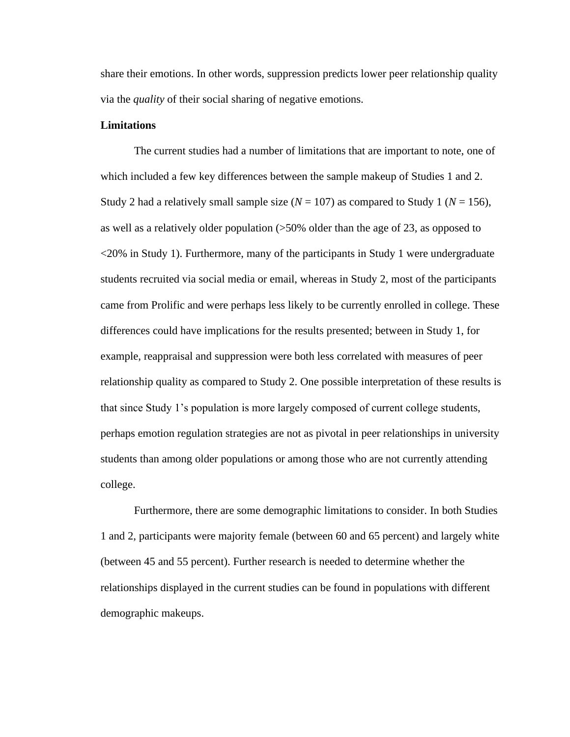share their emotions. In other words, suppression predicts lower peer relationship quality via the *quality* of their social sharing of negative emotions.

**Limitations**

The current studies had a number of limitations that are important to note, one of which included a few key differences between the sample makeup of Studies 1 and 2. Study 2 had a relatively small sample size ($N$ = 107) as compared to Study 1 ($N$ = 156), as well as a relatively older population (>50% older than the age of 23, as opposed to <20% in Study 1). Furthermore, many of the participants in Study 1 were undergraduate students recruited via social media or email, whereas in Study 2, most of the participants came from Prolific and were perhaps less likely to be currently enrolled in college. These differences could have implications for the results presented; between in Study 1, for example, reappraisal and suppression were both less correlated with measures of peer relationship quality as compared to Study 2. One possible interpretation of these results is that since Study 1's population is more largely composed of current college students, perhaps emotion regulation strategies are not as pivotal in peer relationships in university students than among older populations or among those who are not currently attending college.

Furthermore, there are some demographic limitations to consider. In both Studies 1 and 2, participants were majority female (between 60 and 65 percent) and largely white (between 45 and 55 percent). Further research is needed to determine whether the relationships displayed in the current studies can be found in populations with different demographic makeups.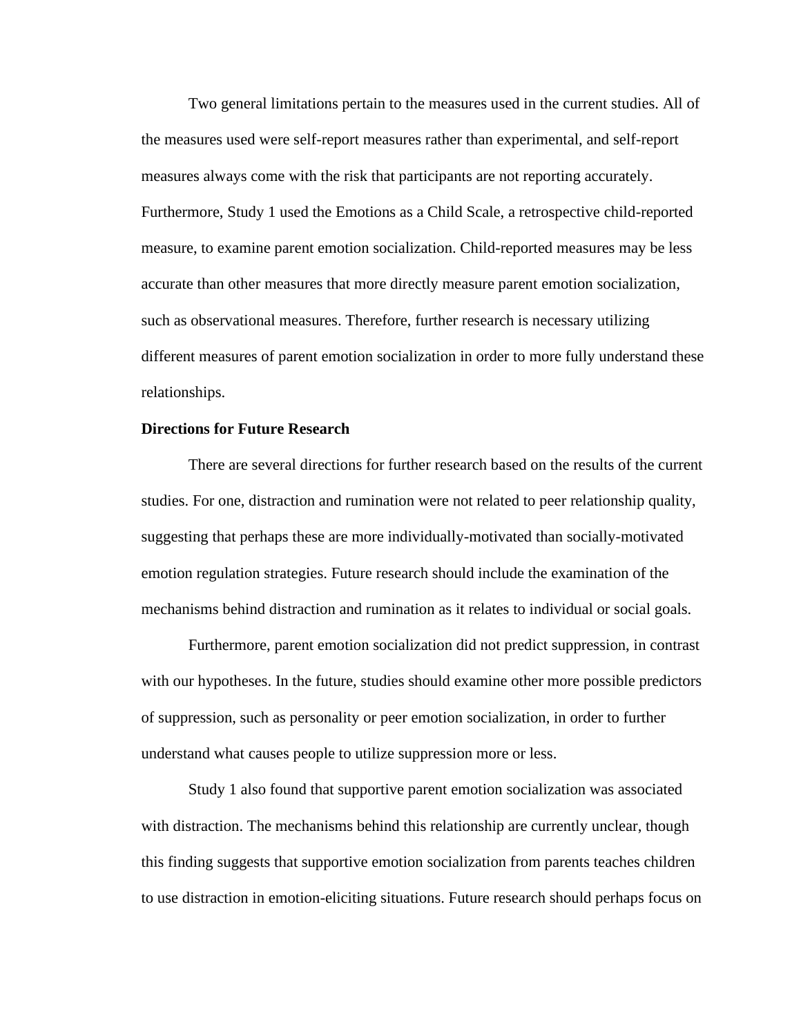Two general limitations pertain to the measures used in the current studies. All of the measures used were self-report measures rather than experimental, and self-report measures always come with the risk that participants are not reporting accurately. Furthermore, Study 1 used the Emotions as a Child Scale, a retrospective child-reported measure, to examine parent emotion socialization. Child-reported measures may be less accurate than other measures that more directly measure parent emotion socialization, such as observational measures. Therefore, further research is necessary utilizing different measures of parent emotion socialization in order to more fully understand these relationships.

**Directions for Future Research**

There are several directions for further research based on the results of the current studies. For one, distraction and rumination were not related to peer relationship quality, suggesting that perhaps these are more individually-motivated than socially-motivated emotion regulation strategies. Future research should include the examination of the mechanisms behind distraction and rumination as it relates to individual or social goals.

Furthermore, parent emotion socialization did not predict suppression, in contrast with our hypotheses. In the future, studies should examine other more possible predictors of suppression, such as personality or peer emotion socialization, in order to further understand what causes people to utilize suppression more or less.

Study 1 also found that supportive parent emotion socialization was associated with distraction. The mechanisms behind this relationship are currently unclear, though this finding suggests that supportive emotion socialization from parents teaches children to use distraction in emotion-eliciting situations. Future research should perhaps focus on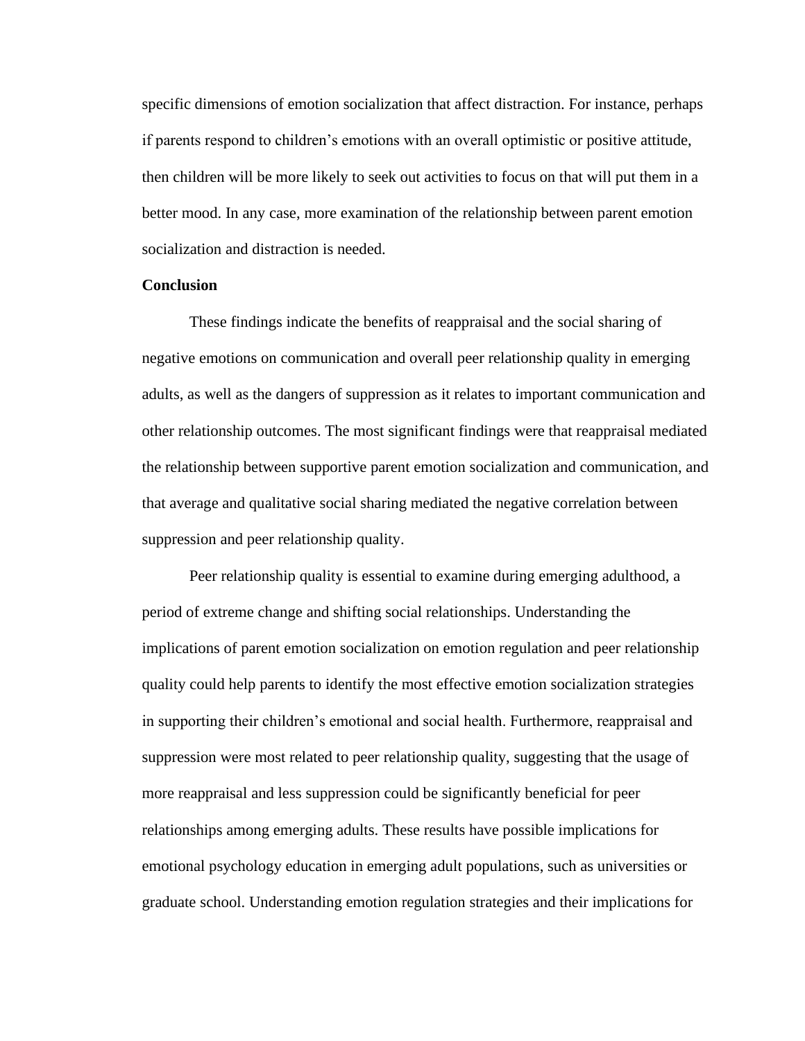specific dimensions of emotion socialization that affect distraction. For instance, perhaps if parents respond to children's emotions with an overall optimistic or positive attitude, then children will be more likely to seek out activities to focus on that will put them in a better mood. In any case, more examination of the relationship between parent emotion socialization and distraction is needed.

## Conclusion

These findings indicate the benefits of reappraisal and the social sharing of negative emotions on communication and overall peer relationship quality in emerging adults, as well as the dangers of suppression as it relates to important communication and other relationship outcomes. The most significant findings were that reappraisal mediated the relationship between supportive parent emotion socialization and communication, and that average and qualitative social sharing mediated the negative correlation between suppression and peer relationship quality.

Peer relationship quality is essential to examine during emerging adulthood, a period of extreme change and shifting social relationships. Understanding the implications of parent emotion socialization on emotion regulation and peer relationship quality could help parents to identify the most effective emotion socialization strategies in supporting their children's emotional and social health. Furthermore, reappraisal and suppression were most related to peer relationship quality, suggesting that the usage of more reappraisal and less suppression could be significantly beneficial for peer relationships among emerging adults. These results have possible implications for emotional psychology education in emerging adult populations, such as universities or graduate school. Understanding emotion regulation strategies and their implications for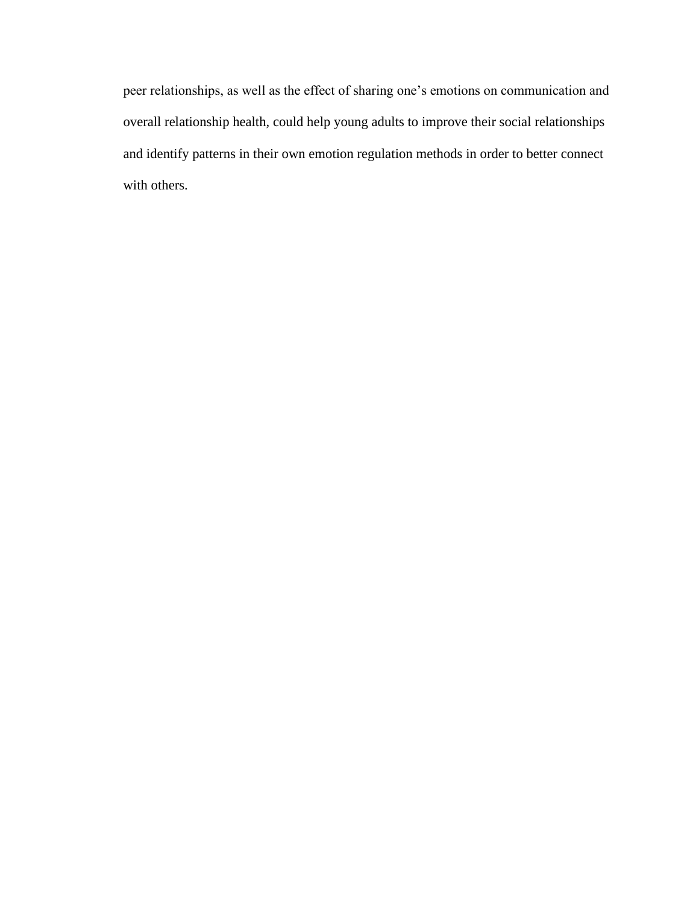peer relationships, as well as the effect of sharing one's emotions on communication and overall relationship health, could help young adults to improve their social relationships and identify patterns in their own emotion regulation methods in order to better connect with others.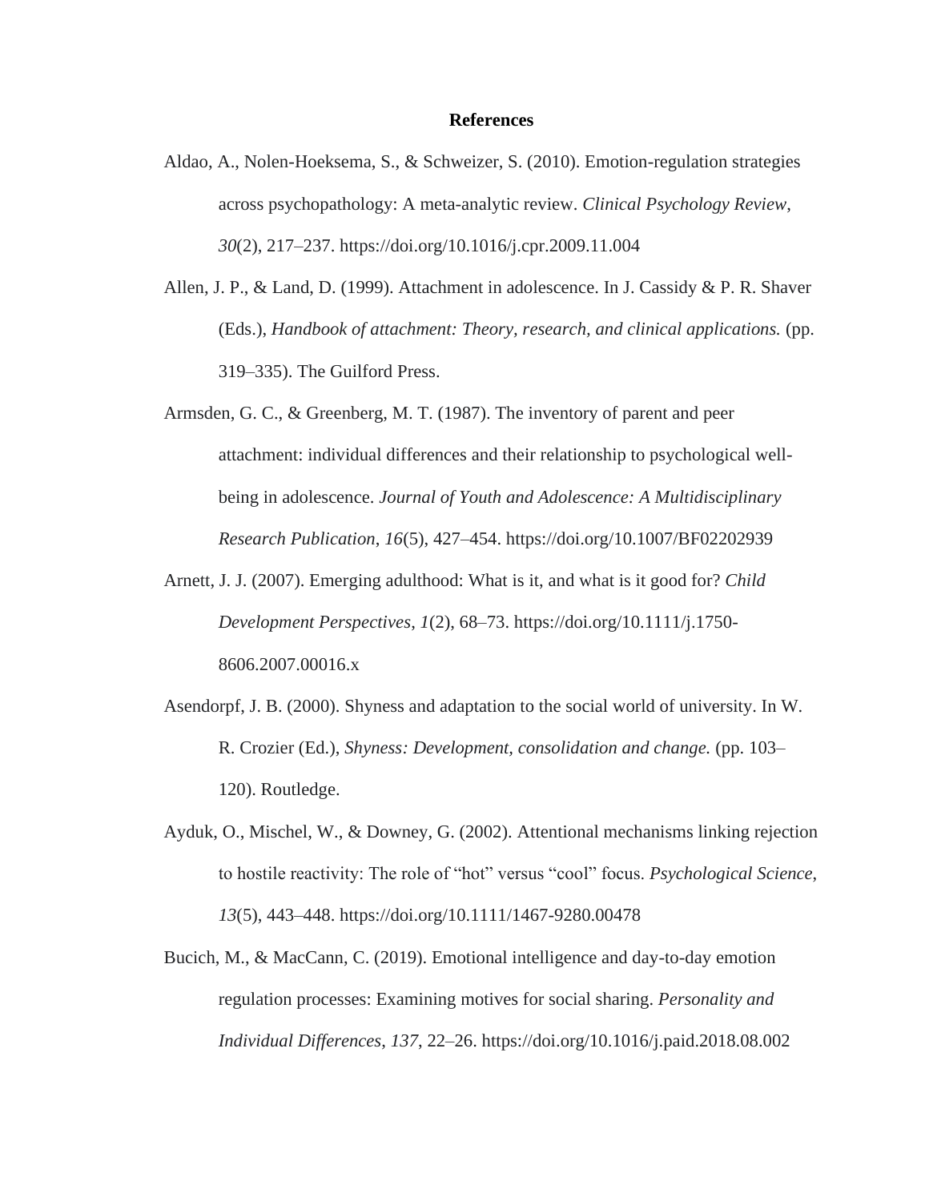# References

Aldao, A., Nolen-Hoeksema, S., & Schweizer, S. (2010). Emotion-regulation strategies across psychopathology: A meta-analytic review. *Clinical Psychology Review*, *30*(2), 217–237. https://doi.org/10.1016/j.cpr.2009.11.004

Allen, J. P., & Land, D. (1999). Attachment in adolescence. In J. Cassidy & P. R. Shaver (Eds.), *Handbook of attachment: Theory, research, and clinical applications.* (pp. 319–335). The Guilford Press.

Armsden, G. C., & Greenberg, M. T. (1987). The inventory of parent and peer attachment: individual differences and their relationship to psychological well-being in adolescence. *Journal of Youth and Adolescence: A Multidisciplinary Research Publication*, *16*(5), 427–454. https://doi.org/10.1007/BF02202939

Arnett, J. J. (2007). Emerging adulthood: What is it, and what is it good for? *Child Development Perspectives*, *1*(2), 68–73. https://doi.org/10.1111/j.1750-8606.2007.00016.x

Asendorpf, J. B. (2000). Shyness and adaptation to the social world of university. In W. R. Crozier (Ed.), *Shyness: Development, consolidation and change.* (pp. 103–120). Routledge.

Ayduk, O., Mischel, W., & Downey, G. (2002). Attentional mechanisms linking rejection to hostile reactivity: The role of "hot" versus "cool" focus. *Psychological Science*, *13*(5), 443–448. https://doi.org/10.1111/1467-9280.00478

Bucich, M., & MacCann, C. (2019). Emotional intelligence and day-to-day emotion regulation processes: Examining motives for social sharing. *Personality and Individual Differences*, *137*, 22–26. https://doi.org/10.1016/j.paid.2018.08.002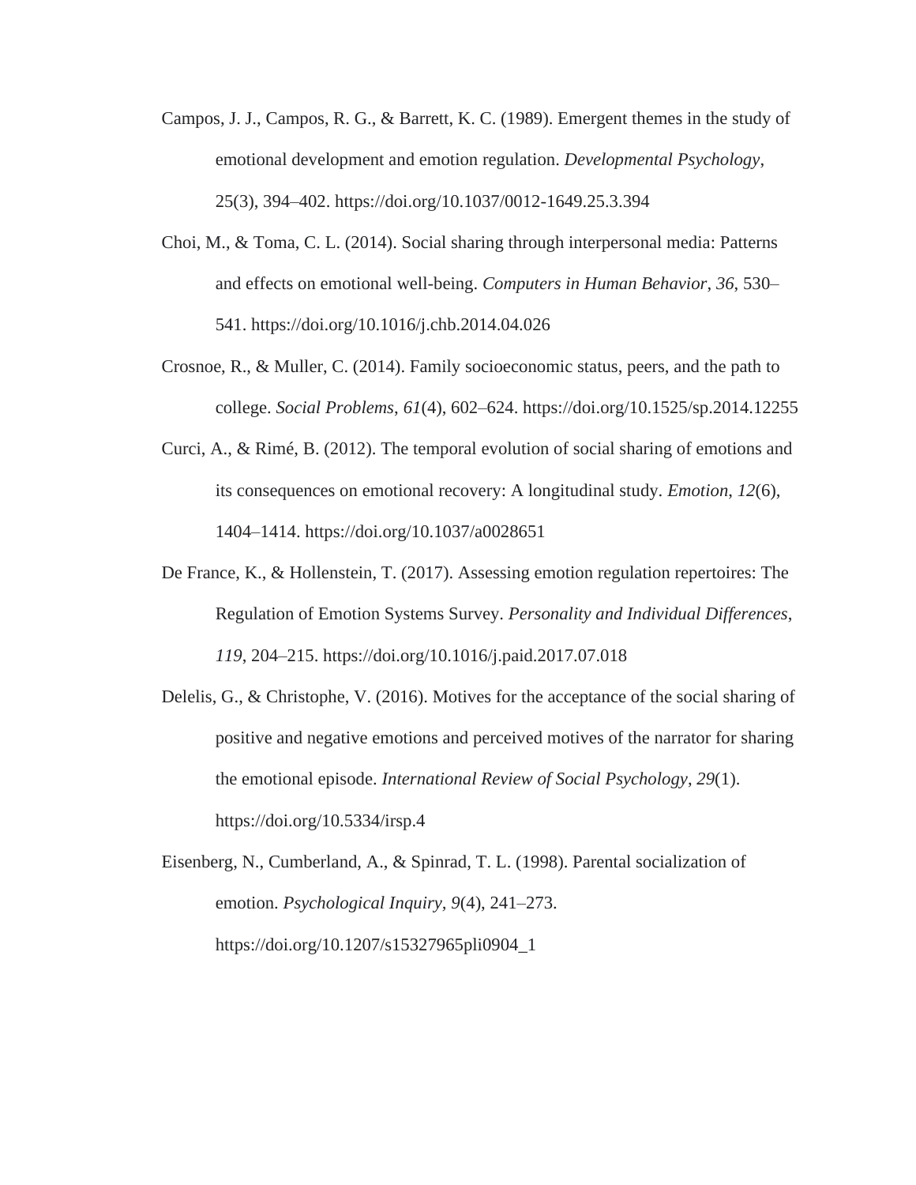Campos, J. J., Campos, R. G., & Barrett, K. C. (1989). Emergent themes in the study of emotional development and emotion regulation. *Developmental Psychology*, 25(3), 394–402. https://doi.org/10.1037/0012-1649.25.3.394

Choi, M., & Toma, C. L. (2014). Social sharing through interpersonal media: Patterns and effects on emotional well-being. *Computers in Human Behavior*, *36*, 530–541. https://doi.org/10.1016/j.chb.2014.04.026

Crosnoe, R., & Muller, C. (2014). Family socioeconomic status, peers, and the path to college. *Social Problems*, *61*(4), 602–624. https://doi.org/10.1525/sp.2014.12255

Curci, A., & Rimé, B. (2012). The temporal evolution of social sharing of emotions and its consequences on emotional recovery: A longitudinal study. *Emotion*, *12*(6), 1404–1414. https://doi.org/10.1037/a0028651

De France, K., & Hollenstein, T. (2017). Assessing emotion regulation repertoires: The Regulation of Emotion Systems Survey. *Personality and Individual Differences*, *119*, 204–215. https://doi.org/10.1016/j.paid.2017.07.018

Delelis, G., & Christophe, V. (2016). Motives for the acceptance of the social sharing of positive and negative emotions and perceived motives of the narrator for sharing the emotional episode. *International Review of Social Psychology*, *29*(1). https://doi.org/10.5334/irsp.4

Eisenberg, N., Cumberland, A., & Spinrad, T. L. (1998). Parental socialization of emotion. *Psychological Inquiry*, *9*(4), 241–273. https://doi.org/10.1207/s15327965pli0904_1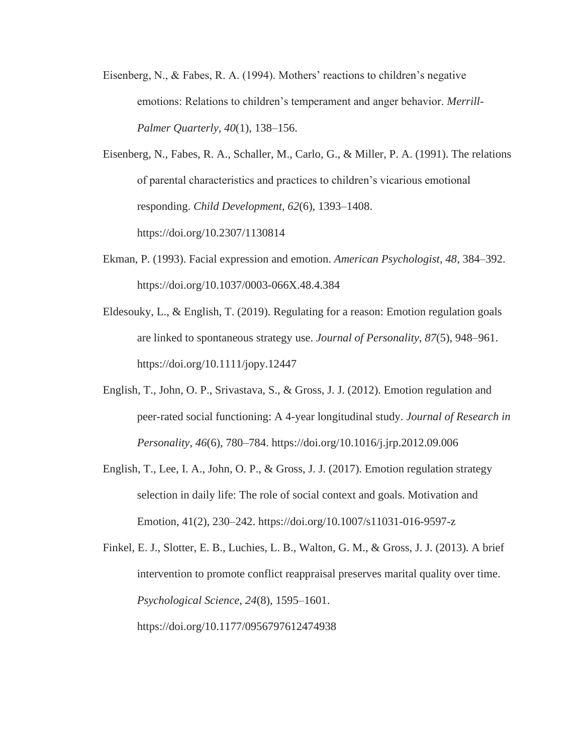Eisenberg, N., & Fabes, R. A. (1994). Mothers' reactions to children's negative emotions: Relations to children's temperament and anger behavior. *Merrill-Palmer Quarterly*, *40*(1), 138–156.

Eisenberg, N., Fabes, R. A., Schaller, M., Carlo, G., & Miller, P. A. (1991). The relations of parental characteristics and practices to children's vicarious emotional responding. *Child Development*, *62*(6), 1393–1408. https://doi.org/10.2307/1130814

Ekman, P. (1993). Facial expression and emotion. *American Psychologist, 48*, 384–392. https://doi.org/10.1037/0003-066X.48.4.384

Eldesouky, L., & English, T. (2019). Regulating for a reason: Emotion regulation goals are linked to spontaneous strategy use. *Journal of Personality*, *87*(5), 948–961. https://doi.org/10.1111/jopy.12447

English, T., John, O. P., Srivastava, S., & Gross, J. J. (2012). Emotion regulation and peer-rated social functioning: A 4-year longitudinal study. *Journal of Research in Personality*, *46*(6), 780–784. https://doi.org/10.1016/j.jrp.2012.09.006

English, T., Lee, I. A., John, O. P., & Gross, J. J. (2017). Emotion regulation strategy selection in daily life: The role of social context and goals. Motivation and Emotion, 41(2), 230–242. https://doi.org/10.1007/s11031-016-9597-z

Finkel, E. J., Slotter, E. B., Luchies, L. B., Walton, G. M., & Gross, J. J. (2013). A brief intervention to promote conflict reappraisal preserves marital quality over time. *Psychological Science*, *24*(8), 1595–1601. https://doi.org/10.1177/0956797612474938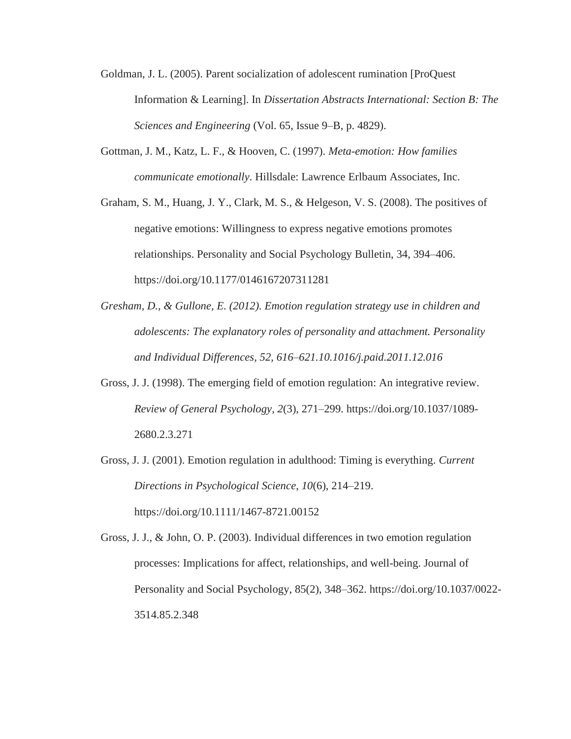Goldman, J. L. (2005). Parent socialization of adolescent rumination [ProQuest Information & Learning]. In *Dissertation Abstracts International: Section B: The Sciences and Engineering* (Vol. 65, Issue 9–B, p. 4829).

Gottman, J. M., Katz, L. F., & Hooven, C. (1997). *Meta-emotion: How families communicate emotionally*. Hillsdale: Lawrence Erlbaum Associates, Inc.

Graham, S. M., Huang, J. Y., Clark, M. S., & Helgeson, V. S. (2008). The positives of negative emotions: Willingness to express negative emotions promotes relationships. Personality and Social Psychology Bulletin, 34, 394–406. https://doi.org/10.1177/0146167207311281

*Gresham, D., & Gullone, E. (2012). Emotion regulation strategy use in children and adolescents: The explanatory roles of personality and attachment. Personality and Individual Differences, 52, 616–621.10.1016/j.paid.2011.12.016*

Gross, J. J. (1998). The emerging field of emotion regulation: An integrative review. *Review of General Psychology*, *2*(3), 271–299. https://doi.org/10.1037/1089-2680.2.3.271

Gross, J. J. (2001). Emotion regulation in adulthood: Timing is everything. *Current Directions in Psychological Science*, *10*(6), 214–219. https://doi.org/10.1111/1467-8721.00152

Gross, J. J., & John, O. P. (2003). Individual differences in two emotion regulation processes: Implications for affect, relationships, and well-being. Journal of Personality and Social Psychology, 85(2), 348–362. https://doi.org/10.1037/0022-3514.85.2.348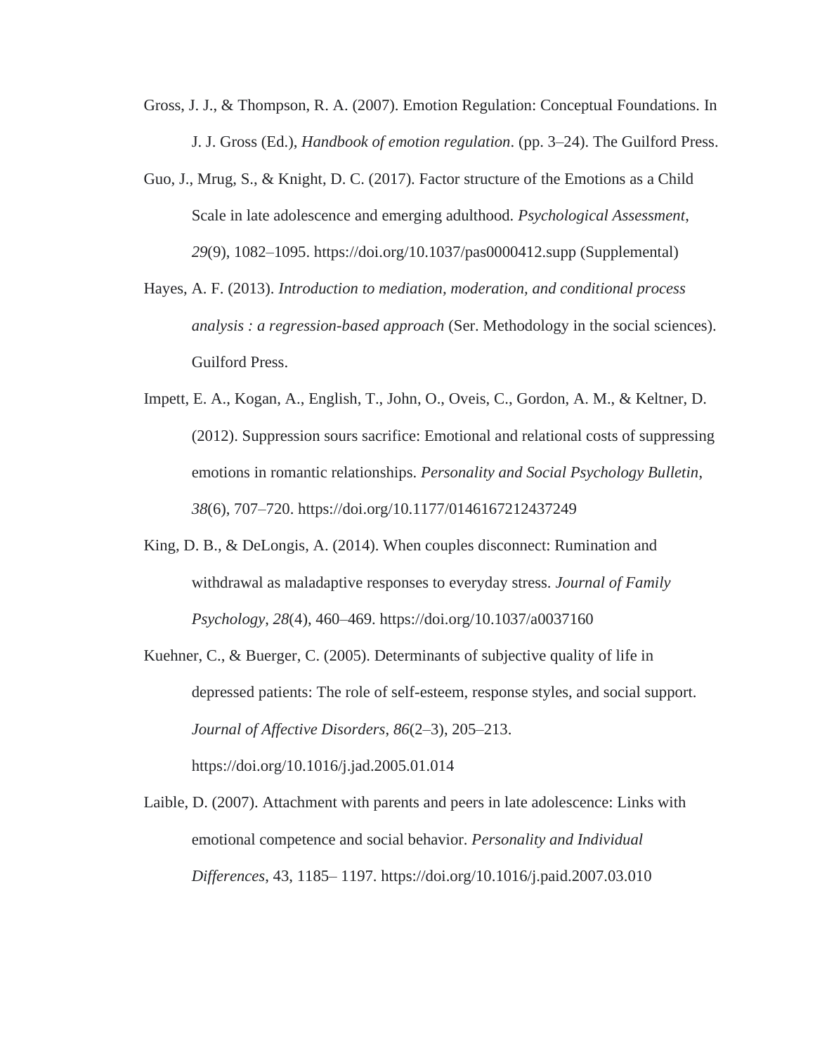Gross, J. J., & Thompson, R. A. (2007). Emotion Regulation: Conceptual Foundations. In J. J. Gross (Ed.), *Handbook of emotion regulation*. (pp. 3–24). The Guilford Press.

Guo, J., Mrug, S., & Knight, D. C. (2017). Factor structure of the Emotions as a Child Scale in late adolescence and emerging adulthood. *Psychological Assessment*, *29*(9), 1082–1095. https://doi.org/10.1037/pas0000412.supp (Supplemental)

Hayes, A. F. (2013). *Introduction to mediation, moderation, and conditional process analysis : a regression-based approach* (Ser. Methodology in the social sciences). Guilford Press.

Impett, E. A., Kogan, A., English, T., John, O., Oveis, C., Gordon, A. M., & Keltner, D. (2012). Suppression sours sacrifice: Emotional and relational costs of suppressing emotions in romantic relationships. *Personality and Social Psychology Bulletin*, *38*(6), 707–720. https://doi.org/10.1177/0146167212437249

King, D. B., & DeLongis, A. (2014). When couples disconnect: Rumination and withdrawal as maladaptive responses to everyday stress. *Journal of Family Psychology*, *28*(4), 460–469. https://doi.org/10.1037/a0037160

Kuehner, C., & Buerger, C. (2005). Determinants of subjective quality of life in depressed patients: The role of self-esteem, response styles, and social support. *Journal of Affective Disorders*, *86*(2–3), 205–213. https://doi.org/10.1016/j.jad.2005.01.014

Laible, D. (2007). Attachment with parents and peers in late adolescence: Links with emotional competence and social behavior. *Personality and Individual Differences*, 43, 1185– 1197. https://doi.org/10.1016/j.paid.2007.03.010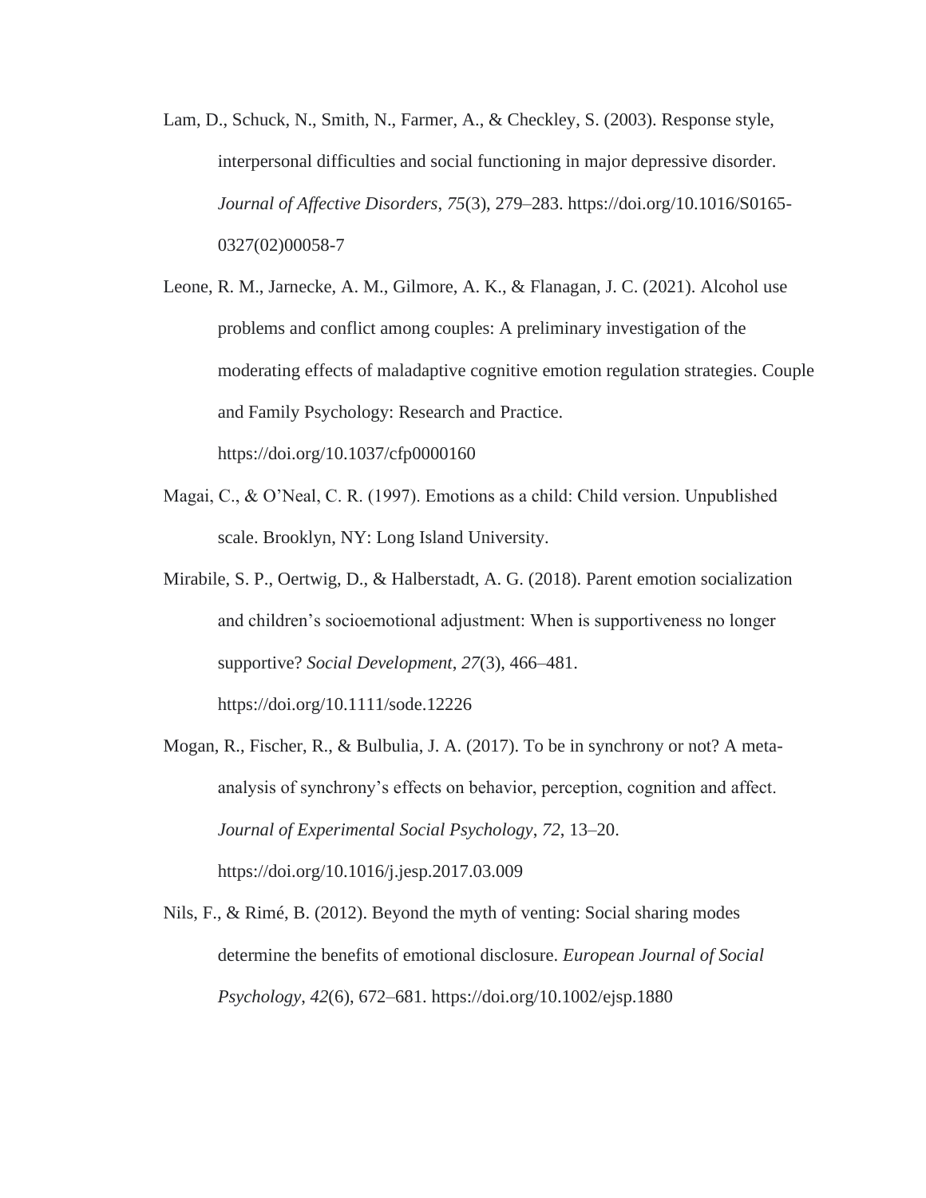Lam, D., Schuck, N., Smith, N., Farmer, A., & Checkley, S. (2003). Response style, interpersonal difficulties and social functioning in major depressive disorder. *Journal of Affective Disorders*, *75*(3), 279–283. https://doi.org/10.1016/S0165-0327(02)00058-7

Leone, R. M., Jarnecke, A. M., Gilmore, A. K., & Flanagan, J. C. (2021). Alcohol use problems and conflict among couples: A preliminary investigation of the moderating effects of maladaptive cognitive emotion regulation strategies. Couple and Family Psychology: Research and Practice. https://doi.org/10.1037/cfp0000160

Magai, C., & O'Neal, C. R. (1997). Emotions as a child: Child version. Unpublished scale. Brooklyn, NY: Long Island University.

Mirabile, S. P., Oertwig, D., & Halberstadt, A. G. (2018). Parent emotion socialization and children's socioemotional adjustment: When is supportiveness no longer supportive? *Social Development*, *27*(3), 466–481. https://doi.org/10.1111/sode.12226

Mogan, R., Fischer, R., & Bulbulia, J. A. (2017). To be in synchrony or not? A meta-analysis of synchrony's effects on behavior, perception, cognition and affect. *Journal of Experimental Social Psychology*, *72*, 13–20. https://doi.org/10.1016/j.jesp.2017.03.009

Nils, F., & Rimé, B. (2012). Beyond the myth of venting: Social sharing modes determine the benefits of emotional disclosure. *European Journal of Social Psychology*, *42*(6), 672–681. https://doi.org/10.1002/ejsp.1880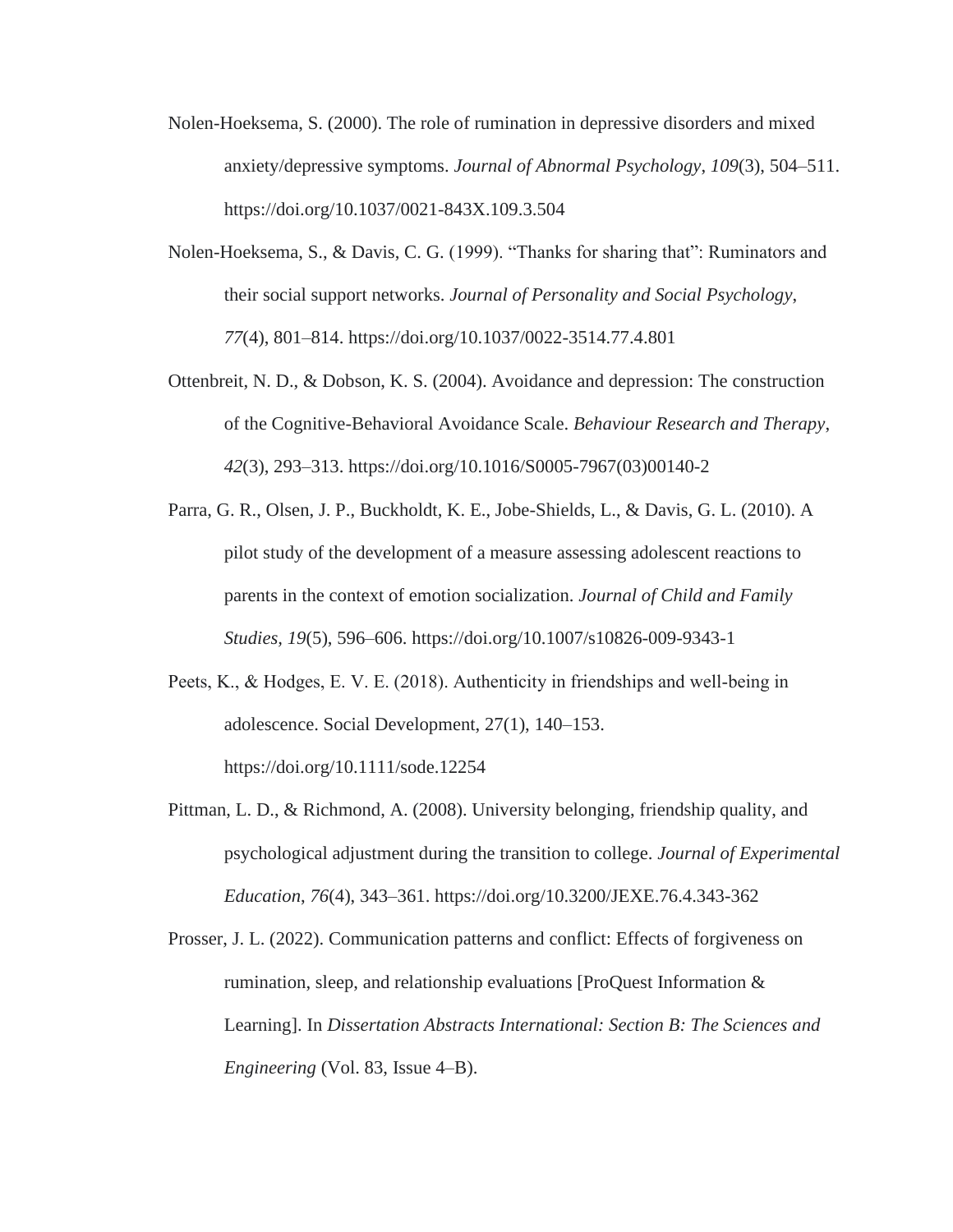Nolen-Hoeksema, S. (2000). The role of rumination in depressive disorders and mixed anxiety/depressive symptoms. *Journal of Abnormal Psychology*, *109*(3), 504–511. https://doi.org/10.1037/0021-843X.109.3.504

Nolen-Hoeksema, S., & Davis, C. G. (1999). "Thanks for sharing that": Ruminators and their social support networks. *Journal of Personality and Social Psychology*, *77*(4), 801–814. https://doi.org/10.1037/0022-3514.77.4.801

Ottenbreit, N. D., & Dobson, K. S. (2004). Avoidance and depression: The construction of the Cognitive-Behavioral Avoidance Scale. *Behaviour Research and Therapy*, *42*(3), 293–313. https://doi.org/10.1016/S0005-7967(03)00140-2

Parra, G. R., Olsen, J. P., Buckholdt, K. E., Jobe-Shields, L., & Davis, G. L. (2010). A pilot study of the development of a measure assessing adolescent reactions to parents in the context of emotion socialization. *Journal of Child and Family Studies*, *19*(5), 596–606. https://doi.org/10.1007/s10826-009-9343-1

Peets, K., & Hodges, E. V. E. (2018). Authenticity in friendships and well-being in adolescence. Social Development, 27(1), 140–153. https://doi.org/10.1111/sode.12254

Pittman, L. D., & Richmond, A. (2008). University belonging, friendship quality, and psychological adjustment during the transition to college. *Journal of Experimental Education*, *76*(4), 343–361. https://doi.org/10.3200/JEXE.76.4.343-362

Prosser, J. L. (2022). Communication patterns and conflict: Effects of forgiveness on rumination, sleep, and relationship evaluations [ProQuest Information & Learning]. In *Dissertation Abstracts International: Section B: The Sciences and Engineering* (Vol. 83, Issue 4–B).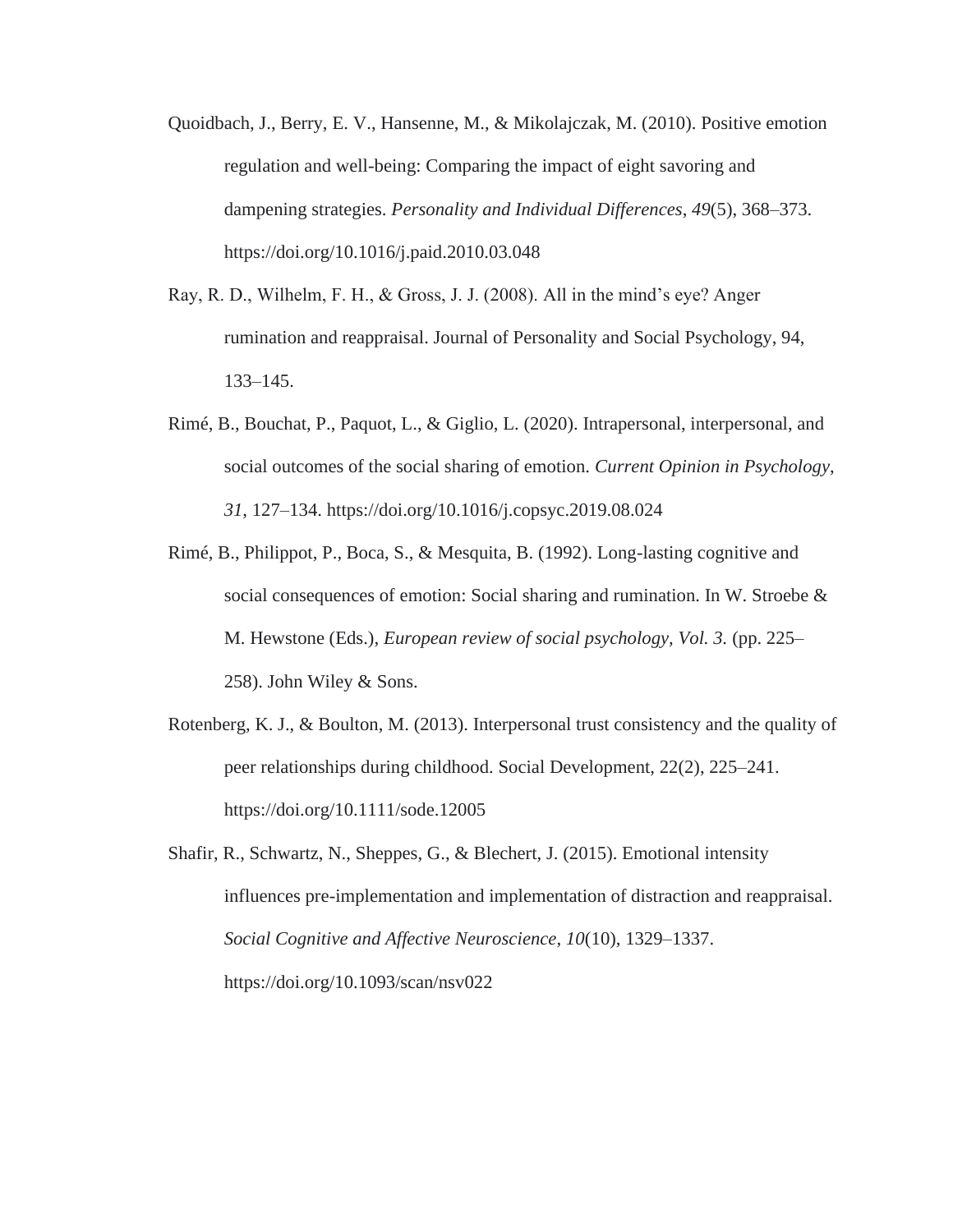Quoidbach, J., Berry, E. V., Hansenne, M., & Mikolajczak, M. (2010). Positive emotion regulation and well-being: Comparing the impact of eight savoring and dampening strategies. *Personality and Individual Differences*, *49*(5), 368–373. https://doi.org/10.1016/j.paid.2010.03.048

Ray, R. D., Wilhelm, F. H., & Gross, J. J. (2008). All in the mind's eye? Anger rumination and reappraisal. Journal of Personality and Social Psychology, 94, 133–145.

Rimé, B., Bouchat, P., Paquot, L., & Giglio, L. (2020). Intrapersonal, interpersonal, and social outcomes of the social sharing of emotion. *Current Opinion in Psychology*, *31*, 127–134. https://doi.org/10.1016/j.copsyc.2019.08.024

Rimé, B., Philippot, P., Boca, S., & Mesquita, B. (1992). Long-lasting cognitive and social consequences of emotion: Social sharing and rumination. In W. Stroebe & M. Hewstone (Eds.), *European review of social psychology, Vol. 3.* (pp. 225–258). John Wiley & Sons.

Rotenberg, K. J., & Boulton, M. (2013). Interpersonal trust consistency and the quality of peer relationships during childhood. Social Development, 22(2), 225–241. https://doi.org/10.1111/sode.12005

Shafir, R., Schwartz, N., Sheppes, G., & Blechert, J. (2015). Emotional intensity influences pre-implementation and implementation of distraction and reappraisal. *Social Cognitive and Affective Neuroscience*, *10*(10), 1329–1337. https://doi.org/10.1093/scan/nsv022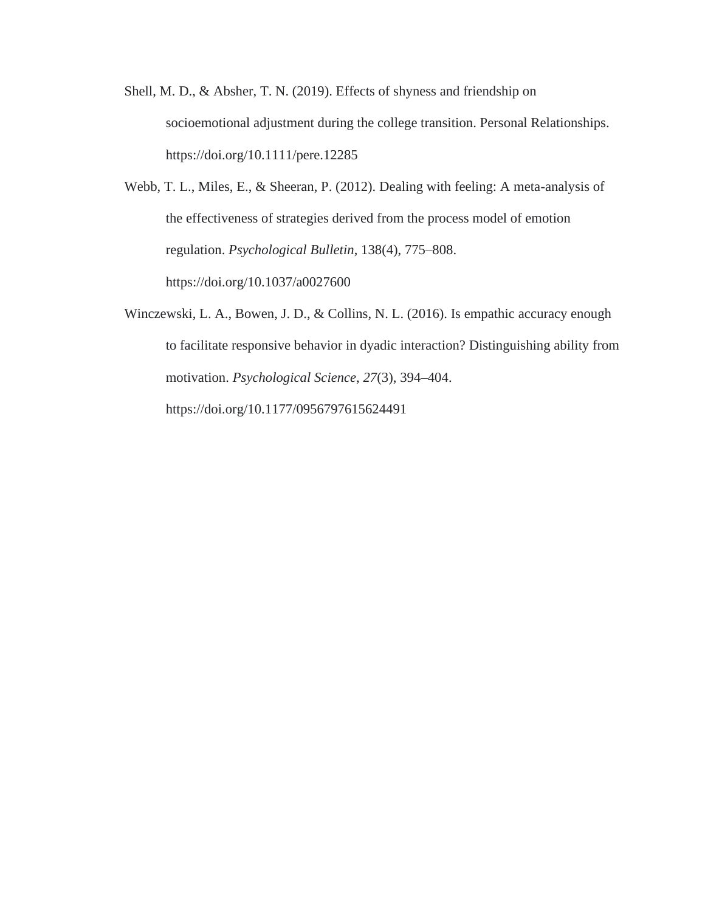Shell, M. D., & Absher, T. N. (2019). Effects of shyness and friendship on socioemotional adjustment during the college transition. Personal Relationships. https://doi.org/10.1111/pere.12285

Webb, T. L., Miles, E., & Sheeran, P. (2012). Dealing with feeling: A meta-analysis of the effectiveness of strategies derived from the process model of emotion regulation. *Psychological Bulletin*, 138(4), 775–808. https://doi.org/10.1037/a0027600

Winczewski, L. A., Bowen, J. D., & Collins, N. L. (2016). Is empathic accuracy enough to facilitate responsive behavior in dyadic interaction? Distinguishing ability from motivation. *Psychological Science*, *27*(3), 394–404. https://doi.org/10.1177/0956797615624491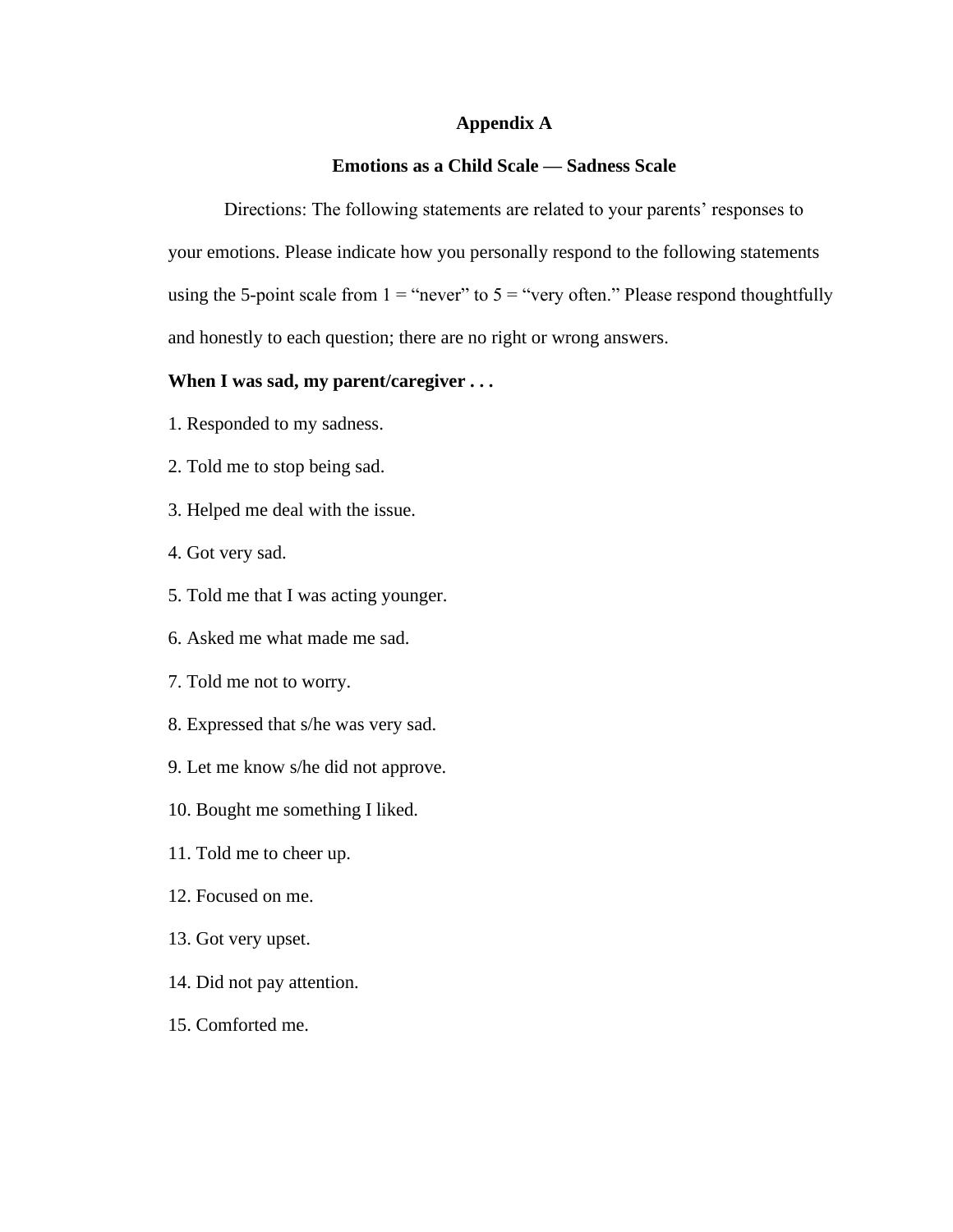# Appendix A

## Emotions as a Child Scale — Sadness Scale

Directions: The following statements are related to your parents' responses to your emotions. Please indicate how you personally respond to the following statements using the 5-point scale from 1 = "never" to 5 = "very often." Please respond thoughtfully and honestly to each question; there are no right or wrong answers.

**When I was sad, my parent/caregiver . . .**

1. Responded to my sadness.
2. Told me to stop being sad.
3. Helped me deal with the issue.
4. Got very sad.
5. Told me that I was acting younger.
6. Asked me what made me sad.
7. Told me not to worry.
8. Expressed that s/he was very sad.
9. Let me know s/he did not approve.
10. Bought me something I liked.
11. Told me to cheer up.
12. Focused on me.
13. Got very upset.
14. Did not pay attention.
15. Comforted me.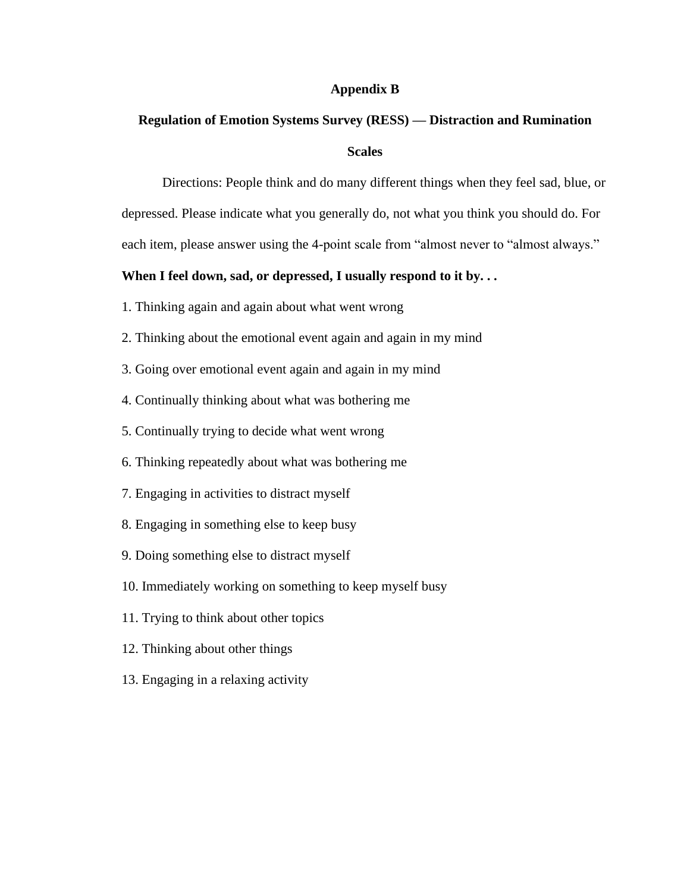# Appendix B

## Regulation of Emotion Systems Survey (RESS) — Distraction and Rumination Scales

Directions: People think and do many different things when they feel sad, blue, or depressed. Please indicate what you generally do, not what you think you should do. For each item, please answer using the 4-point scale from “almost never to “almost always.”

**When I feel down, sad, or depressed, I usually respond to it by. . .**

1. Thinking again and again about what went wrong
2. Thinking about the emotional event again and again in my mind
3. Going over emotional event again and again in my mind
4. Continually thinking about what was bothering me
5. Continually trying to decide what went wrong
6. Thinking repeatedly about what was bothering me
7. Engaging in activities to distract myself
8. Engaging in something else to keep busy
9. Doing something else to distract myself
10. Immediately working on something to keep myself busy
11. Trying to think about other topics
12. Thinking about other things
13. Engaging in a relaxing activity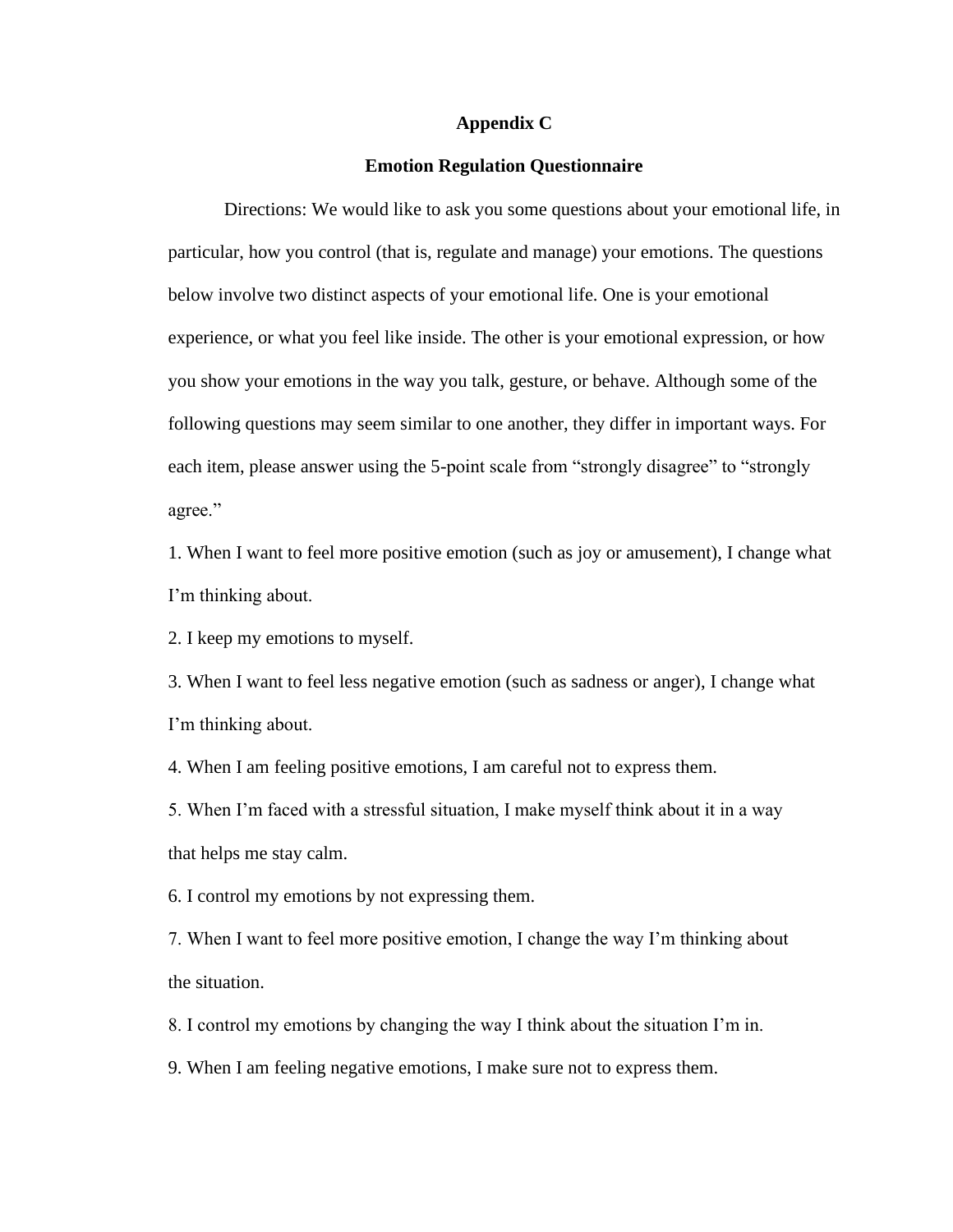# Appendix C

## Emotion Regulation Questionnaire

Directions: We would like to ask you some questions about your emotional life, in particular, how you control (that is, regulate and manage) your emotions. The questions below involve two distinct aspects of your emotional life. One is your emotional experience, or what you feel like inside. The other is your emotional expression, or how you show your emotions in the way you talk, gesture, or behave. Although some of the following questions may seem similar to one another, they differ in important ways. For each item, please answer using the 5-point scale from "strongly disagree" to "strongly agree."

1. When I want to feel more positive emotion (such as joy or amusement), I change what I'm thinking about.
2. I keep my emotions to myself.
3. When I want to feel less negative emotion (such as sadness or anger), I change what I'm thinking about.
4. When I am feeling positive emotions, I am careful not to express them.
5. When I'm faced with a stressful situation, I make myself think about it in a way that helps me stay calm.
6. I control my emotions by not expressing them.
7. When I want to feel more positive emotion, I change the way I'm thinking about the situation.
8. I control my emotions by changing the way I think about the situation I'm in.
9. When I am feeling negative emotions, I make sure not to express them.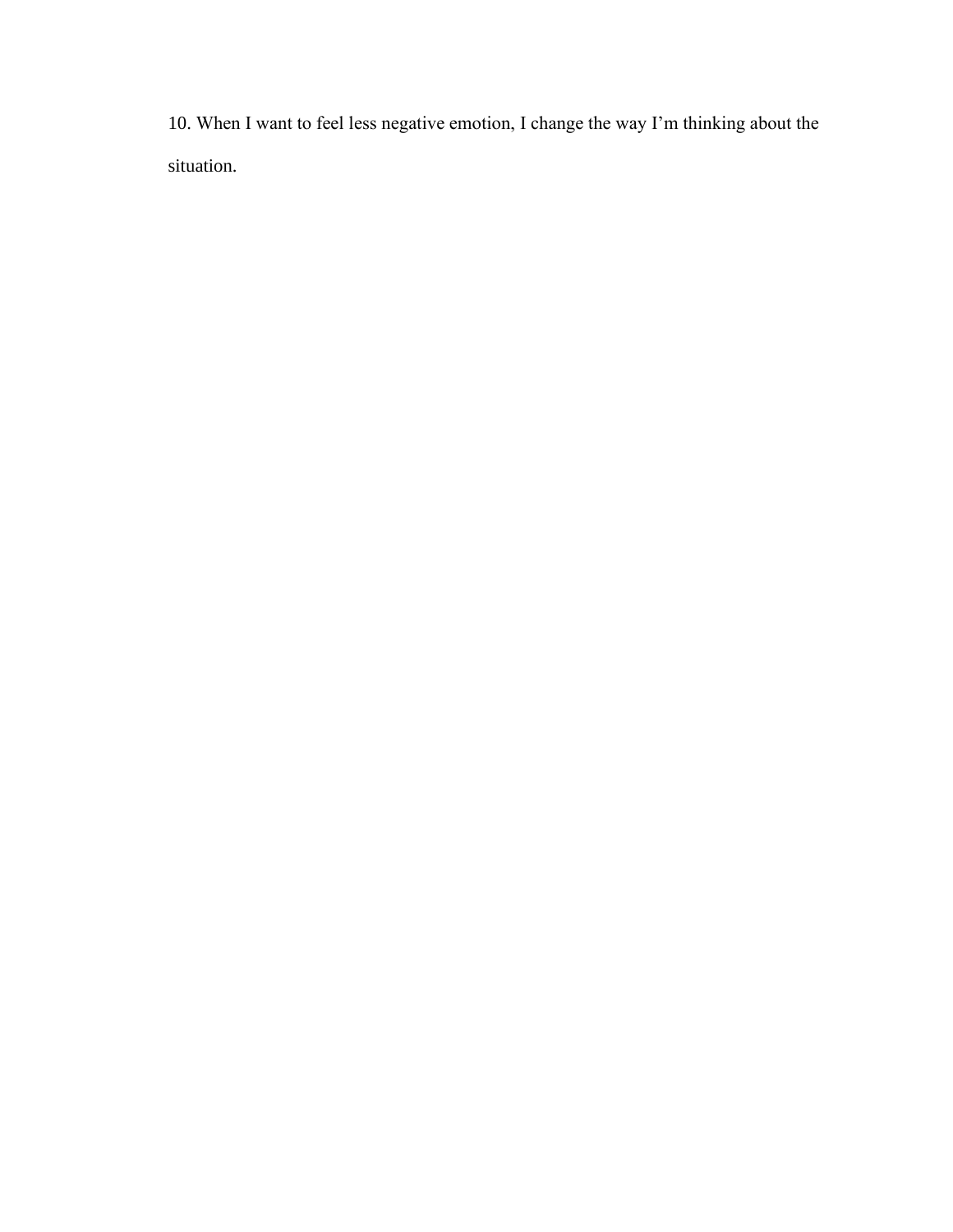10. When I want to feel less negative emotion, I change the way I’m thinking about the situation.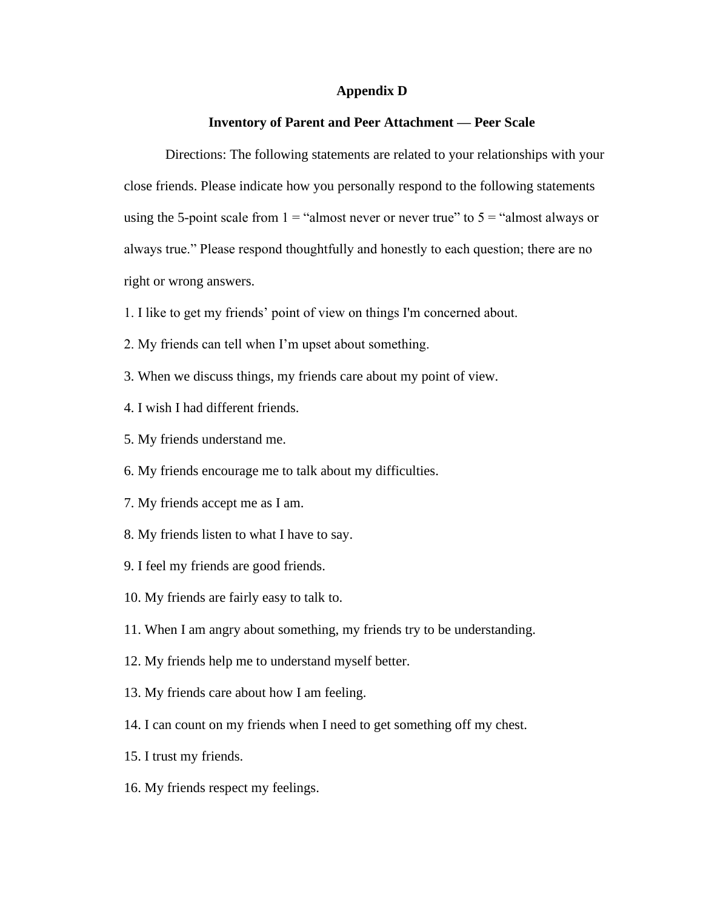## Appendix D

### Inventory of Parent and Peer Attachment — Peer Scale

Directions: The following statements are related to your relationships with your close friends. Please indicate how you personally respond to the following statements using the 5-point scale from 1 = "almost never or never true" to 5 = "almost always or always true." Please respond thoughtfully and honestly to each question; there are no right or wrong answers.

1. I like to get my friends' point of view on things I'm concerned about.
2. My friends can tell when I'm upset about something.
3. When we discuss things, my friends care about my point of view.
4. I wish I had different friends.
5. My friends understand me.
6. My friends encourage me to talk about my difficulties.
7. My friends accept me as I am.
8. My friends listen to what I have to say.
9. I feel my friends are good friends.
10. My friends are fairly easy to talk to.
11. When I am angry about something, my friends try to be understanding.
12. My friends help me to understand myself better.
13. My friends care about how I am feeling.
14. I can count on my friends when I need to get something off my chest.
15. I trust my friends.
16. My friends respect my feelings.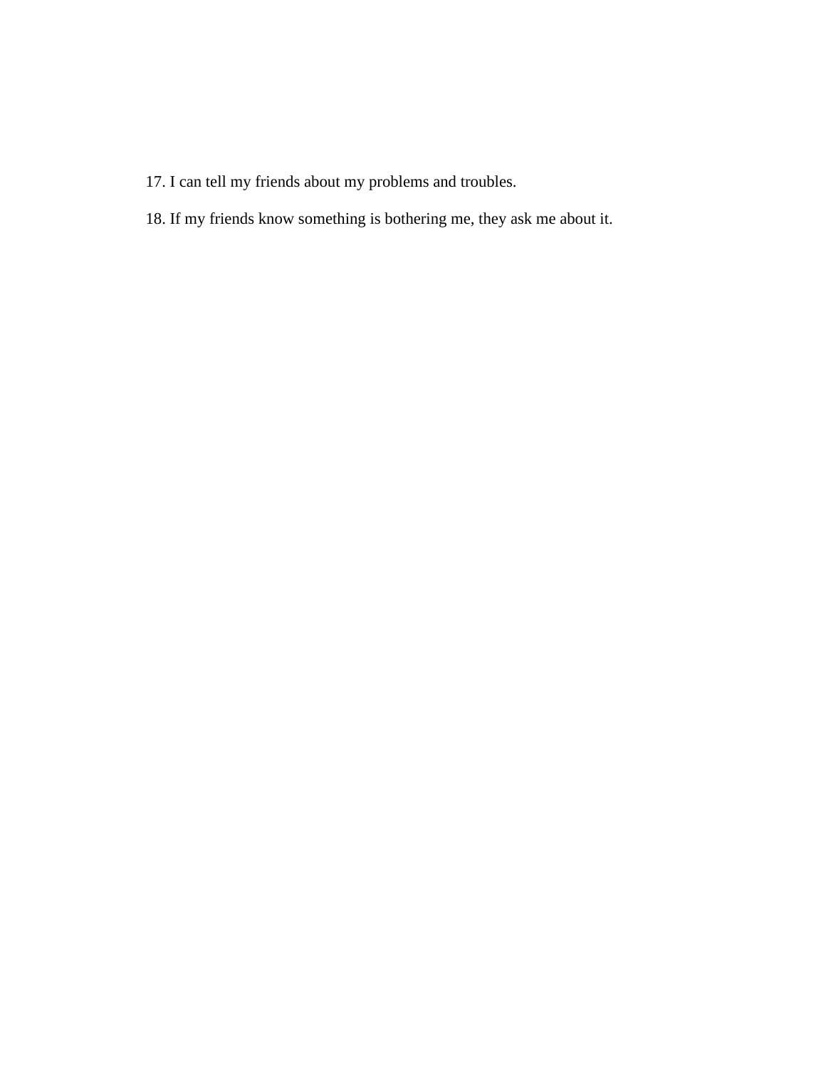17. I can tell my friends about my problems and troubles.

18. If my friends know something is bothering me, they ask me about it.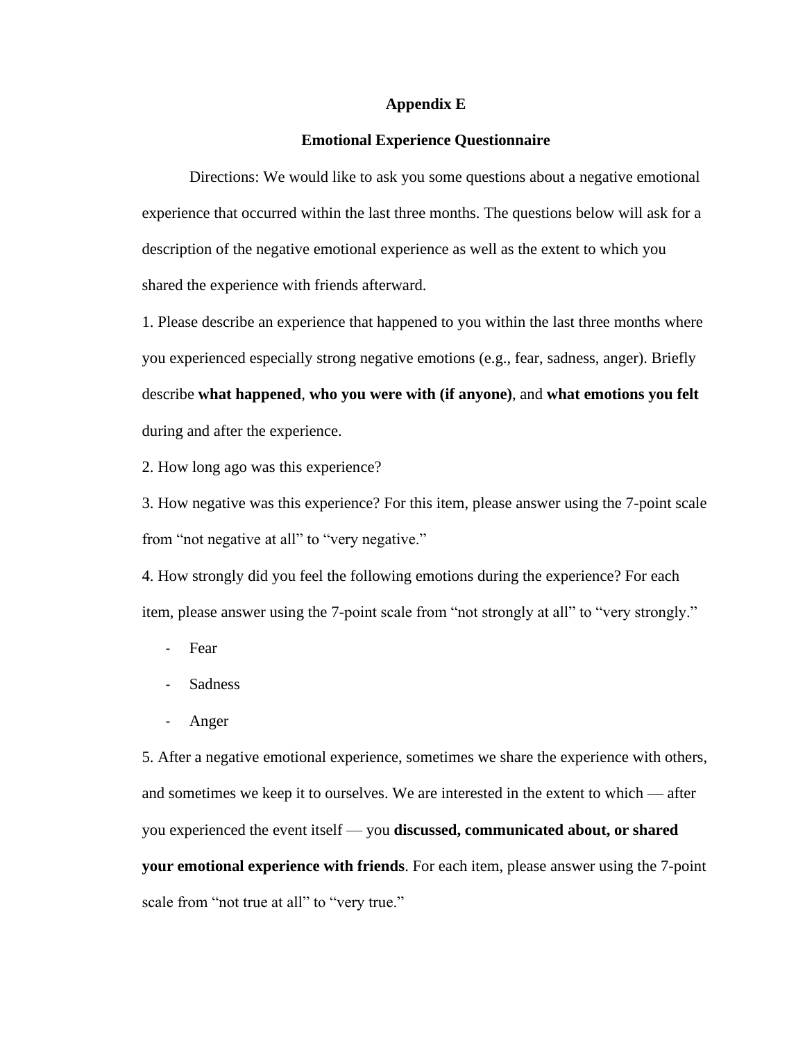# Appendix E

## Emotional Experience Questionnaire

Directions: We would like to ask you some questions about a negative emotional experience that occurred within the last three months. The questions below will ask for a description of the negative emotional experience as well as the extent to which you shared the experience with friends afterward.

1. Please describe an experience that happened to you within the last three months where you experienced especially strong negative emotions (e.g., fear, sadness, anger). Briefly describe **what happened**, **who you were with (if anyone)**, and **what emotions you felt** during and after the experience.

2. How long ago was this experience?

3. How negative was this experience? For this item, please answer using the 7-point scale from "not negative at all" to "very negative."

4. How strongly did you feel the following emotions during the experience? For each item, please answer using the 7-point scale from "not strongly at all" to "very strongly."

    - Fear
    - Sadness
    - Anger

5. After a negative emotional experience, sometimes we share the experience with others, and sometimes we keep it to ourselves. We are interested in the extent to which — after you experienced the event itself — you **discussed, communicated about, or shared your emotional experience with friends**. For each item, please answer using the 7-point scale from "not true at all" to "very true."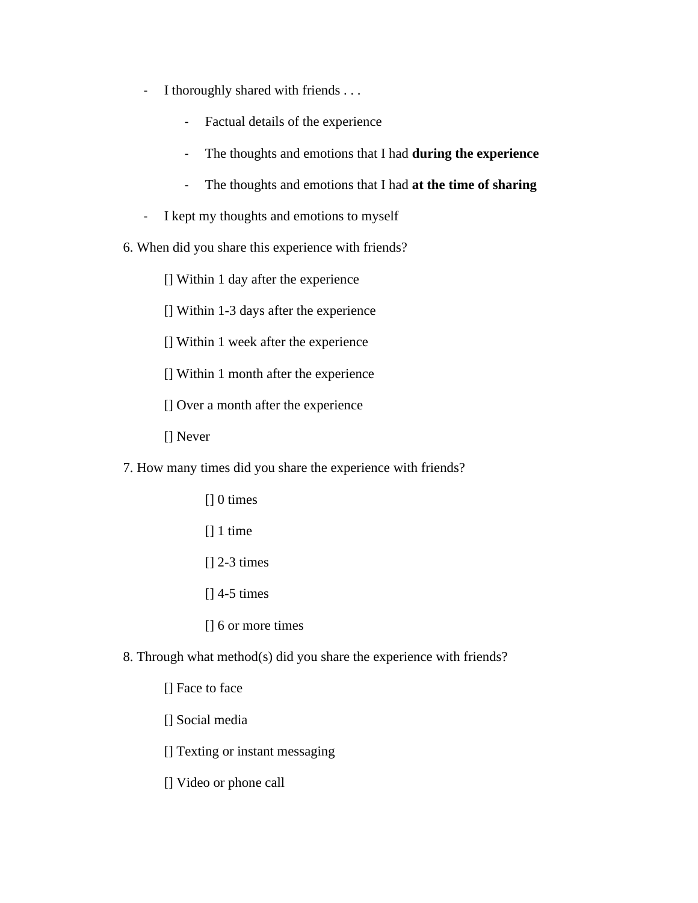- I thoroughly shared with friends . . .
    - Factual details of the experience
    - The thoughts and emotions that I had **during the experience**
    - The thoughts and emotions that I had **at the time of sharing**
- I kept my thoughts and emotions to myself

6. When did you share this experience with friends?

    [] Within 1 day after the experience

    [] Within 1-3 days after the experience

    [] Within 1 week after the experience

    [] Within 1 month after the experience

    [] Over a month after the experience

    [] Never

7. How many times did you share the experience with friends?

    [] 0 times

    [] 1 time

    [] 2-3 times

    [] 4-5 times

    [] 6 or more times

8. Through what method(s) did you share the experience with friends?

    [] Face to face

    [] Social media

    [] Texting or instant messaging

    [] Video or phone call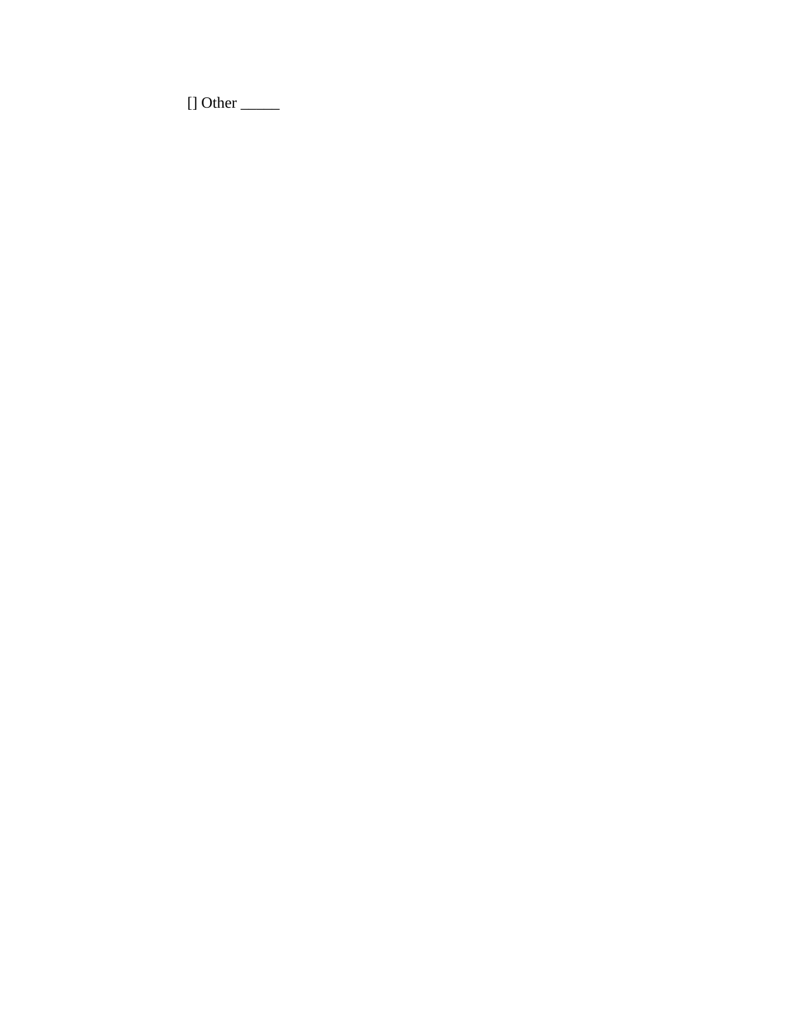[] Other _____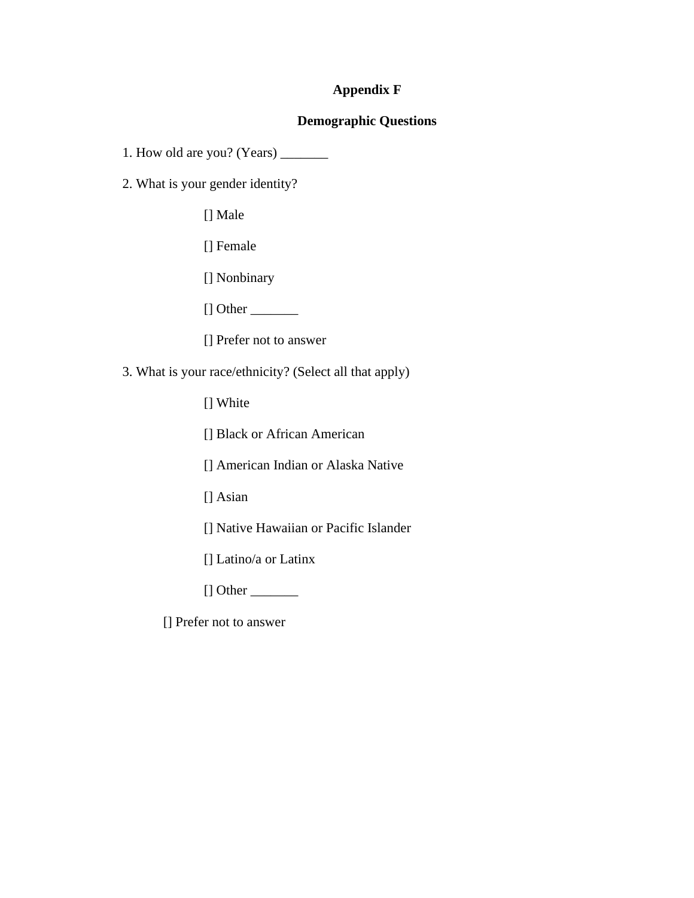**Appendix F**

**Demographic Questions**

1. How old are you? (Years) _______

2. What is your gender identity?

    [] Male

    [] Female

    [] Nonbinary

    [] Other _______

    [] Prefer not to answer

3. What is your race/ethnicity? (Select all that apply)

    [] White

    [] Black or African American

    [] American Indian or Alaska Native

    [] Asian

    [] Native Hawaiian or Pacific Islander

    [] Latino/a or Latinx

    [] Other _______

    [] Prefer not to answer